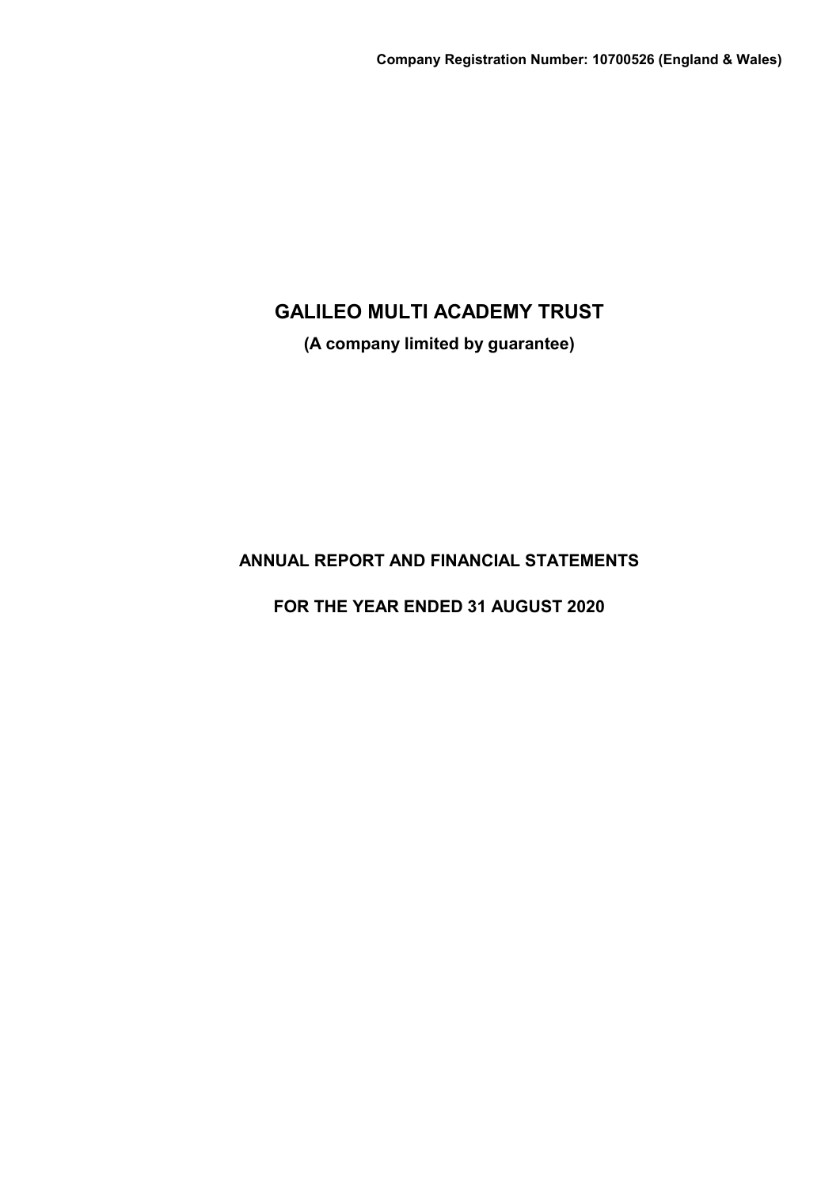**Company Registration Number: 10700526 (England & Wales)**

# GALILEO MULTI ACADEMY TRUST

**(A company limited by guarantee)**

## ANNUAL REPORT AND FINANCIAL STATEMENTS

## FOR THE YEAR ENDED 31 AUGUST 2020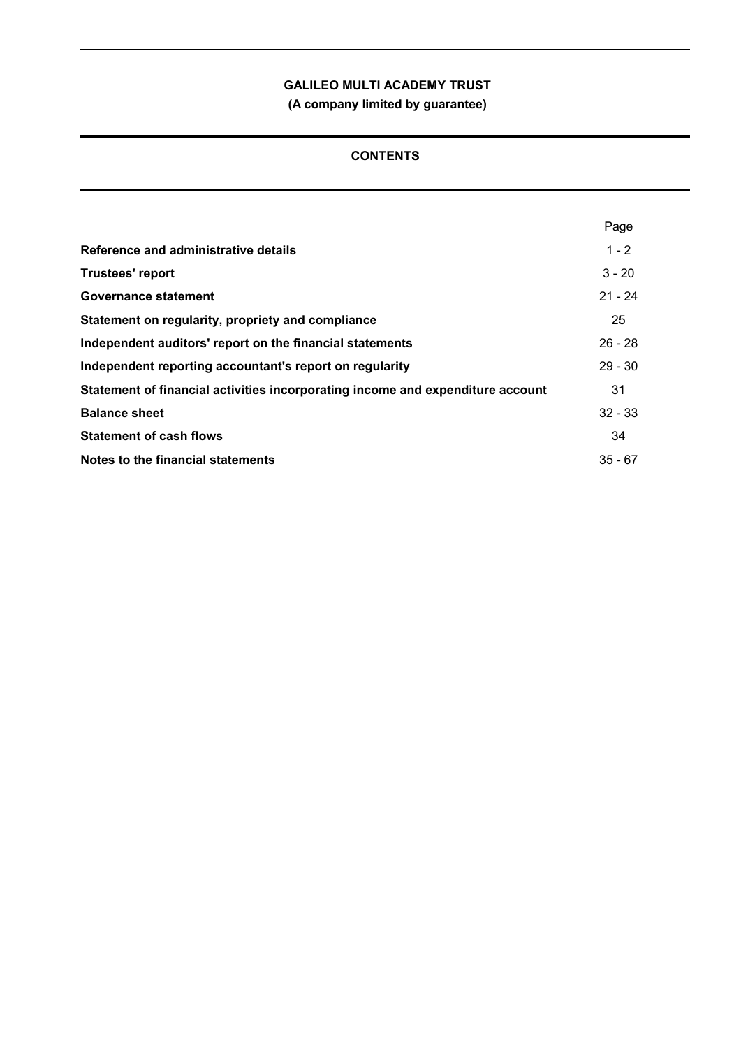**GALILEO MULTI ACADEMY TRUST**

**(A company limited by guarantee)**

## CONTENTS

| | Page |
|---|---|
| **Reference and administrative details** | 1 - 2 |
| **Trustees' report** | 3 - 20 |
| **Governance statement** | 21 - 24 |
| **Statement on regularity, propriety and compliance** | 25 |
| **Independent auditors' report on the financial statements** | 26 - 28 |
| **Independent reporting accountant's report on regularity** | 29 - 30 |
| **Statement of financial activities incorporating income and expenditure account** | 31 |
| **Balance sheet** | 32 - 33 |
| **Statement of cash flows** | 34 |
| **Notes to the financial statements** | 35 - 67 |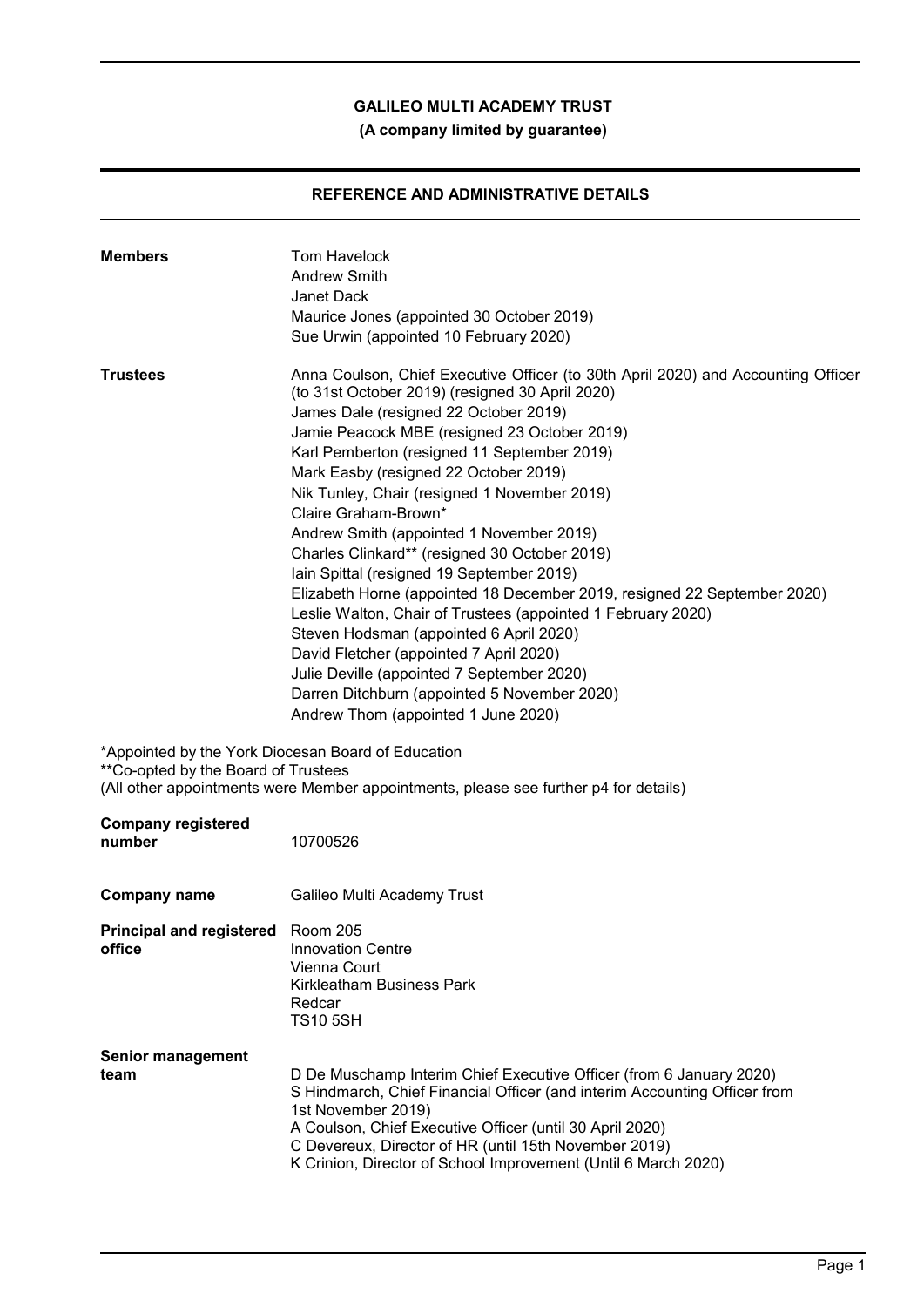# GALILEO MULTI ACADEMY TRUST

**(A company limited by guarantee)**

## REFERENCE AND ADMINISTRATIVE DETAILS

**Members**

Tom Havelock
Andrew Smith
Janet Dack
Maurice Jones (appointed 30 October 2019)
Sue Urwin (appointed 10 February 2020)

**Trustees**

Anna Coulson, Chief Executive Officer (to 30th April 2020) and Accounting Officer (to 31st October 2019) (resigned 30 April 2020)
James Dale (resigned 22 October 2019)
Jamie Peacock MBE (resigned 23 October 2019)
Karl Pemberton (resigned 11 September 2019)
Mark Easby (resigned 22 October 2019)
Nik Tunley, Chair (resigned 1 November 2019)
Claire Graham-Brown*
Andrew Smith (appointed 1 November 2019)
Charles Clinkard** (resigned 30 October 2019)
Iain Spittal (resigned 19 September 2019)
Elizabeth Horne (appointed 18 December 2019, resigned 22 September 2020)
Leslie Walton, Chair of Trustees (appointed 1 February 2020)
Steven Hodsman (appointed 6 April 2020)
David Fletcher (appointed 7 April 2020)
Julie Deville (appointed 7 September 2020)
Darren Ditchburn (appointed 5 November 2020)
Andrew Thom (appointed 1 June 2020)

*Appointed by the York Diocesan Board of Education
**Co-opted by the Board of Trustees
(All other appointments were Member appointments, please see further p4 for details)

**Company registered number**

10700526

**Company name**

Galileo Multi Academy Trust

**Principal and registered office**

Room 205
Innovation Centre
Vienna Court
Kirkleatham Business Park
Redcar
TS10 5SH

**Senior management team**

D De Muschamp Interim Chief Executive Officer (from 6 January 2020)
S Hindmarch, Chief Financial Officer (and interim Accounting Officer from 1st November 2019)
A Coulson, Chief Executive Officer (until 30 April 2020)
C Devereux, Director of HR (until 15th November 2019)
K Crinion, Director of School Improvement (Until 6 March 2020)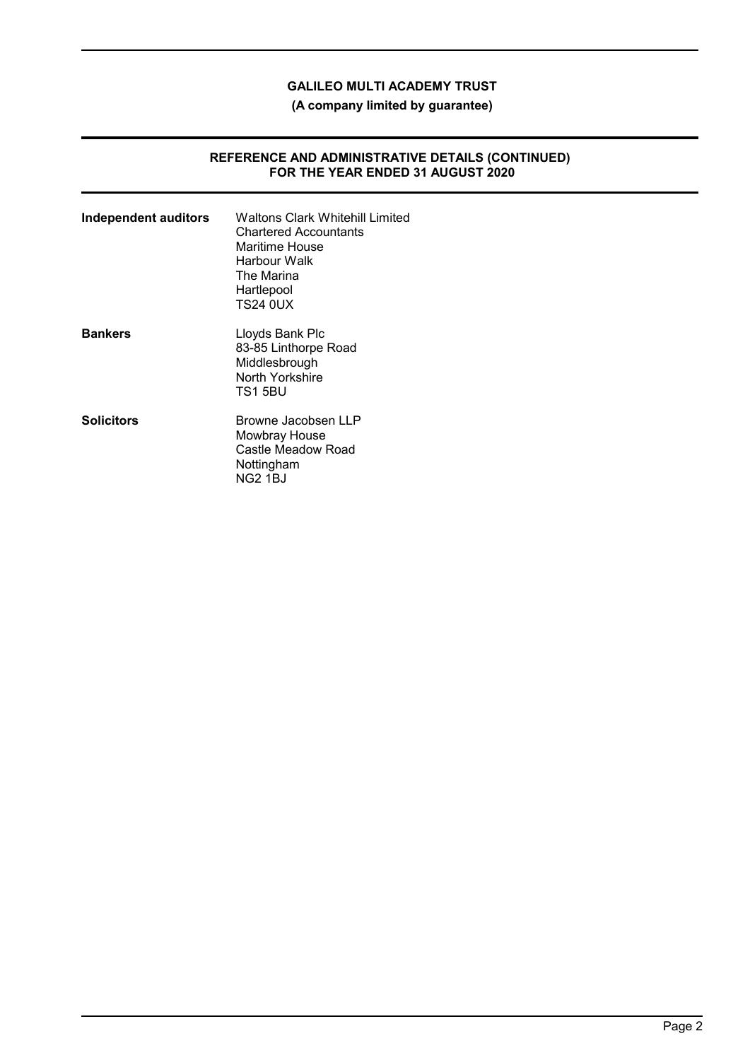# GALILEO MULTI ACADEMY TRUST

**(A company limited by guarantee)**

## REFERENCE AND ADMINISTRATIVE DETAILS (CONTINUED)
## FOR THE YEAR ENDED 31 AUGUST 2020

| | |
|---|---|
| **Independent auditors** | Waltons Clark Whitehill Limited<br>Chartered Accountants<br>Maritime House<br>Harbour Walk<br>The Marina<br>Hartlepool<br>TS24 0UX |
| **Bankers** | Lloyds Bank Plc<br>83-85 Linthorpe Road<br>Middlesbrough<br>North Yorkshire<br>TS1 5BU |
| **Solicitors** | Browne Jacobsen LLP<br>Mowbray House<br>Castle Meadow Road<br>Nottingham<br>NG2 1BJ |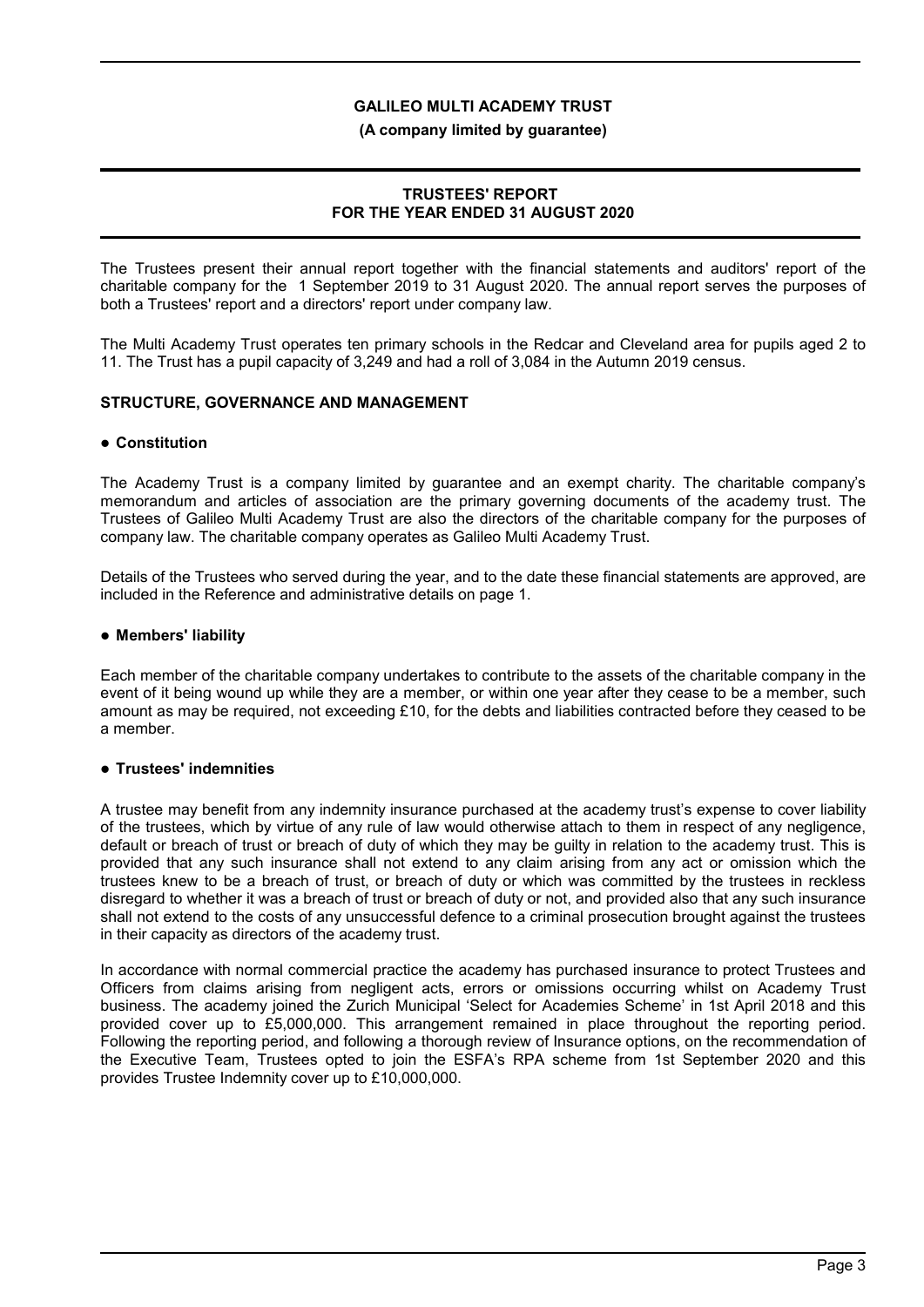**GALILEO MULTI ACADEMY TRUST**

**(A company limited by guarantee)**

**TRUSTEES' REPORT**
**FOR THE YEAR ENDED 31 AUGUST 2020**

The Trustees present their annual report together with the financial statements and auditors' report of the charitable company for the 1 September 2019 to 31 August 2020. The annual report serves the purposes of both a Trustees' report and a directors' report under company law.

The Multi Academy Trust operates ten primary schools in the Redcar and Cleveland area for pupils aged 2 to 11. The Trust has a pupil capacity of 3,249 and had a roll of 3,084 in the Autumn 2019 census.

## STRUCTURE, GOVERNANCE AND MANAGEMENT

### ● Constitution

The Academy Trust is a company limited by guarantee and an exempt charity. The charitable company's memorandum and articles of association are the primary governing documents of the academy trust. The Trustees of Galileo Multi Academy Trust are also the directors of the charitable company for the purposes of company law. The charitable company operates as Galileo Multi Academy Trust.

Details of the Trustees who served during the year, and to the date these financial statements are approved, are included in the Reference and administrative details on page 1.

### ● Members' liability

Each member of the charitable company undertakes to contribute to the assets of the charitable company in the event of it being wound up while they are a member, or within one year after they cease to be a member, such amount as may be required, not exceeding £10, for the debts and liabilities contracted before they ceased to be a member.

### ● Trustees' indemnities

A trustee may benefit from any indemnity insurance purchased at the academy trust's expense to cover liability of the trustees, which by virtue of any rule of law would otherwise attach to them in respect of any negligence, default or breach of trust or breach of duty of which they may be guilty in relation to the academy trust. This is provided that any such insurance shall not extend to any claim arising from any act or omission which the trustees knew to be a breach of trust, or breach of duty or which was committed by the trustees in reckless disregard to whether it was a breach of trust or breach of duty or not, and provided also that any such insurance shall not extend to the costs of any unsuccessful defence to a criminal prosecution brought against the trustees in their capacity as directors of the academy trust.

In accordance with normal commercial practice the academy has purchased insurance to protect Trustees and Officers from claims arising from negligent acts, errors or omissions occurring whilst on Academy Trust business. The academy joined the Zurich Municipal 'Select for Academies Scheme' in 1st April 2018 and this provided cover up to £5,000,000. This arrangement remained in place throughout the reporting period. Following the reporting period, and following a thorough review of Insurance options, on the recommendation of the Executive Team, Trustees opted to join the ESFA's RPA scheme from 1st September 2020 and this provides Trustee Indemnity cover up to £10,000,000.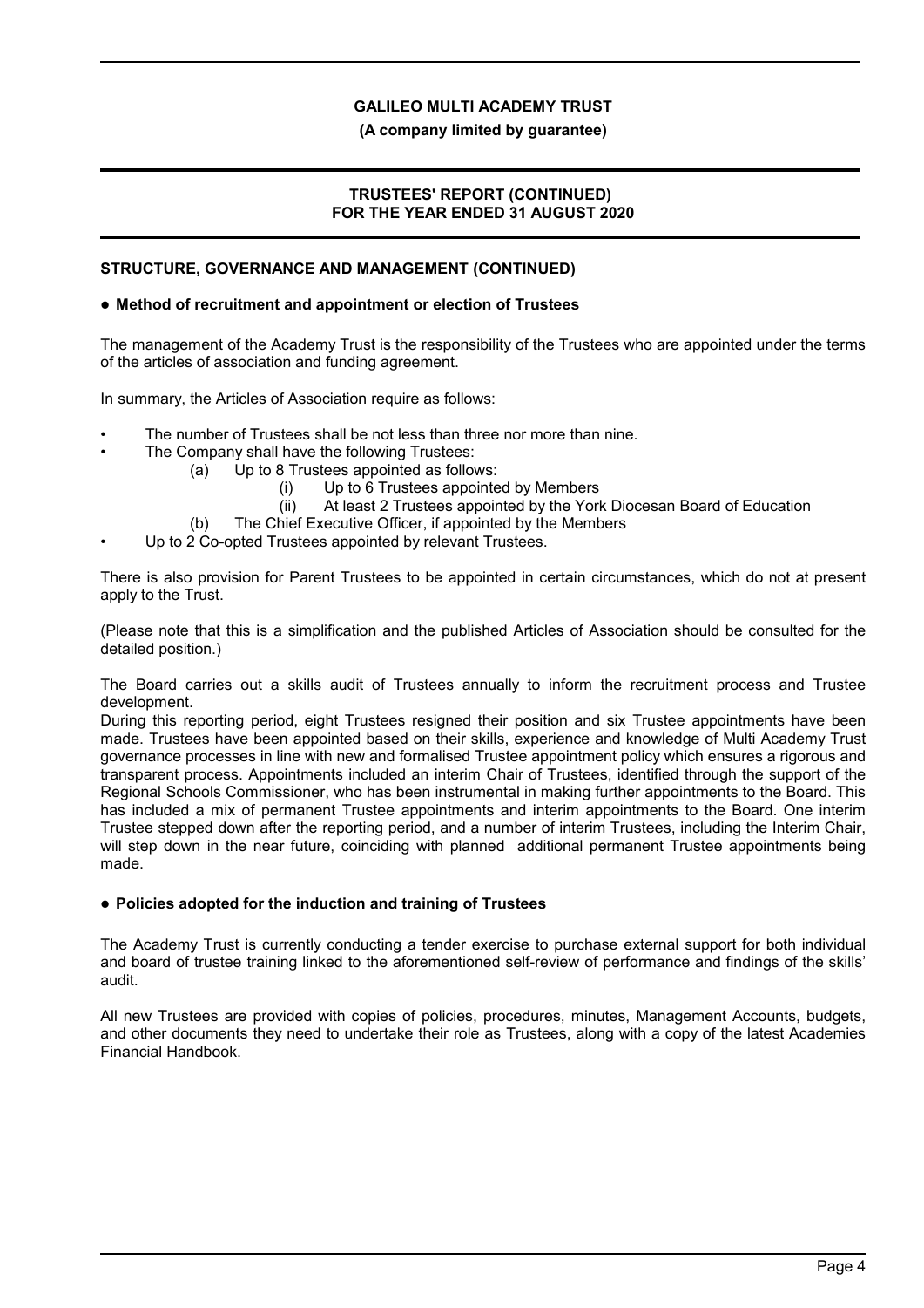## STRUCTURE, GOVERNANCE AND MANAGEMENT (CONTINUED)

### ● Method of recruitment and appointment or election of Trustees

The management of the Academy Trust is the responsibility of the Trustees who are appointed under the terms of the articles of association and funding agreement.

In summary, the Articles of Association require as follows:

- The number of Trustees shall be not less than three nor more than nine.
- The Company shall have the following Trustees:
  - (a) Up to 8 Trustees appointed as follows:
    - (i) Up to 6 Trustees appointed by Members
    - (ii) At least 2 Trustees appointed by the York Diocesan Board of Education
  - (b) The Chief Executive Officer, if appointed by the Members
- Up to 2 Co-opted Trustees appointed by relevant Trustees.

There is also provision for Parent Trustees to be appointed in certain circumstances, which do not at present apply to the Trust.

(Please note that this is a simplification and the published Articles of Association should be consulted for the detailed position.)

The Board carries out a skills audit of Trustees annually to inform the recruitment process and Trustee development.

During this reporting period, eight Trustees resigned their position and six Trustee appointments have been made. Trustees have been appointed based on their skills, experience and knowledge of Multi Academy Trust governance processes in line with new and formalised Trustee appointment policy which ensures a rigorous and transparent process. Appointments included an interim Chair of Trustees, identified through the support of the Regional Schools Commissioner, who has been instrumental in making further appointments to the Board. This has included a mix of permanent Trustee appointments and interim appointments to the Board. One interim Trustee stepped down after the reporting period, and a number of interim Trustees, including the Interim Chair, will step down in the near future, coinciding with planned additional permanent Trustee appointments being made.

### ● Policies adopted for the induction and training of Trustees

The Academy Trust is currently conducting a tender exercise to purchase external support for both individual and board of trustee training linked to the aforementioned self-review of performance and findings of the skills' audit.

All new Trustees are provided with copies of policies, procedures, minutes, Management Accounts, budgets, and other documents they need to undertake their role as Trustees, along with a copy of the latest Academies Financial Handbook.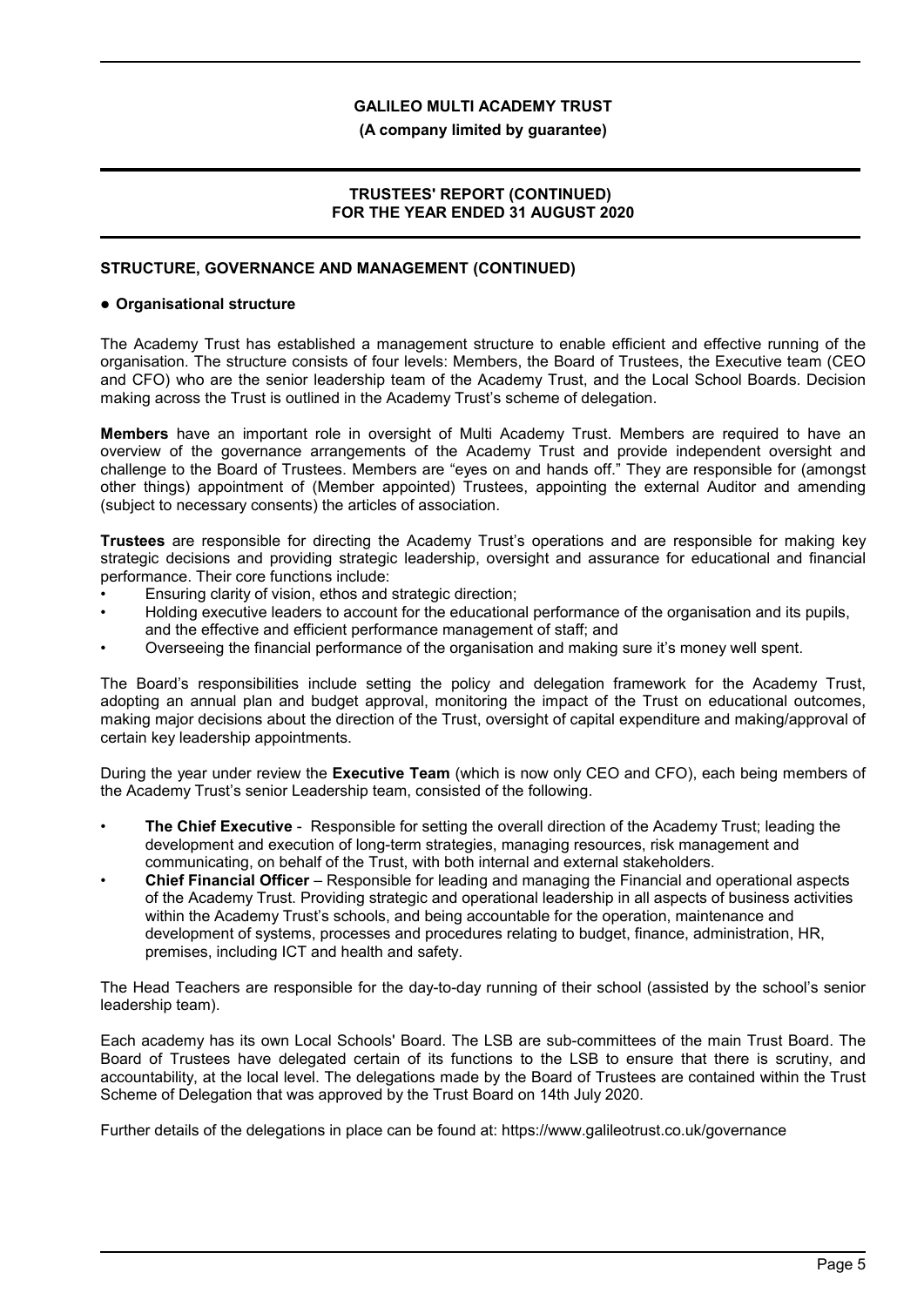## STRUCTURE, GOVERNANCE AND MANAGEMENT (CONTINUED)

### ● Organisational structure

The Academy Trust has established a management structure to enable efficient and effective running of the organisation. The structure consists of four levels: Members, the Board of Trustees, the Executive team (CEO and CFO) who are the senior leadership team of the Academy Trust, and the Local School Boards. Decision making across the Trust is outlined in the Academy Trust's scheme of delegation.

**Members** have an important role in oversight of Multi Academy Trust. Members are required to have an overview of the governance arrangements of the Academy Trust and provide independent oversight and challenge to the Board of Trustees. Members are "eyes on and hands off." They are responsible for (amongst other things) appointment of (Member appointed) Trustees, appointing the external Auditor and amending (subject to necessary consents) the articles of association.

**Trustees** are responsible for directing the Academy Trust's operations and are responsible for making key strategic decisions and providing strategic leadership, oversight and assurance for educational and financial performance. Their core functions include:

- Ensuring clarity of vision, ethos and strategic direction;
- Holding executive leaders to account for the educational performance of the organisation and its pupils, and the effective and efficient performance management of staff; and
- Overseeing the financial performance of the organisation and making sure it's money well spent.

The Board's responsibilities include setting the policy and delegation framework for the Academy Trust, adopting an annual plan and budget approval, monitoring the impact of the Trust on educational outcomes, making major decisions about the direction of the Trust, oversight of capital expenditure and making/approval of certain key leadership appointments.

During the year under review the **Executive Team** (which is now only CEO and CFO), each being members of the Academy Trust's senior Leadership team, consisted of the following.

- **The Chief Executive** - Responsible for setting the overall direction of the Academy Trust; leading the development and execution of long-term strategies, managing resources, risk management and communicating, on behalf of the Trust, with both internal and external stakeholders.
- **Chief Financial Officer** – Responsible for leading and managing the Financial and operational aspects of the Academy Trust. Providing strategic and operational leadership in all aspects of business activities within the Academy Trust's schools, and being accountable for the operation, maintenance and development of systems, processes and procedures relating to budget, finance, administration, HR, premises, including ICT and health and safety.

The Head Teachers are responsible for the day-to-day running of their school (assisted by the school's senior leadership team).

Each academy has its own Local Schools' Board. The LSB are sub-committees of the main Trust Board. The Board of Trustees have delegated certain of its functions to the LSB to ensure that there is scrutiny, and accountability, at the local level. The delegations made by the Board of Trustees are contained within the Trust Scheme of Delegation that was approved by the Trust Board on 14th July 2020.

Further details of the delegations in place can be found at: https://www.galileotrust.co.uk/governance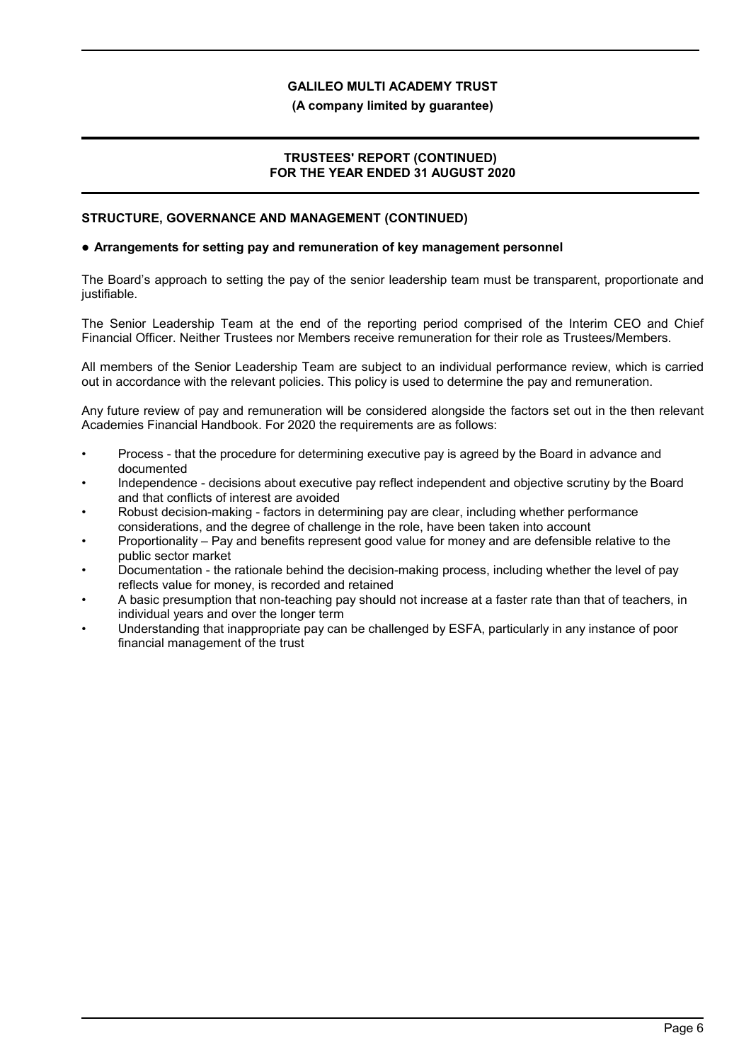## STRUCTURE, GOVERNANCE AND MANAGEMENT (CONTINUED)

### ● Arrangements for setting pay and remuneration of key management personnel

The Board's approach to setting the pay of the senior leadership team must be transparent, proportionate and justifiable.

The Senior Leadership Team at the end of the reporting period comprised of the Interim CEO and Chief Financial Officer. Neither Trustees nor Members receive remuneration for their role as Trustees/Members.

All members of the Senior Leadership Team are subject to an individual performance review, which is carried out in accordance with the relevant policies. This policy is used to determine the pay and remuneration.

Any future review of pay and remuneration will be considered alongside the factors set out in the then relevant Academies Financial Handbook. For 2020 the requirements are as follows:

- Process - that the procedure for determining executive pay is agreed by the Board in advance and documented
- Independence - decisions about executive pay reflect independent and objective scrutiny by the Board and that conflicts of interest are avoided
- Robust decision-making - factors in determining pay are clear, including whether performance considerations, and the degree of challenge in the role, have been taken into account
- Proportionality – Pay and benefits represent good value for money and are defensible relative to the public sector market
- Documentation - the rationale behind the decision-making process, including whether the level of pay reflects value for money, is recorded and retained
- A basic presumption that non-teaching pay should not increase at a faster rate than that of teachers, in individual years and over the longer term
- Understanding that inappropriate pay can be challenged by ESFA, particularly in any instance of poor financial management of the trust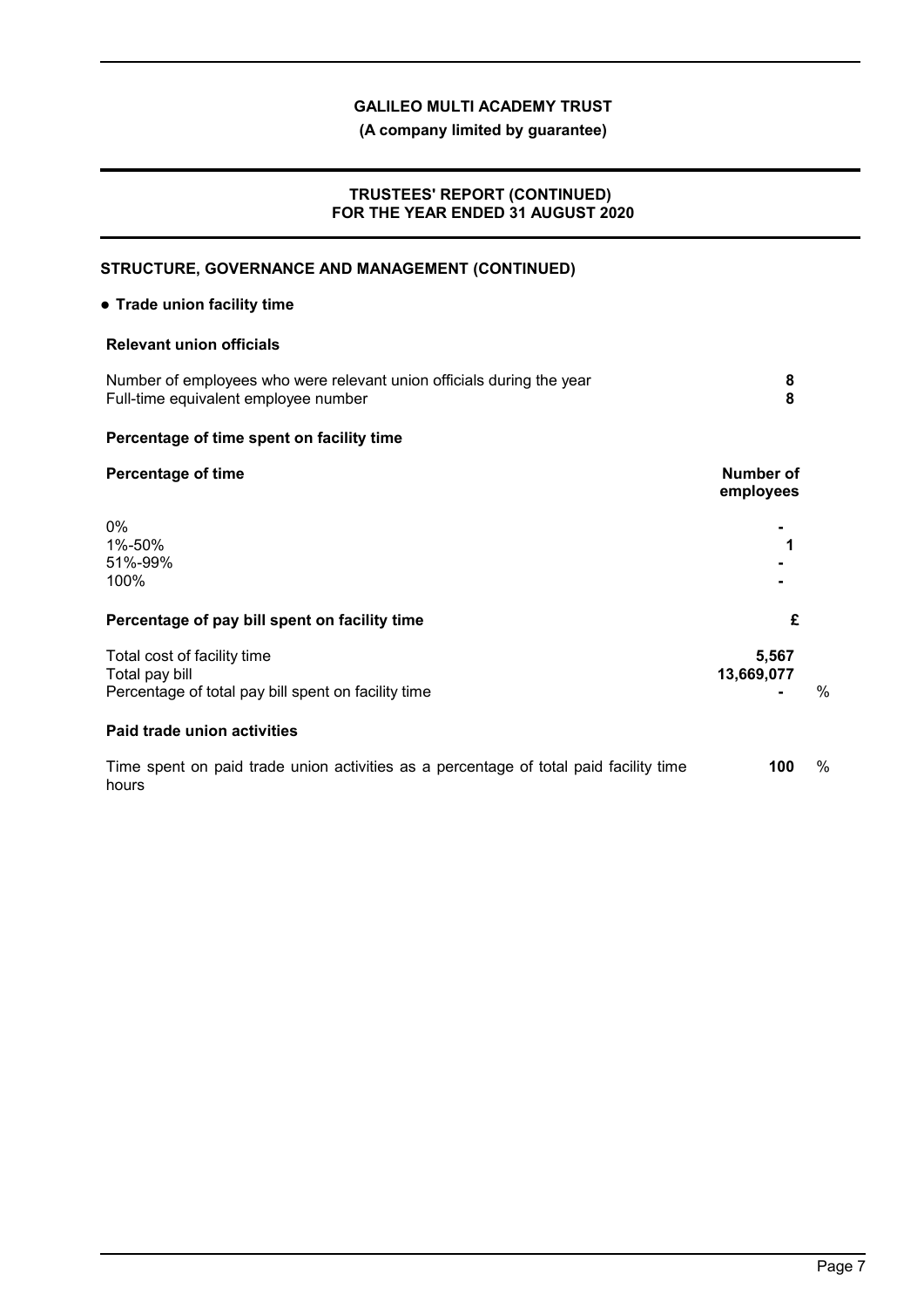## STRUCTURE, GOVERNANCE AND MANAGEMENT (CONTINUED)

- **Trade union facility time**

### Relevant union officials

| | |
|---|---|
| Number of employees who were relevant union officials during the year | **8** |
| Full-time equivalent employee number | **8** |

### Percentage of time spent on facility time

| Percentage of time | Number of employees |
|---|---|
| 0% | **-** |
| 1%-50% | **1** |
| 51%-99% | **-** |
| 100% | **-** |

### Percentage of pay bill spent on facility time

| | £ | |
|---|---|---|
| Total cost of facility time | **5,567** | |
| Total pay bill | **13,669,077** | |
| Percentage of total pay bill spent on facility time | **-** | % |

### Paid trade union activities

| | | |
|---|---|---|
| Time spent on paid trade union activities as a percentage of total paid facility time hours | **100** | % |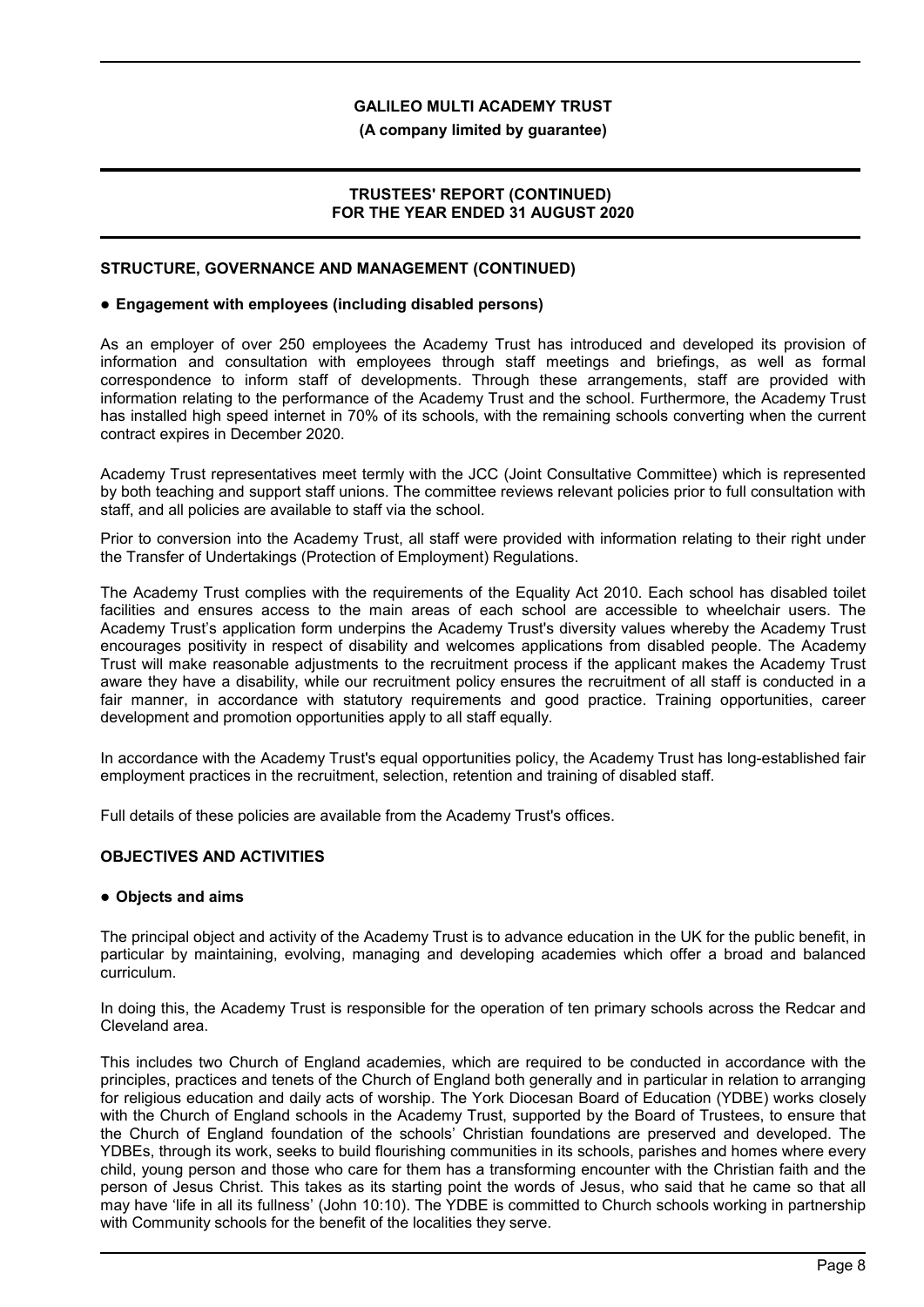## STRUCTURE, GOVERNANCE AND MANAGEMENT (CONTINUED)

### ● Engagement with employees (including disabled persons)

As an employer of over 250 employees the Academy Trust has introduced and developed its provision of information and consultation with employees through staff meetings and briefings, as well as formal correspondence to inform staff of developments. Through these arrangements, staff are provided with information relating to the performance of the Academy Trust and the school. Furthermore, the Academy Trust has installed high speed internet in 70% of its schools, with the remaining schools converting when the current contract expires in December 2020.

Academy Trust representatives meet termly with the JCC (Joint Consultative Committee) which is represented by both teaching and support staff unions. The committee reviews relevant policies prior to full consultation with staff, and all policies are available to staff via the school.

Prior to conversion into the Academy Trust, all staff were provided with information relating to their right under the Transfer of Undertakings (Protection of Employment) Regulations.

The Academy Trust complies with the requirements of the Equality Act 2010. Each school has disabled toilet facilities and ensures access to the main areas of each school are accessible to wheelchair users. The Academy Trust's application form underpins the Academy Trust's diversity values whereby the Academy Trust encourages positivity in respect of disability and welcomes applications from disabled people. The Academy Trust will make reasonable adjustments to the recruitment process if the applicant makes the Academy Trust aware they have a disability, while our recruitment policy ensures the recruitment of all staff is conducted in a fair manner, in accordance with statutory requirements and good practice. Training opportunities, career development and promotion opportunities apply to all staff equally.

In accordance with the Academy Trust's equal opportunities policy, the Academy Trust has long-established fair employment practices in the recruitment, selection, retention and training of disabled staff.

Full details of these policies are available from the Academy Trust's offices.

## OBJECTIVES AND ACTIVITIES

### ● Objects and aims

The principal object and activity of the Academy Trust is to advance education in the UK for the public benefit, in particular by maintaining, evolving, managing and developing academies which offer a broad and balanced curriculum.

In doing this, the Academy Trust is responsible for the operation of ten primary schools across the Redcar and Cleveland area.

This includes two Church of England academies, which are required to be conducted in accordance with the principles, practices and tenets of the Church of England both generally and in particular in relation to arranging for religious education and daily acts of worship. The York Diocesan Board of Education (YDBE) works closely with the Church of England schools in the Academy Trust, supported by the Board of Trustees, to ensure that the Church of England foundation of the schools' Christian foundations are preserved and developed. The YDBEs, through its work, seeks to build flourishing communities in its schools, parishes and homes where every child, young person and those who care for them has a transforming encounter with the Christian faith and the person of Jesus Christ. This takes as its starting point the words of Jesus, who said that he came so that all may have 'life in all its fullness' (John 10:10). The YDBE is committed to Church schools working in partnership with Community schools for the benefit of the localities they serve.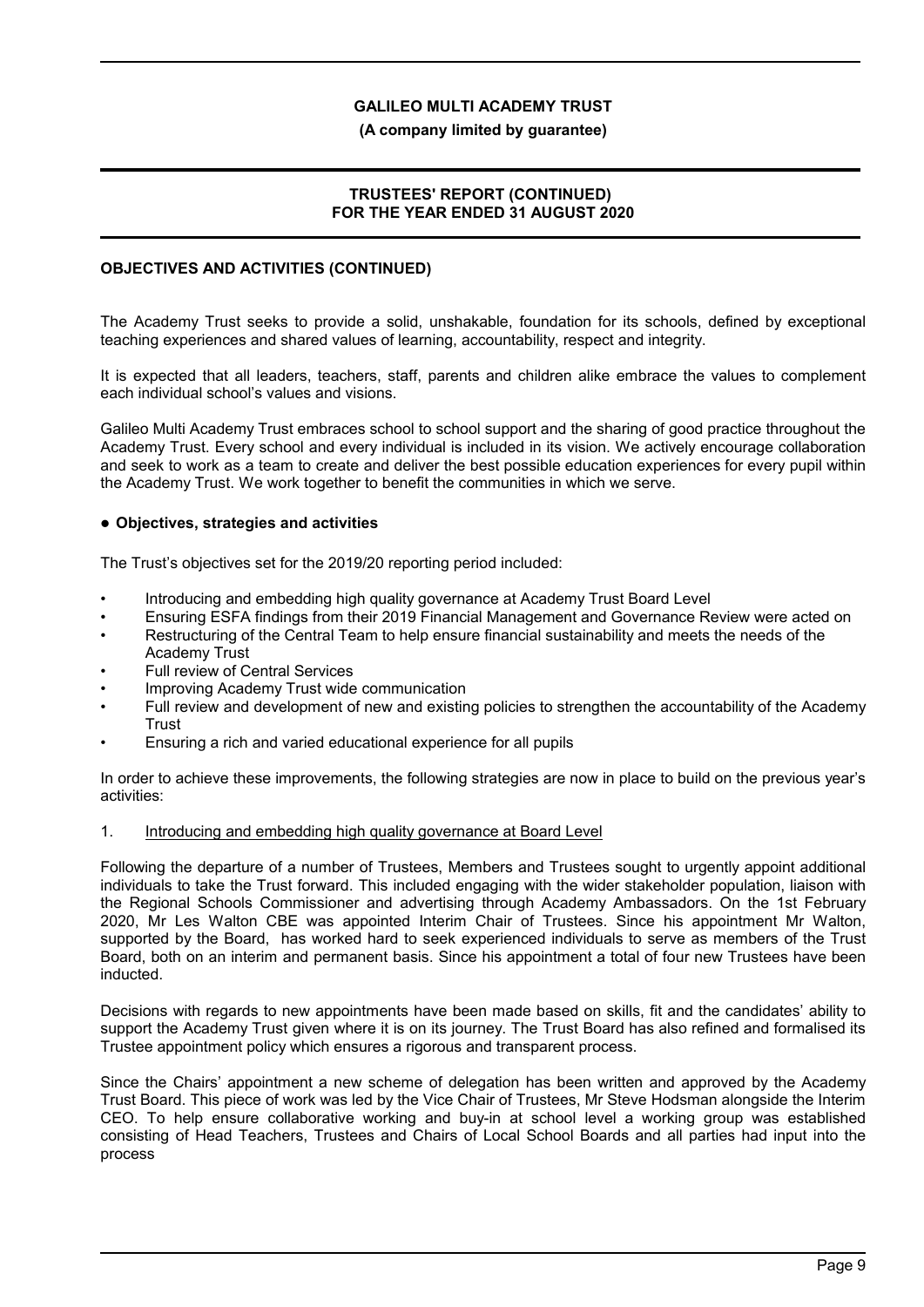## OBJECTIVES AND ACTIVITIES (CONTINUED)

The Academy Trust seeks to provide a solid, unshakable, foundation for its schools, defined by exceptional teaching experiences and shared values of learning, accountability, respect and integrity.

It is expected that all leaders, teachers, staff, parents and children alike embrace the values to complement each individual school's values and visions.

Galileo Multi Academy Trust embraces school to school support and the sharing of good practice throughout the Academy Trust. Every school and every individual is included in its vision. We actively encourage collaboration and seek to work as a team to create and deliver the best possible education experiences for every pupil within the Academy Trust. We work together to benefit the communities in which we serve.

### ● Objectives, strategies and activities

The Trust's objectives set for the 2019/20 reporting period included:

- Introducing and embedding high quality governance at Academy Trust Board Level
- Ensuring ESFA findings from their 2019 Financial Management and Governance Review were acted on
- Restructuring of the Central Team to help ensure financial sustainability and meets the needs of the Academy Trust
- Full review of Central Services
- Improving Academy Trust wide communication
- Full review and development of new and existing policies to strengthen the accountability of the Academy Trust
- Ensuring a rich and varied educational experience for all pupils

In order to achieve these improvements, the following strategies are now in place to build on the previous year's activities:

1. Introducing and embedding high quality governance at Board Level

Following the departure of a number of Trustees, Members and Trustees sought to urgently appoint additional individuals to take the Trust forward. This included engaging with the wider stakeholder population, liaison with the Regional Schools Commissioner and advertising through Academy Ambassadors. On the 1st February 2020, Mr Les Walton CBE was appointed Interim Chair of Trustees. Since his appointment Mr Walton, supported by the Board, has worked hard to seek experienced individuals to serve as members of the Trust Board, both on an interim and permanent basis. Since his appointment a total of four new Trustees have been inducted.

Decisions with regards to new appointments have been made based on skills, fit and the candidates' ability to support the Academy Trust given where it is on its journey. The Trust Board has also refined and formalised its Trustee appointment policy which ensures a rigorous and transparent process.

Since the Chairs' appointment a new scheme of delegation has been written and approved by the Academy Trust Board. This piece of work was led by the Vice Chair of Trustees, Mr Steve Hodsman alongside the Interim CEO. To help ensure collaborative working and buy-in at school level a working group was established consisting of Head Teachers, Trustees and Chairs of Local School Boards and all parties had input into the process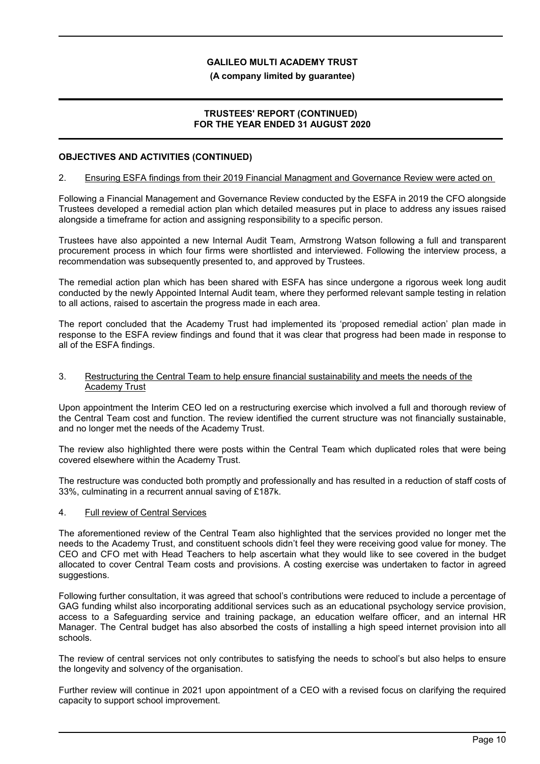## OBJECTIVES AND ACTIVITIES (CONTINUED)

2. Ensuring ESFA findings from their 2019 Financial Managment and Governance Review were acted on

Following a Financial Management and Governance Review conducted by the ESFA in 2019 the CFO alongside Trustees developed a remedial action plan which detailed measures put in place to address any issues raised alongside a timeframe for action and assigning responsibility to a specific person.

Trustees have also appointed a new Internal Audit Team, Armstrong Watson following a full and transparent procurement process in which four firms were shortlisted and interviewed. Following the interview process, a recommendation was subsequently presented to, and approved by Trustees.

The remedial action plan which has been shared with ESFA has since undergone a rigorous week long audit conducted by the newly Appointed Internal Audit team, where they performed relevant sample testing in relation to all actions, raised to ascertain the progress made in each area.

The report concluded that the Academy Trust had implemented its 'proposed remedial action' plan made in response to the ESFA review findings and found that it was clear that progress had been made in response to all of the ESFA findings.

3. Restructuring the Central Team to help ensure financial sustainability and meets the needs of the Academy Trust

Upon appointment the Interim CEO led on a restructuring exercise which involved a full and thorough review of the Central Team cost and function. The review identified the current structure was not financially sustainable, and no longer met the needs of the Academy Trust.

The review also highlighted there were posts within the Central Team which duplicated roles that were being covered elsewhere within the Academy Trust.

The restructure was conducted both promptly and professionally and has resulted in a reduction of staff costs of 33%, culminating in a recurrent annual saving of £187k.

4. Full review of Central Services

The aforementioned review of the Central Team also highlighted that the services provided no longer met the needs to the Academy Trust, and constituent schools didn't feel they were receiving good value for money. The CEO and CFO met with Head Teachers to help ascertain what they would like to see covered in the budget allocated to cover Central Team costs and provisions. A costing exercise was undertaken to factor in agreed suggestions.

Following further consultation, it was agreed that school's contributions were reduced to include a percentage of GAG funding whilst also incorporating additional services such as an educational psychology service provision, access to a Safeguarding service and training package, an education welfare officer, and an internal HR Manager. The Central budget has also absorbed the costs of installing a high speed internet provision into all schools.

The review of central services not only contributes to satisfying the needs to school's but also helps to ensure the longevity and solvency of the organisation.

Further review will continue in 2021 upon appointment of a CEO with a revised focus on clarifying the required capacity to support school improvement.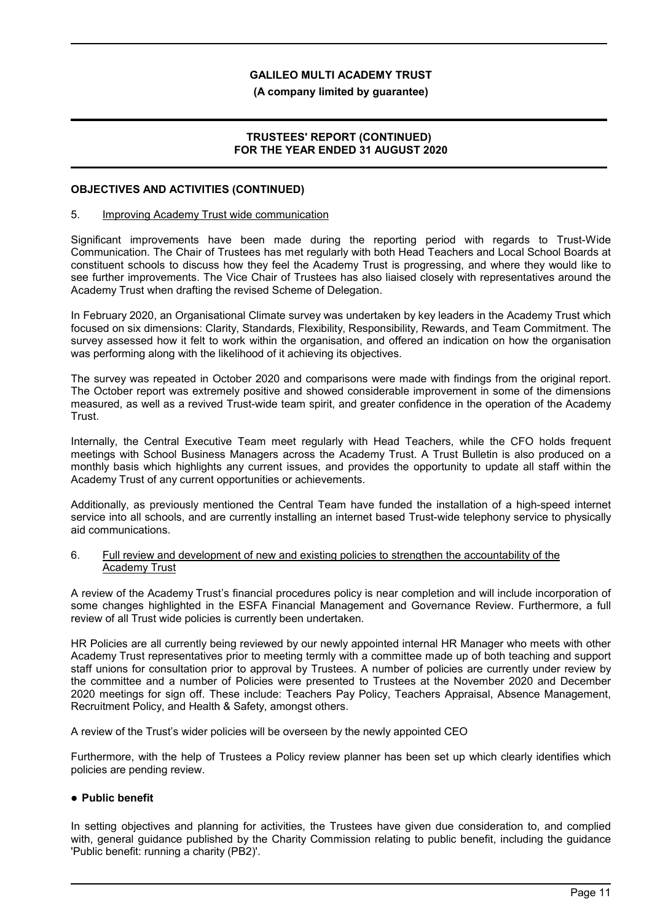## OBJECTIVES AND ACTIVITIES (CONTINUED)

5. Improving Academy Trust wide communication

Significant improvements have been made during the reporting period with regards to Trust-Wide Communication. The Chair of Trustees has met regularly with both Head Teachers and Local School Boards at constituent schools to discuss how they feel the Academy Trust is progressing, and where they would like to see further improvements. The Vice Chair of Trustees has also liaised closely with representatives around the Academy Trust when drafting the revised Scheme of Delegation.

In February 2020, an Organisational Climate survey was undertaken by key leaders in the Academy Trust which focused on six dimensions: Clarity, Standards, Flexibility, Responsibility, Rewards, and Team Commitment. The survey assessed how it felt to work within the organisation, and offered an indication on how the organisation was performing along with the likelihood of it achieving its objectives.

The survey was repeated in October 2020 and comparisons were made with findings from the original report. The October report was extremely positive and showed considerable improvement in some of the dimensions measured, as well as a revived Trust-wide team spirit, and greater confidence in the operation of the Academy Trust.

Internally, the Central Executive Team meet regularly with Head Teachers, while the CFO holds frequent meetings with School Business Managers across the Academy Trust. A Trust Bulletin is also produced on a monthly basis which highlights any current issues, and provides the opportunity to update all staff within the Academy Trust of any current opportunities or achievements.

Additionally, as previously mentioned the Central Team have funded the installation of a high-speed internet service into all schools, and are currently installing an internet based Trust-wide telephony service to physically aid communications.

6. Full review and development of new and existing policies to strengthen the accountability of the Academy Trust

A review of the Academy Trust's financial procedures policy is near completion and will include incorporation of some changes highlighted in the ESFA Financial Management and Governance Review. Furthermore, a full review of all Trust wide policies is currently been undertaken.

HR Policies are all currently being reviewed by our newly appointed internal HR Manager who meets with other Academy Trust representatives prior to meeting termly with a committee made up of both teaching and support staff unions for consultation prior to approval by Trustees. A number of policies are currently under review by the committee and a number of Policies were presented to Trustees at the November 2020 and December 2020 meetings for sign off. These include: Teachers Pay Policy, Teachers Appraisal, Absence Management, Recruitment Policy, and Health & Safety, amongst others.

A review of the Trust's wider policies will be overseen by the newly appointed CEO

Furthermore, with the help of Trustees a Policy review planner has been set up which clearly identifies which policies are pending review.

- **Public benefit**

In setting objectives and planning for activities, the Trustees have given due consideration to, and complied with, general guidance published by the Charity Commission relating to public benefit, including the guidance 'Public benefit: running a charity (PB2)'.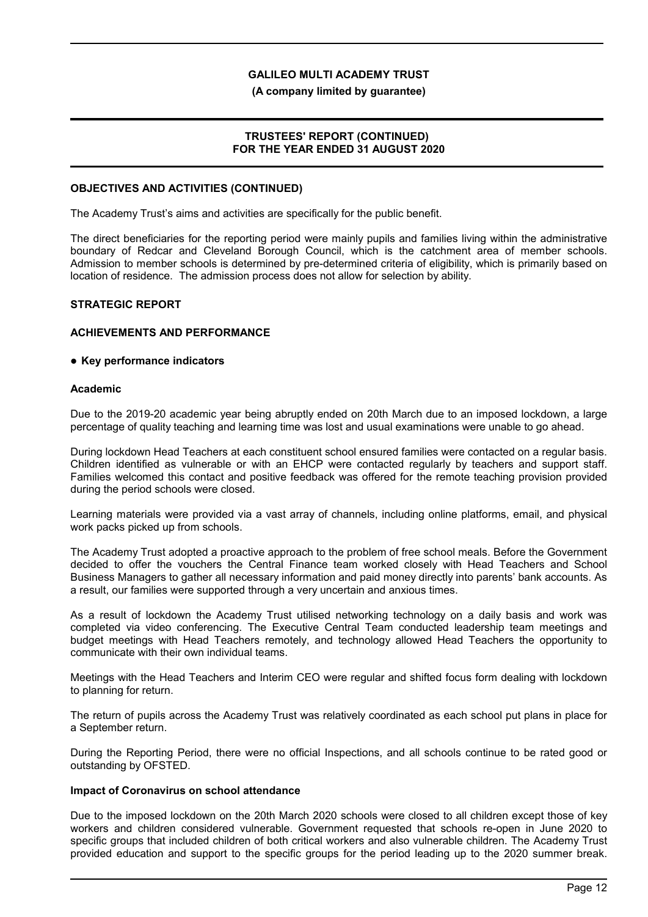## OBJECTIVES AND ACTIVITIES (CONTINUED)

The Academy Trust's aims and activities are specifically for the public benefit.

The direct beneficiaries for the reporting period were mainly pupils and families living within the administrative boundary of Redcar and Cleveland Borough Council, which is the catchment area of member schools. Admission to member schools is determined by pre-determined criteria of eligibility, which is primarily based on location of residence. The admission process does not allow for selection by ability.

## STRATEGIC REPORT

## ACHIEVEMENTS AND PERFORMANCE

- **Key performance indicators**

### Academic

Due to the 2019-20 academic year being abruptly ended on 20th March due to an imposed lockdown, a large percentage of quality teaching and learning time was lost and usual examinations were unable to go ahead.

During lockdown Head Teachers at each constituent school ensured families were contacted on a regular basis. Children identified as vulnerable or with an EHCP were contacted regularly by teachers and support staff. Families welcomed this contact and positive feedback was offered for the remote teaching provision provided during the period schools were closed.

Learning materials were provided via a vast array of channels, including online platforms, email, and physical work packs picked up from schools.

The Academy Trust adopted a proactive approach to the problem of free school meals. Before the Government decided to offer the vouchers the Central Finance team worked closely with Head Teachers and School Business Managers to gather all necessary information and paid money directly into parents' bank accounts. As a result, our families were supported through a very uncertain and anxious times.

As a result of lockdown the Academy Trust utilised networking technology on a daily basis and work was completed via video conferencing. The Executive Central Team conducted leadership team meetings and budget meetings with Head Teachers remotely, and technology allowed Head Teachers the opportunity to communicate with their own individual teams.

Meetings with the Head Teachers and Interim CEO were regular and shifted focus form dealing with lockdown to planning for return.

The return of pupils across the Academy Trust was relatively coordinated as each school put plans in place for a September return.

During the Reporting Period, there were no official Inspections, and all schools continue to be rated good or outstanding by OFSTED.

### Impact of Coronavirus on school attendance

Due to the imposed lockdown on the 20th March 2020 schools were closed to all children except those of key workers and children considered vulnerable. Government requested that schools re-open in June 2020 to specific groups that included children of both critical workers and also vulnerable children. The Academy Trust provided education and support to the specific groups for the period leading up to the 2020 summer break.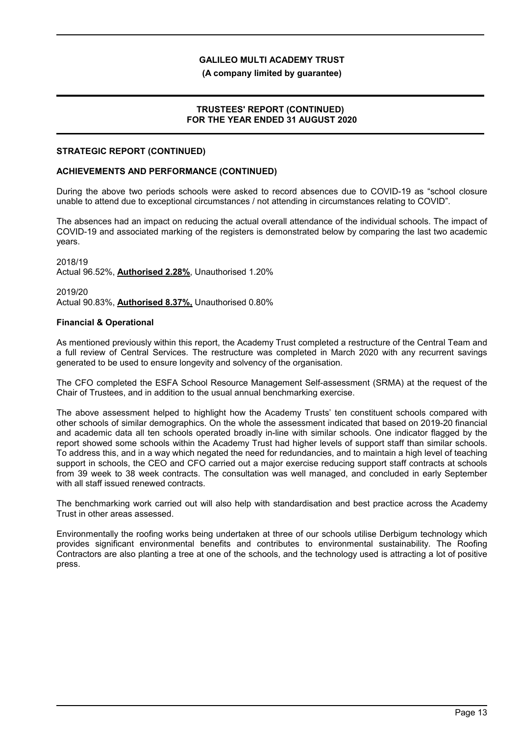## STRATEGIC REPORT (CONTINUED)

### ACHIEVEMENTS AND PERFORMANCE (CONTINUED)

During the above two periods schools were asked to record absences due to COVID-19 as "school closure unable to attend due to exceptional circumstances / not attending in circumstances relating to COVID".

The absences had an impact on reducing the actual overall attendance of the individual schools. The impact of COVID-19 and associated marking of the registers is demonstrated below by comparing the last two academic years.

2018/19
Actual 96.52%, **Authorised 2.28%**, Unauthorised 1.20%

2019/20
Actual 90.83%, **Authorised 8.37%,** Unauthorised 0.80%

#### Financial & Operational

As mentioned previously within this report, the Academy Trust completed a restructure of the Central Team and a full review of Central Services. The restructure was completed in March 2020 with any recurrent savings generated to be used to ensure longevity and solvency of the organisation.

The CFO completed the ESFA School Resource Management Self-assessment (SRMA) at the request of the Chair of Trustees, and in addition to the usual annual benchmarking exercise.

The above assessment helped to highlight how the Academy Trusts' ten constituent schools compared with other schools of similar demographics. On the whole the assessment indicated that based on 2019-20 financial and academic data all ten schools operated broadly in-line with similar schools. One indicator flagged by the report showed some schools within the Academy Trust had higher levels of support staff than similar schools. To address this, and in a way which negated the need for redundancies, and to maintain a high level of teaching support in schools, the CEO and CFO carried out a major exercise reducing support staff contracts at schools from 39 week to 38 week contracts. The consultation was well managed, and concluded in early September with all staff issued renewed contracts.

The benchmarking work carried out will also help with standardisation and best practice across the Academy Trust in other areas assessed.

Environmentally the roofing works being undertaken at three of our schools utilise Derbigum technology which provides significant environmental benefits and contributes to environmental sustainability. The Roofing Contractors are also planting a tree at one of the schools, and the technology used is attracting a lot of positive press.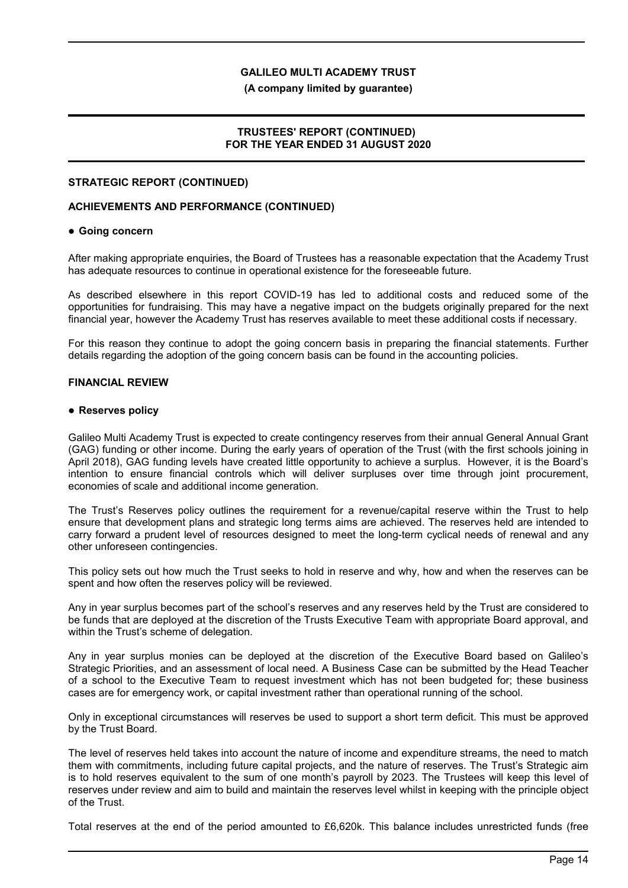### STRATEGIC REPORT (CONTINUED)

### ACHIEVEMENTS AND PERFORMANCE (CONTINUED)

#### ● Going concern

After making appropriate enquiries, the Board of Trustees has a reasonable expectation that the Academy Trust has adequate resources to continue in operational existence for the foreseeable future.

As described elsewhere in this report COVID-19 has led to additional costs and reduced some of the opportunities for fundraising. This may have a negative impact on the budgets originally prepared for the next financial year, however the Academy Trust has reserves available to meet these additional costs if necessary.

For this reason they continue to adopt the going concern basis in preparing the financial statements. Further details regarding the adoption of the going concern basis can be found in the accounting policies.

### FINANCIAL REVIEW

#### ● Reserves policy

Galileo Multi Academy Trust is expected to create contingency reserves from their annual General Annual Grant (GAG) funding or other income. During the early years of operation of the Trust (with the first schools joining in April 2018), GAG funding levels have created little opportunity to achieve a surplus. However, it is the Board's intention to ensure financial controls which will deliver surpluses over time through joint procurement, economies of scale and additional income generation.

The Trust's Reserves policy outlines the requirement for a revenue/capital reserve within the Trust to help ensure that development plans and strategic long terms aims are achieved. The reserves held are intended to carry forward a prudent level of resources designed to meet the long-term cyclical needs of renewal and any other unforeseen contingencies.

This policy sets out how much the Trust seeks to hold in reserve and why, how and when the reserves can be spent and how often the reserves policy will be reviewed.

Any in year surplus becomes part of the school's reserves and any reserves held by the Trust are considered to be funds that are deployed at the discretion of the Trusts Executive Team with appropriate Board approval, and within the Trust's scheme of delegation.

Any in year surplus monies can be deployed at the discretion of the Executive Board based on Galileo's Strategic Priorities, and an assessment of local need. A Business Case can be submitted by the Head Teacher of a school to the Executive Team to request investment which has not been budgeted for; these business cases are for emergency work, or capital investment rather than operational running of the school.

Only in exceptional circumstances will reserves be used to support a short term deficit. This must be approved by the Trust Board.

The level of reserves held takes into account the nature of income and expenditure streams, the need to match them with commitments, including future capital projects, and the nature of reserves. The Trust's Strategic aim is to hold reserves equivalent to the sum of one month's payroll by 2023. The Trustees will keep this level of reserves under review and aim to build and maintain the reserves level whilst in keeping with the principle object of the Trust.

Total reserves at the end of the period amounted to £6,620k. This balance includes unrestricted funds (free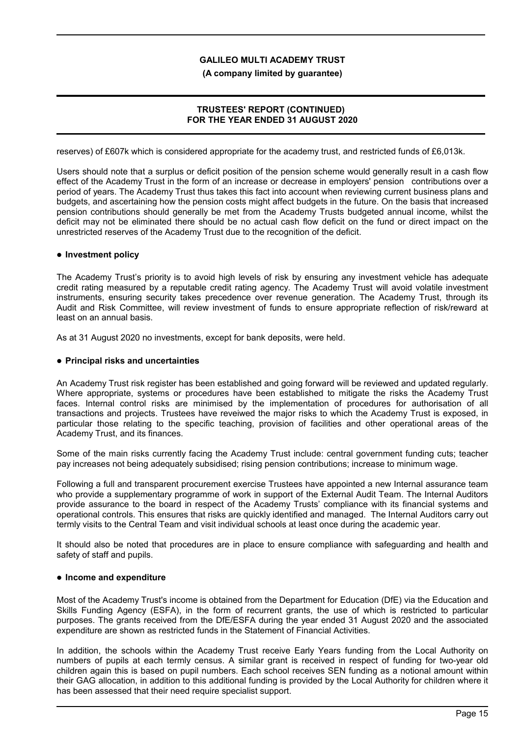reserves) of £607k which is considered appropriate for the academy trust, and restricted funds of £6,013k.

Users should note that a surplus or deficit position of the pension scheme would generally result in a cash flow effect of the Academy Trust in the form of an increase or decrease in employers' pension contributions over a period of years. The Academy Trust thus takes this fact into account when reviewing current business plans and budgets, and ascertaining how the pension costs might affect budgets in the future. On the basis that increased pension contributions should generally be met from the Academy Trusts budgeted annual income, whilst the deficit may not be eliminated there should be no actual cash flow deficit on the fund or direct impact on the unrestricted reserves of the Academy Trust due to the recognition of the deficit.

- **Investment policy**

The Academy Trust's priority is to avoid high levels of risk by ensuring any investment vehicle has adequate credit rating measured by a reputable credit rating agency. The Academy Trust will avoid volatile investment instruments, ensuring security takes precedence over revenue generation. The Academy Trust, through its Audit and Risk Committee, will review investment of funds to ensure appropriate reflection of risk/reward at least on an annual basis.

As at 31 August 2020 no investments, except for bank deposits, were held.

- **Principal risks and uncertainties**

An Academy Trust risk register has been established and going forward will be reviewed and updated regularly. Where appropriate, systems or procedures have been established to mitigate the risks the Academy Trust faces. Internal control risks are minimised by the implementation of procedures for authorisation of all transactions and projects. Trustees have reveiwed the major risks to which the Academy Trust is exposed, in particular those relating to the specific teaching, provision of facilities and other operational areas of the Academy Trust, and its finances.

Some of the main risks currently facing the Academy Trust include: central government funding cuts; teacher pay increases not being adequately subsidised; rising pension contributions; increase to minimum wage.

Following a full and transparent procurement exercise Trustees have appointed a new Internal assurance team who provide a supplementary programme of work in support of the External Audit Team. The Internal Auditors provide assurance to the board in respect of the Academy Trusts' compliance with its financial systems and operational controls. This ensures that risks are quickly identified and managed. The Internal Auditors carry out termly visits to the Central Team and visit individual schools at least once during the academic year.

It should also be noted that procedures are in place to ensure compliance with safeguarding and health and safety of staff and pupils.

- **Income and expenditure**

Most of the Academy Trust's income is obtained from the Department for Education (DfE) via the Education and Skills Funding Agency (ESFA), in the form of recurrent grants, the use of which is restricted to particular purposes. The grants received from the DfE/ESFA during the year ended 31 August 2020 and the associated expenditure are shown as restricted funds in the Statement of Financial Activities.

In addition, the schools within the Academy Trust receive Early Years funding from the Local Authority on numbers of pupils at each termly census. A similar grant is received in respect of funding for two-year old children again this is based on pupil numbers. Each school receives SEN funding as a notional amount within their GAG allocation, in addition to this additional funding is provided by the Local Authority for children where it has been assessed that their need require specialist support.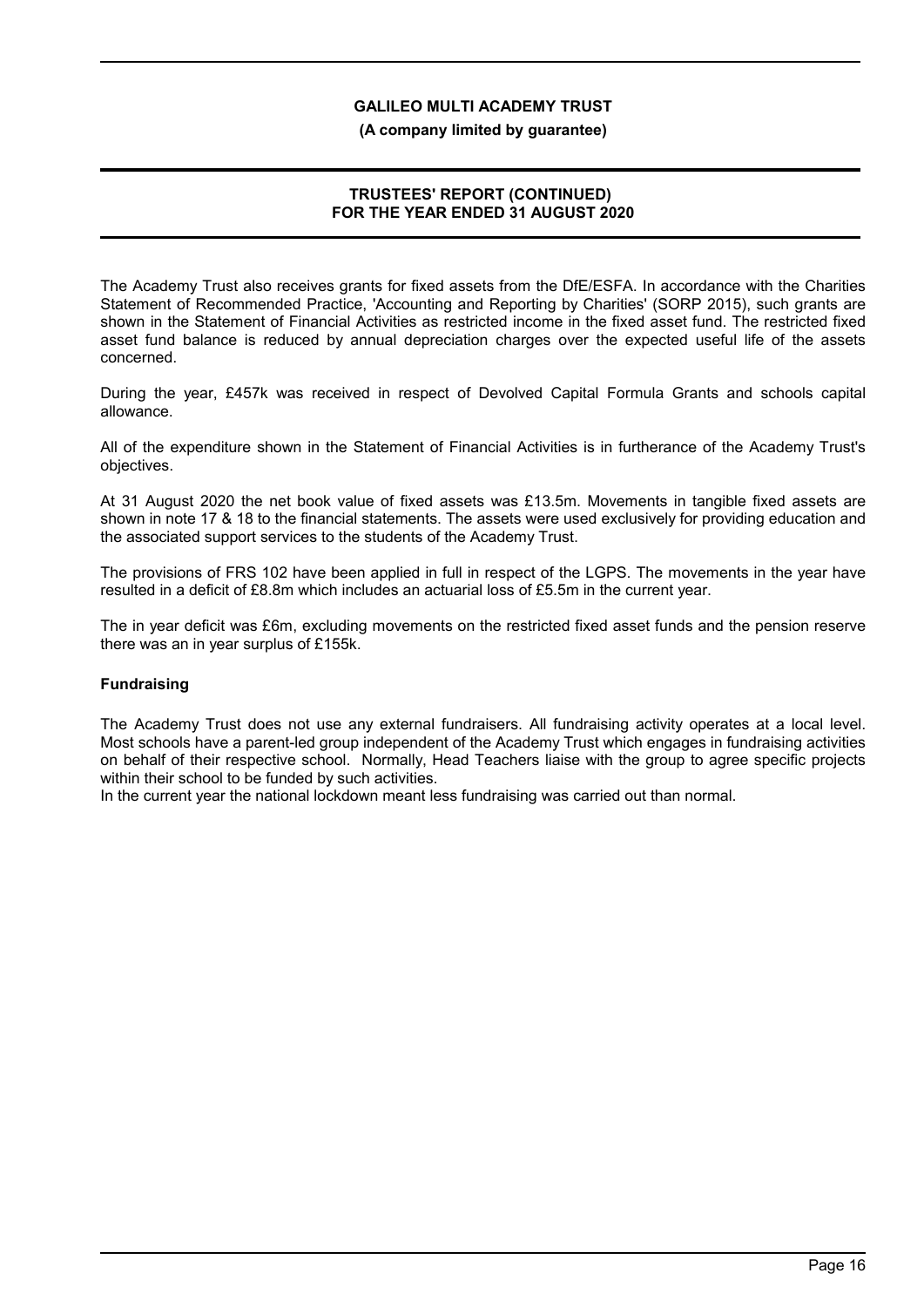The Academy Trust also receives grants for fixed assets from the DfE/ESFA. In accordance with the Charities Statement of Recommended Practice, 'Accounting and Reporting by Charities' (SORP 2015), such grants are shown in the Statement of Financial Activities as restricted income in the fixed asset fund. The restricted fixed asset fund balance is reduced by annual depreciation charges over the expected useful life of the assets concerned.

During the year, £457k was received in respect of Devolved Capital Formula Grants and schools capital allowance.

All of the expenditure shown in the Statement of Financial Activities is in furtherance of the Academy Trust's objectives.

At 31 August 2020 the net book value of fixed assets was £13.5m. Movements in tangible fixed assets are shown in note 17 & 18 to the financial statements. The assets were used exclusively for providing education and the associated support services to the students of the Academy Trust.

The provisions of FRS 102 have been applied in full in respect of the LGPS. The movements in the year have resulted in a deficit of £8.8m which includes an actuarial loss of £5.5m in the current year.

The in year deficit was £6m, excluding movements on the restricted fixed asset funds and the pension reserve there was an in year surplus of £155k.

**Fundraising**

The Academy Trust does not use any external fundraisers. All fundraising activity operates at a local level. Most schools have a parent-led group independent of the Academy Trust which engages in fundraising activities on behalf of their respective school. Normally, Head Teachers liaise with the group to agree specific projects within their school to be funded by such activities.
In the current year the national lockdown meant less fundraising was carried out than normal.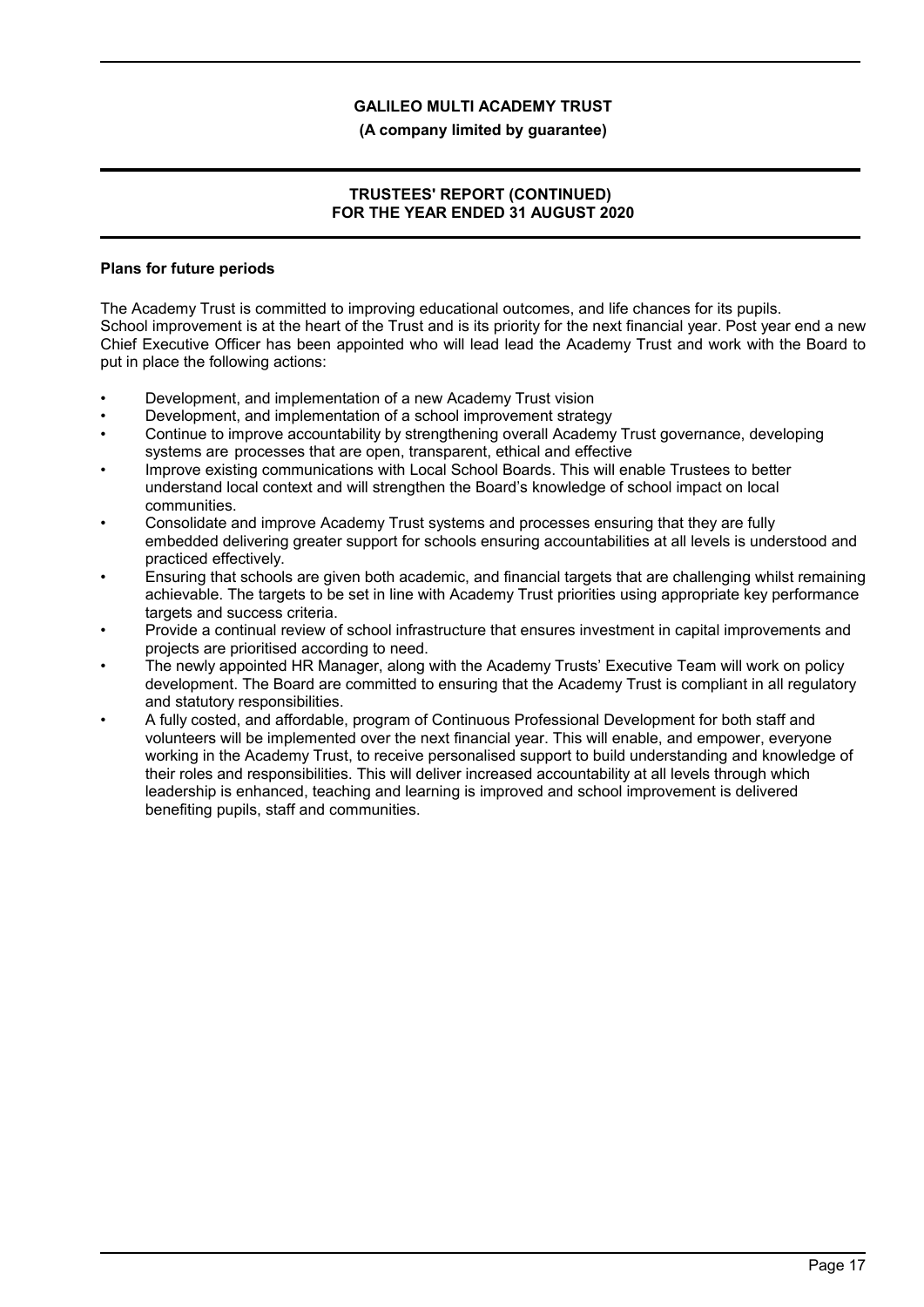## Plans for future periods

The Academy Trust is committed to improving educational outcomes, and life chances for its pupils. School improvement is at the heart of the Trust and is its priority for the next financial year. Post year end a new Chief Executive Officer has been appointed who will lead lead the Academy Trust and work with the Board to put in place the following actions:

- Development, and implementation of a new Academy Trust vision
- Development, and implementation of a school improvement strategy
- Continue to improve accountability by strengthening overall Academy Trust governance, developing systems are processes that are open, transparent, ethical and effective
- Improve existing communications with Local School Boards. This will enable Trustees to better understand local context and will strengthen the Board's knowledge of school impact on local communities.
- Consolidate and improve Academy Trust systems and processes ensuring that they are fully embedded delivering greater support for schools ensuring accountabilities at all levels is understood and practiced effectively.
- Ensuring that schools are given both academic, and financial targets that are challenging whilst remaining achievable. The targets to be set in line with Academy Trust priorities using appropriate key performance targets and success criteria.
- Provide a continual review of school infrastructure that ensures investment in capital improvements and projects are prioritised according to need.
- The newly appointed HR Manager, along with the Academy Trusts' Executive Team will work on policy development. The Board are committed to ensuring that the Academy Trust is compliant in all regulatory and statutory responsibilities.
- A fully costed, and affordable, program of Continuous Professional Development for both staff and volunteers will be implemented over the next financial year. This will enable, and empower, everyone working in the Academy Trust, to receive personalised support to build understanding and knowledge of their roles and responsibilities. This will deliver increased accountability at all levels through which leadership is enhanced, teaching and learning is improved and school improvement is delivered benefiting pupils, staff and communities.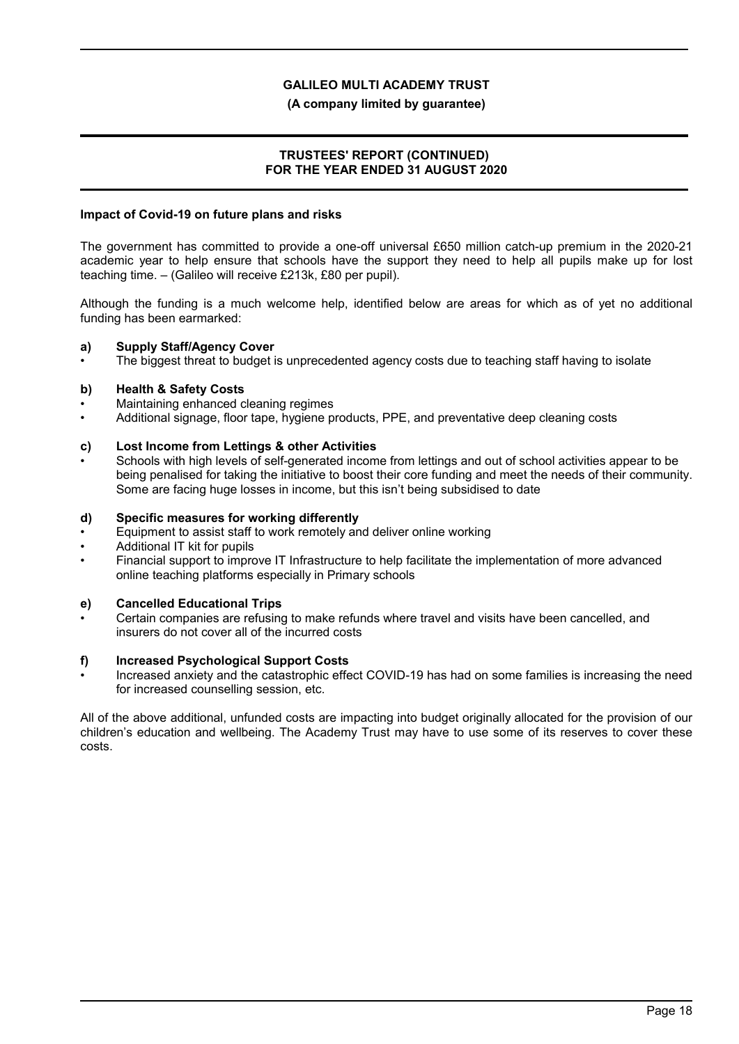**Impact of Covid-19 on future plans and risks**

The government has committed to provide a one-off universal £650 million catch-up premium in the 2020-21 academic year to help ensure that schools have the support they need to help all pupils make up for lost teaching time. – (Galileo will receive £213k, £80 per pupil).

Although the funding is a much welcome help, identified below are areas for which as of yet no additional funding has been earmarked:

**a) Supply Staff/Agency Cover**

- The biggest threat to budget is unprecedented agency costs due to teaching staff having to isolate

**b) Health & Safety Costs**

- Maintaining enhanced cleaning regimes
- Additional signage, floor tape, hygiene products, PPE, and preventative deep cleaning costs

**c) Lost Income from Lettings & other Activities**

- Schools with high levels of self-generated income from lettings and out of school activities appear to be being penalised for taking the initiative to boost their core funding and meet the needs of their community. Some are facing huge losses in income, but this isn't being subsidised to date

**d) Specific measures for working differently**

- Equipment to assist staff to work remotely and deliver online working
- Additional IT kit for pupils
- Financial support to improve IT Infrastructure to help facilitate the implementation of more advanced online teaching platforms especially in Primary schools

**e) Cancelled Educational Trips**

- Certain companies are refusing to make refunds where travel and visits have been cancelled, and insurers do not cover all of the incurred costs

**f) Increased Psychological Support Costs**

- Increased anxiety and the catastrophic effect COVID-19 has had on some families is increasing the need for increased counselling session, etc.

All of the above additional, unfunded costs are impacting into budget originally allocated for the provision of our children's education and wellbeing. The Academy Trust may have to use some of its reserves to cover these costs.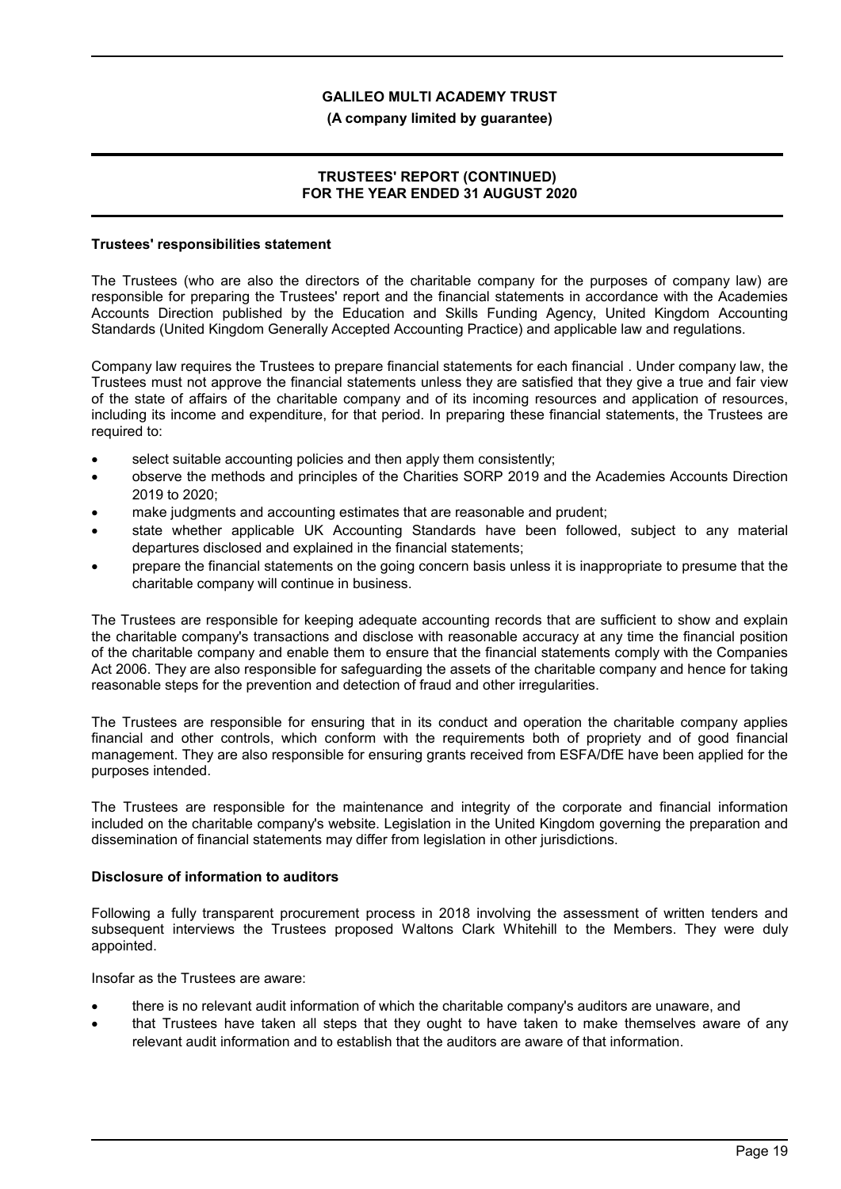### Trustees' responsibilities statement

The Trustees (who are also the directors of the charitable company for the purposes of company law) are responsible for preparing the Trustees' report and the financial statements in accordance with the Academies Accounts Direction published by the Education and Skills Funding Agency, United Kingdom Accounting Standards (United Kingdom Generally Accepted Accounting Practice) and applicable law and regulations.

Company law requires the Trustees to prepare financial statements for each financial . Under company law, the Trustees must not approve the financial statements unless they are satisfied that they give a true and fair view of the state of affairs of the charitable company and of its incoming resources and application of resources, including its income and expenditure, for that period. In preparing these financial statements, the Trustees are required to:

- select suitable accounting policies and then apply them consistently;
- observe the methods and principles of the Charities SORP 2019 and the Academies Accounts Direction 2019 to 2020;
- make judgments and accounting estimates that are reasonable and prudent;
- state whether applicable UK Accounting Standards have been followed, subject to any material departures disclosed and explained in the financial statements;
- prepare the financial statements on the going concern basis unless it is inappropriate to presume that the charitable company will continue in business.

The Trustees are responsible for keeping adequate accounting records that are sufficient to show and explain the charitable company's transactions and disclose with reasonable accuracy at any time the financial position of the charitable company and enable them to ensure that the financial statements comply with the Companies Act 2006. They are also responsible for safeguarding the assets of the charitable company and hence for taking reasonable steps for the prevention and detection of fraud and other irregularities.

The Trustees are responsible for ensuring that in its conduct and operation the charitable company applies financial and other controls, which conform with the requirements both of propriety and of good financial management. They are also responsible for ensuring grants received from ESFA/DfE have been applied for the purposes intended.

The Trustees are responsible for the maintenance and integrity of the corporate and financial information included on the charitable company's website. Legislation in the United Kingdom governing the preparation and dissemination of financial statements may differ from legislation in other jurisdictions.

### Disclosure of information to auditors

Following a fully transparent procurement process in 2018 involving the assessment of written tenders and subsequent interviews the Trustees proposed Waltons Clark Whitehill to the Members. They were duly appointed.

Insofar as the Trustees are aware:

- there is no relevant audit information of which the charitable company's auditors are unaware, and
- that Trustees have taken all steps that they ought to have taken to make themselves aware of any relevant audit information and to establish that the auditors are aware of that information.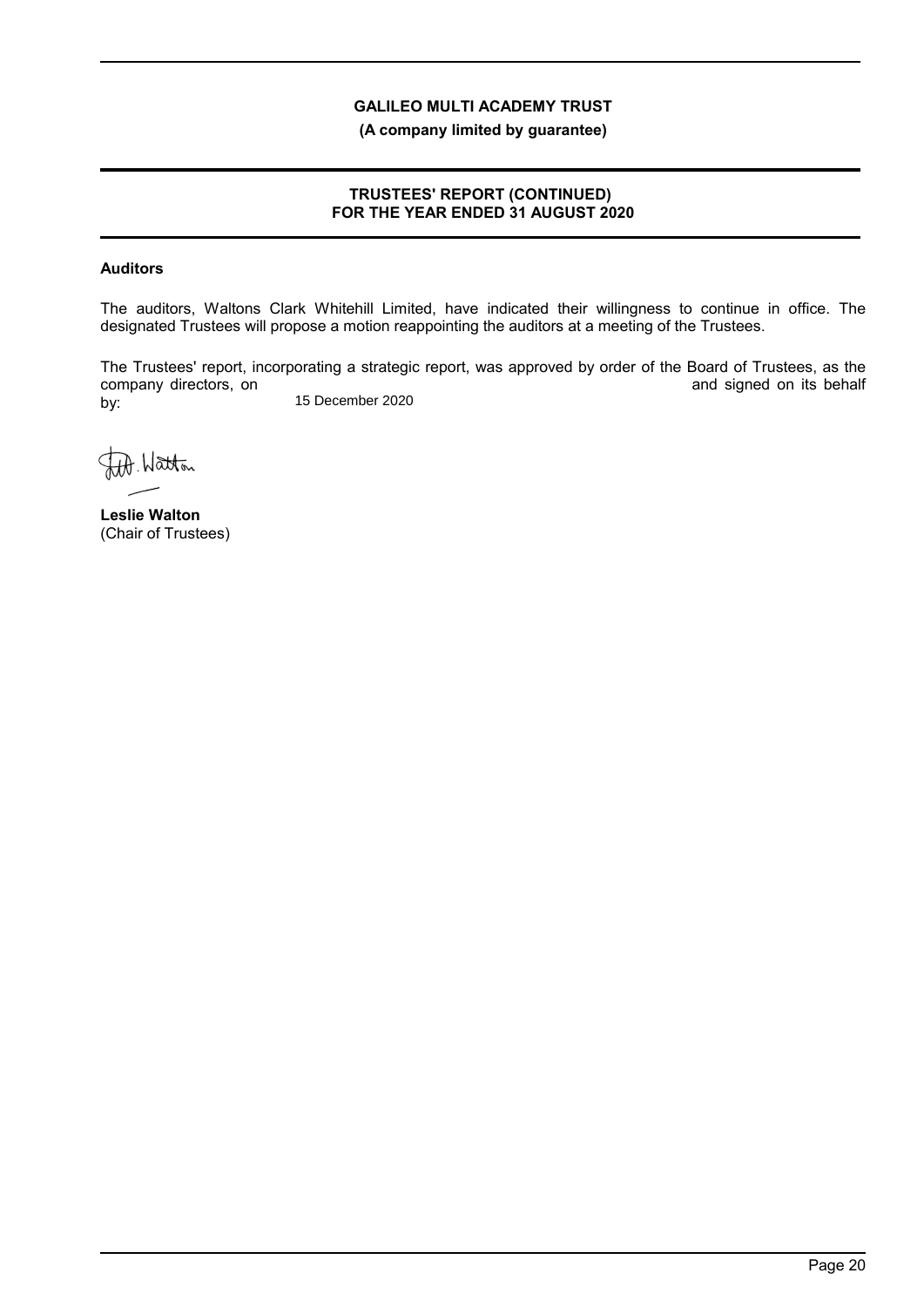## Auditors

The auditors, Waltons Clark Whitehill Limited, have indicated their willingness to continue in office. The designated Trustees will propose a motion reappointing the auditors at a meeting of the Trustees.

The Trustees' report, incorporating a strategic report, was approved by order of the Board of Trustees, as the company directors, on 15 December 2020 and signed on its behalf by:

**Leslie Walton**
(Chair of Trustees)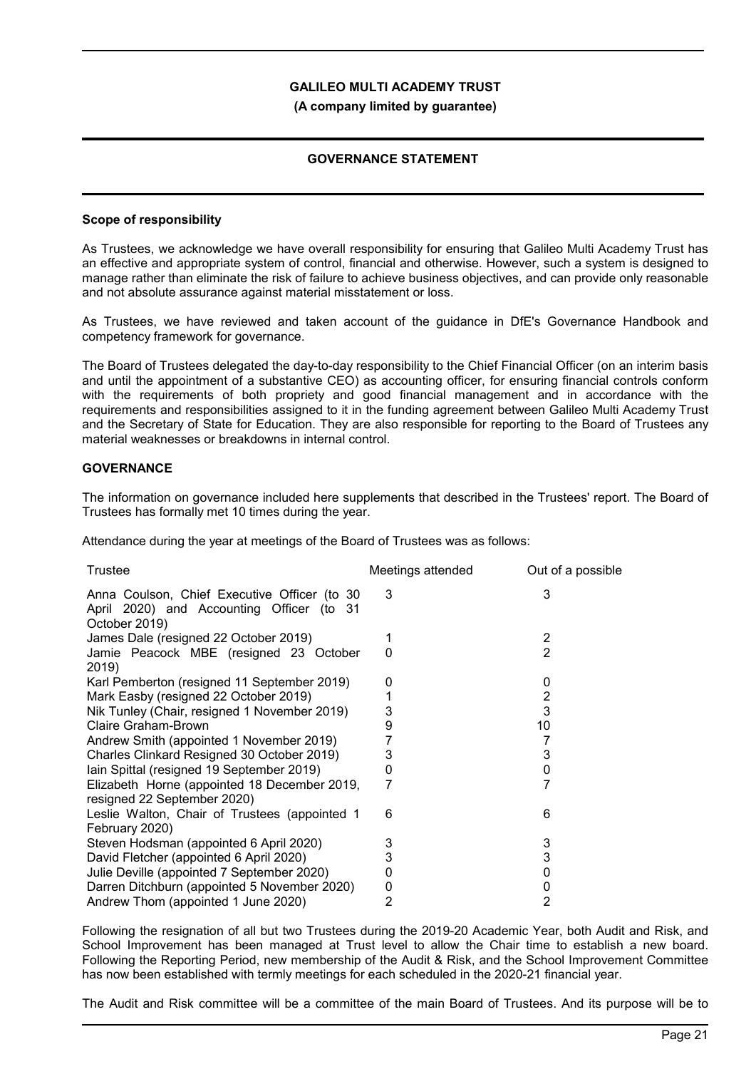## GOVERNANCE STATEMENT

### Scope of responsibility

As Trustees, we acknowledge we have overall responsibility for ensuring that Galileo Multi Academy Trust has an effective and appropriate system of control, financial and otherwise. However, such a system is designed to manage rather than eliminate the risk of failure to achieve business objectives, and can provide only reasonable and not absolute assurance against material misstatement or loss.

As Trustees, we have reviewed and taken account of the guidance in DfE's Governance Handbook and competency framework for governance.

The Board of Trustees delegated the day-to-day responsibility to the Chief Financial Officer (on an interim basis and until the appointment of a substantive CEO) as accounting officer, for ensuring financial controls conform with the requirements of both propriety and good financial management and in accordance with the requirements and responsibilities assigned to it in the funding agreement between Galileo Multi Academy Trust and the Secretary of State for Education. They are also responsible for reporting to the Board of Trustees any material weaknesses or breakdowns in internal control.

### GOVERNANCE

The information on governance included here supplements that described in the Trustees' report. The Board of Trustees has formally met 10 times during the year.

Attendance during the year at meetings of the Board of Trustees was as follows:

| Trustee | Meetings attended | Out of a possible |
|---|---|---|
| Anna Coulson, Chief Executive Officer (to 30 April 2020) and Accounting Officer (to 31 October 2019) | 3 | 3 |
| James Dale (resigned 22 October 2019) | 1 | 2 |
| Jamie Peacock MBE (resigned 23 October 2019) | 0 | 2 |
| Karl Pemberton (resigned 11 September 2019) | 0 | 0 |
| Mark Easby (resigned 22 October 2019) | 1 | 2 |
| Nik Tunley (Chair, resigned 1 November 2019) | 3 | 3 |
| Claire Graham-Brown | 9 | 10 |
| Andrew Smith (appointed 1 November 2019) | 7 | 7 |
| Charles Clinkard Resigned 30 October 2019) | 3 | 3 |
| Iain Spittal (resigned 19 September 2019) | 0 | 0 |
| Elizabeth Horne (appointed 18 December 2019, resigned 22 September 2020) | 7 | 7 |
| Leslie Walton, Chair of Trustees (appointed 1 February 2020) | 6 | 6 |
| Steven Hodsman (appointed 6 April 2020) | 3 | 3 |
| David Fletcher (appointed 6 April 2020) | 3 | 3 |
| Julie Deville (appointed 7 September 2020) | 0 | 0 |
| Darren Ditchburn (appointed 5 November 2020) | 0 | 0 |
| Andrew Thom (appointed 1 June 2020) | 2 | 2 |

Following the resignation of all but two Trustees during the 2019-20 Academic Year, both Audit and Risk, and School Improvement has been managed at Trust level to allow the Chair time to establish a new board. Following the Reporting Period, new membership of the Audit & Risk, and the School Improvement Committee has now been established with termly meetings for each scheduled in the 2020-21 financial year.

The Audit and Risk committee will be a committee of the main Board of Trustees. And its purpose will be to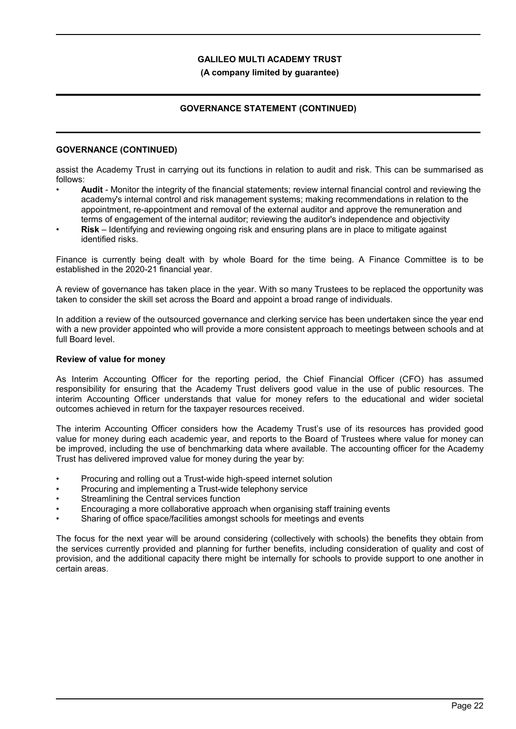## GOVERNANCE (CONTINUED)

assist the Academy Trust in carrying out its functions in relation to audit and risk. This can be summarised as follows:

- **Audit** - Monitor the integrity of the financial statements; review internal financial control and reviewing the academy's internal control and risk management systems; making recommendations in relation to the appointment, re-appointment and removal of the external auditor and approve the remuneration and terms of engagement of the internal auditor; reviewing the auditor's independence and objectivity
- **Risk** – Identifying and reviewing ongoing risk and ensuring plans are in place to mitigate against identified risks.

Finance is currently being dealt with by whole Board for the time being. A Finance Committee is to be established in the 2020-21 financial year.

A review of governance has taken place in the year. With so many Trustees to be replaced the opportunity was taken to consider the skill set across the Board and appoint a broad range of individuals.

In addition a review of the outsourced governance and clerking service has been undertaken since the year end with a new provider appointed who will provide a more consistent approach to meetings between schools and at full Board level.

### Review of value for money

As Interim Accounting Officer for the reporting period, the Chief Financial Officer (CFO) has assumed responsibility for ensuring that the Academy Trust delivers good value in the use of public resources. The interim Accounting Officer understands that value for money refers to the educational and wider societal outcomes achieved in return for the taxpayer resources received.

The interim Accounting Officer considers how the Academy Trust's use of its resources has provided good value for money during each academic year, and reports to the Board of Trustees where value for money can be improved, including the use of benchmarking data where available. The accounting officer for the Academy Trust has delivered improved value for money during the year by:

- Procuring and rolling out a Trust-wide high-speed internet solution
- Procuring and implementing a Trust-wide telephony service
- Streamlining the Central services function
- Encouraging a more collaborative approach when organising staff training events
- Sharing of office space/facilities amongst schools for meetings and events

The focus for the next year will be around considering (collectively with schools) the benefits they obtain from the services currently provided and planning for further benefits, including consideration of quality and cost of provision, and the additional capacity there might be internally for schools to provide support to one another in certain areas.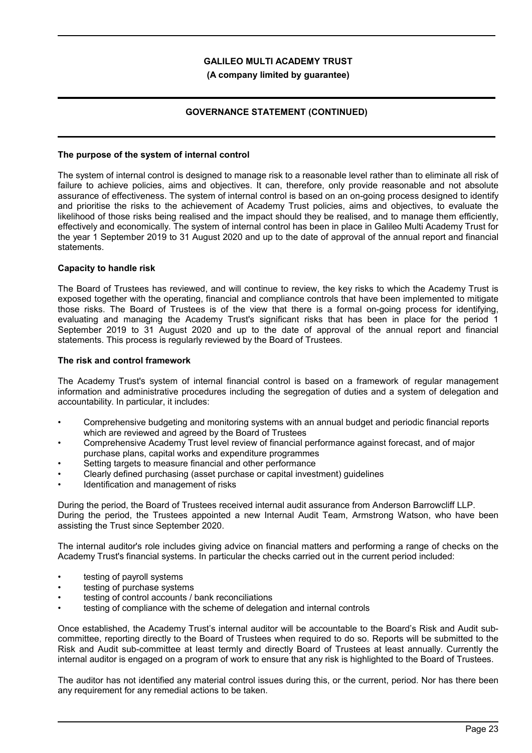## The purpose of the system of internal control

The system of internal control is designed to manage risk to a reasonable level rather than to eliminate all risk of failure to achieve policies, aims and objectives. It can, therefore, only provide reasonable and not absolute assurance of effectiveness. The system of internal control is based on an on-going process designed to identify and prioritise the risks to the achievement of Academy Trust policies, aims and objectives, to evaluate the likelihood of those risks being realised and the impact should they be realised, and to manage them efficiently, effectively and economically. The system of internal control has been in place in Galileo Multi Academy Trust for the year 1 September 2019 to 31 August 2020 and up to the date of approval of the annual report and financial statements.

## Capacity to handle risk

The Board of Trustees has reviewed, and will continue to review, the key risks to which the Academy Trust is exposed together with the operating, financial and compliance controls that have been implemented to mitigate those risks. The Board of Trustees is of the view that there is a formal on-going process for identifying, evaluating and managing the Academy Trust's significant risks that has been in place for the period 1 September 2019 to 31 August 2020 and up to the date of approval of the annual report and financial statements. This process is regularly reviewed by the Board of Trustees.

## The risk and control framework

The Academy Trust's system of internal financial control is based on a framework of regular management information and administrative procedures including the segregation of duties and a system of delegation and accountability. In particular, it includes:

- Comprehensive budgeting and monitoring systems with an annual budget and periodic financial reports which are reviewed and agreed by the Board of Trustees
- Comprehensive Academy Trust level review of financial performance against forecast, and of major purchase plans, capital works and expenditure programmes
- Setting targets to measure financial and other performance
- Clearly defined purchasing (asset purchase or capital investment) guidelines
- Identification and management of risks

During the period, the Board of Trustees received internal audit assurance from Anderson Barrowcliff LLP. During the period, the Trustees appointed a new Internal Audit Team, Armstrong Watson, who have been assisting the Trust since September 2020.

The internal auditor's role includes giving advice on financial matters and performing a range of checks on the Academy Trust's financial systems. In particular the checks carried out in the current period included:

- testing of payroll systems
- testing of purchase systems
- testing of control accounts / bank reconciliations
- testing of compliance with the scheme of delegation and internal controls

Once established, the Academy Trust's internal auditor will be accountable to the Board's Risk and Audit sub-committee, reporting directly to the Board of Trustees when required to do so. Reports will be submitted to the Risk and Audit sub-committee at least termly and directly Board of Trustees at least annually. Currently the internal auditor is engaged on a program of work to ensure that any risk is highlighted to the Board of Trustees.

The auditor has not identified any material control issues during this, or the current, period. Nor has there been any requirement for any remedial actions to be taken.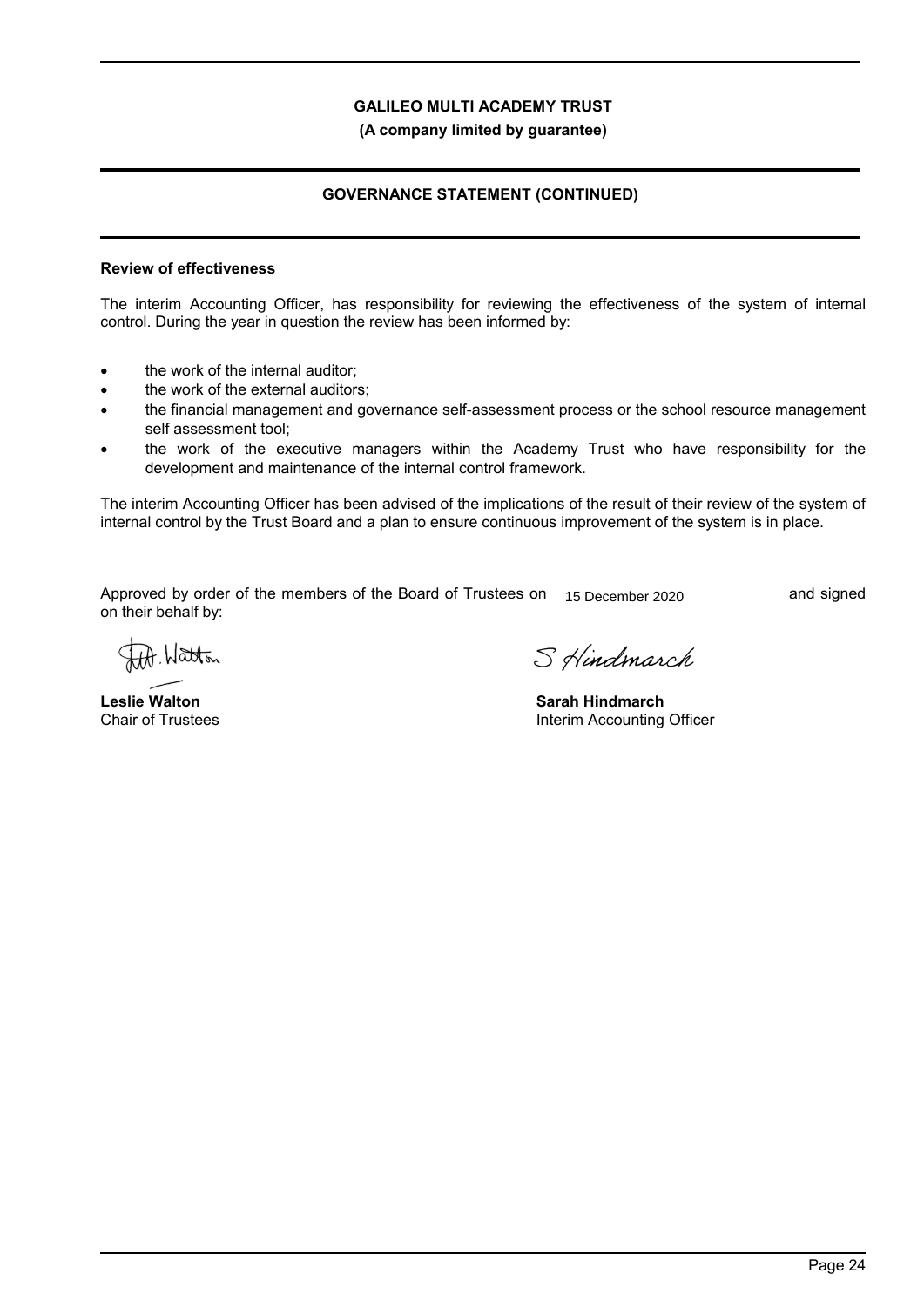**Review of effectiveness**

The interim Accounting Officer, has responsibility for reviewing the effectiveness of the system of internal control. During the year in question the review has been informed by:

- the work of the internal auditor;
- the work of the external auditors;
- the financial management and governance self-assessment process or the school resource management self assessment tool;
- the work of the executive managers within the Academy Trust who have responsibility for the development and maintenance of the internal control framework.

The interim Accounting Officer has been advised of the implications of the result of their review of the system of internal control by the Trust Board and a plan to ensure continuous improvement of the system is in place.

Approved by order of the members of the Board of Trustees on 15 December 2020 and signed on their behalf by:

**Leslie Walton**
Chair of Trustees

**Sarah Hindmarch**
Interim Accounting Officer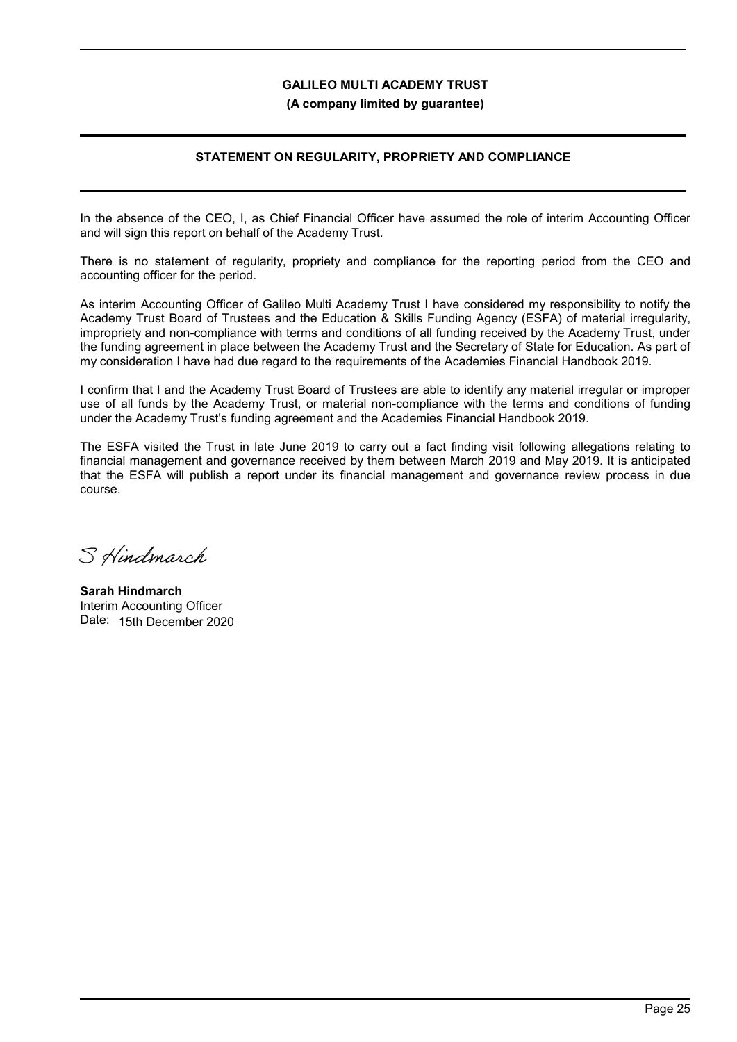# GALILEO MULTI ACADEMY TRUST

**(A company limited by guarantee)**

## STATEMENT ON REGULARITY, PROPRIETY AND COMPLIANCE

In the absence of the CEO, I, as Chief Financial Officer have assumed the role of interim Accounting Officer and will sign this report on behalf of the Academy Trust.

There is no statement of regularity, propriety and compliance for the reporting period from the CEO and accounting officer for the period.

As interim Accounting Officer of Galileo Multi Academy Trust I have considered my responsibility to notify the Academy Trust Board of Trustees and the Education & Skills Funding Agency (ESFA) of material irregularity, impropriety and non-compliance with terms and conditions of all funding received by the Academy Trust, under the funding agreement in place between the Academy Trust and the Secretary of State for Education. As part of my consideration I have had due regard to the requirements of the Academies Financial Handbook 2019.

I confirm that I and the Academy Trust Board of Trustees are able to identify any material irregular or improper use of all funds by the Academy Trust, or material non-compliance with the terms and conditions of funding under the Academy Trust's funding agreement and the Academies Financial Handbook 2019.

The ESFA visited the Trust in late June 2019 to carry out a fact finding visit following allegations relating to financial management and governance received by them between March 2019 and May 2019. It is anticipated that the ESFA will publish a report under its financial management and governance review process in due course.

S Hindmarch

**Sarah Hindmarch**
Interim Accounting Officer
Date: 15th December 2020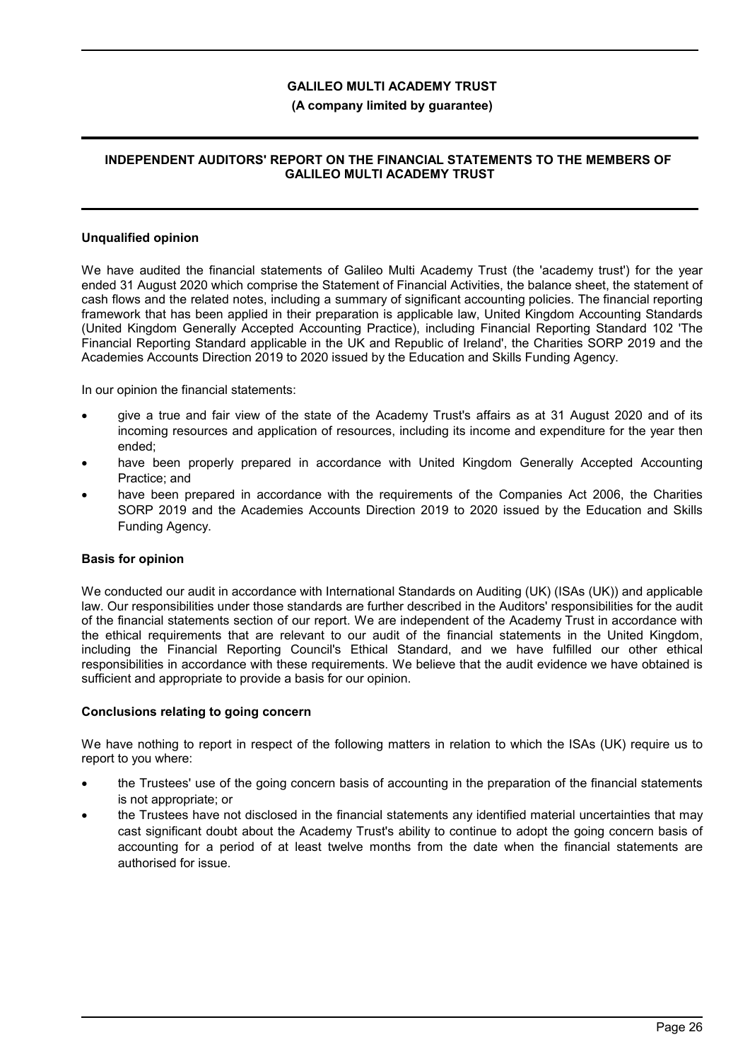**GALILEO MULTI ACADEMY TRUST**

**(A company limited by guarantee)**

**INDEPENDENT AUDITORS' REPORT ON THE FINANCIAL STATEMENTS TO THE MEMBERS OF GALILEO MULTI ACADEMY TRUST**

**Unqualified opinion**

We have audited the financial statements of Galileo Multi Academy Trust (the 'academy trust') for the year ended 31 August 2020 which comprise the Statement of Financial Activities, the balance sheet, the statement of cash flows and the related notes, including a summary of significant accounting policies. The financial reporting framework that has been applied in their preparation is applicable law, United Kingdom Accounting Standards (United Kingdom Generally Accepted Accounting Practice), including Financial Reporting Standard 102 'The Financial Reporting Standard applicable in the UK and Republic of Ireland', the Charities SORP 2019 and the Academies Accounts Direction 2019 to 2020 issued by the Education and Skills Funding Agency.

In our opinion the financial statements:

- give a true and fair view of the state of the Academy Trust's affairs as at 31 August 2020 and of its incoming resources and application of resources, including its income and expenditure for the year then ended;
- have been properly prepared in accordance with United Kingdom Generally Accepted Accounting Practice; and
- have been prepared in accordance with the requirements of the Companies Act 2006, the Charities SORP 2019 and the Academies Accounts Direction 2019 to 2020 issued by the Education and Skills Funding Agency.

**Basis for opinion**

We conducted our audit in accordance with International Standards on Auditing (UK) (ISAs (UK)) and applicable law. Our responsibilities under those standards are further described in the Auditors' responsibilities for the audit of the financial statements section of our report. We are independent of the Academy Trust in accordance with the ethical requirements that are relevant to our audit of the financial statements in the United Kingdom, including the Financial Reporting Council's Ethical Standard, and we have fulfilled our other ethical responsibilities in accordance with these requirements. We believe that the audit evidence we have obtained is sufficient and appropriate to provide a basis for our opinion.

**Conclusions relating to going concern**

We have nothing to report in respect of the following matters in relation to which the ISAs (UK) require us to report to you where:

- the Trustees' use of the going concern basis of accounting in the preparation of the financial statements is not appropriate; or
- the Trustees have not disclosed in the financial statements any identified material uncertainties that may cast significant doubt about the Academy Trust's ability to continue to adopt the going concern basis of accounting for a period of at least twelve months from the date when the financial statements are authorised for issue.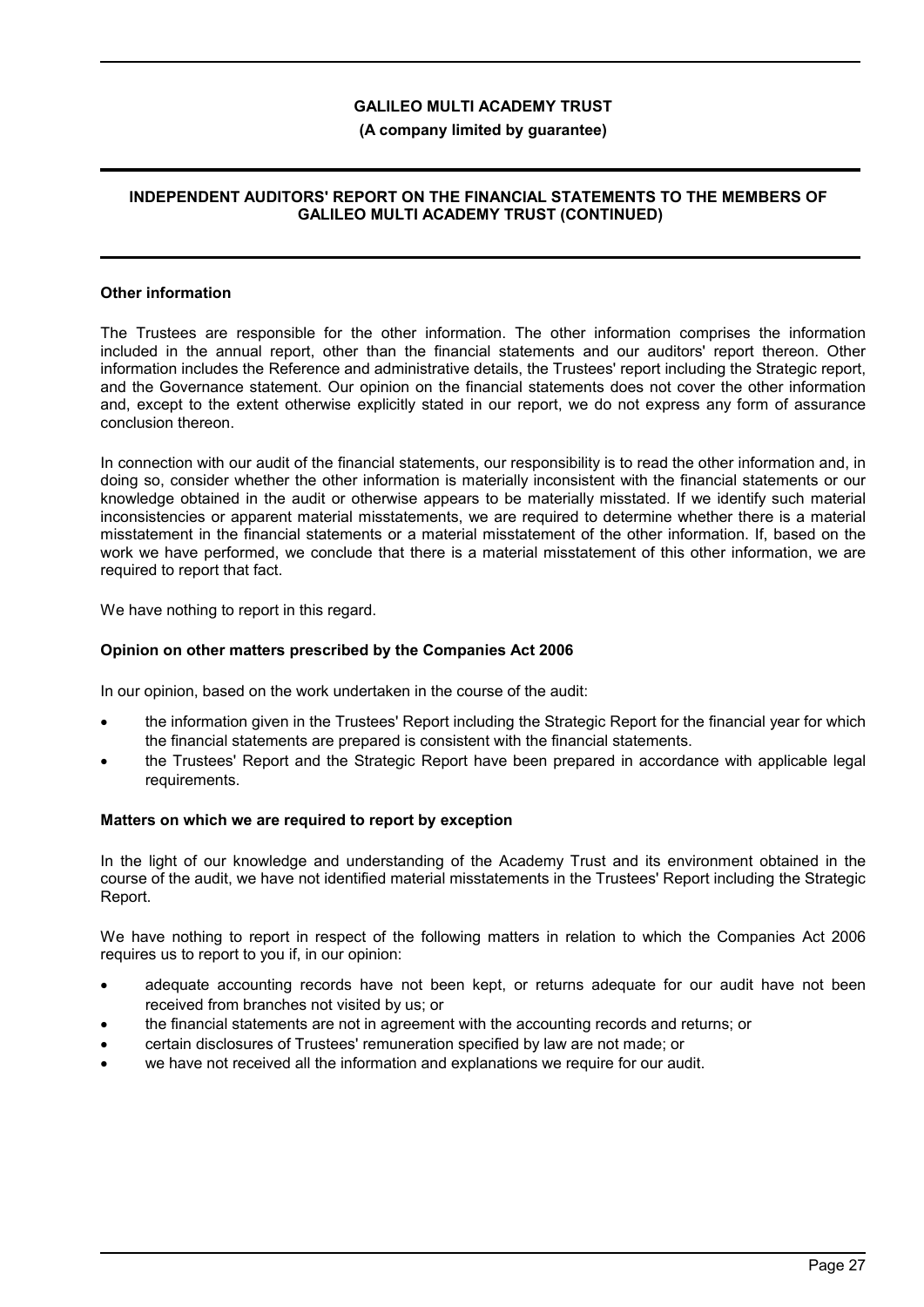### Other information

The Trustees are responsible for the other information. The other information comprises the information included in the annual report, other than the financial statements and our auditors' report thereon. Other information includes the Reference and administrative details, the Trustees' report including the Strategic report, and the Governance statement. Our opinion on the financial statements does not cover the other information and, except to the extent otherwise explicitly stated in our report, we do not express any form of assurance conclusion thereon.

In connection with our audit of the financial statements, our responsibility is to read the other information and, in doing so, consider whether the other information is materially inconsistent with the financial statements or our knowledge obtained in the audit or otherwise appears to be materially misstated. If we identify such material inconsistencies or apparent material misstatements, we are required to determine whether there is a material misstatement in the financial statements or a material misstatement of the other information. If, based on the work we have performed, we conclude that there is a material misstatement of this other information, we are required to report that fact.

We have nothing to report in this regard.

### Opinion on other matters prescribed by the Companies Act 2006

In our opinion, based on the work undertaken in the course of the audit:

- the information given in the Trustees' Report including the Strategic Report for the financial year for which the financial statements are prepared is consistent with the financial statements.
- the Trustees' Report and the Strategic Report have been prepared in accordance with applicable legal requirements.

### Matters on which we are required to report by exception

In the light of our knowledge and understanding of the Academy Trust and its environment obtained in the course of the audit, we have not identified material misstatements in the Trustees' Report including the Strategic Report.

We have nothing to report in respect of the following matters in relation to which the Companies Act 2006 requires us to report to you if, in our opinion:

- adequate accounting records have not been kept, or returns adequate for our audit have not been received from branches not visited by us; or
- the financial statements are not in agreement with the accounting records and returns; or
- certain disclosures of Trustees' remuneration specified by law are not made; or
- we have not received all the information and explanations we require for our audit.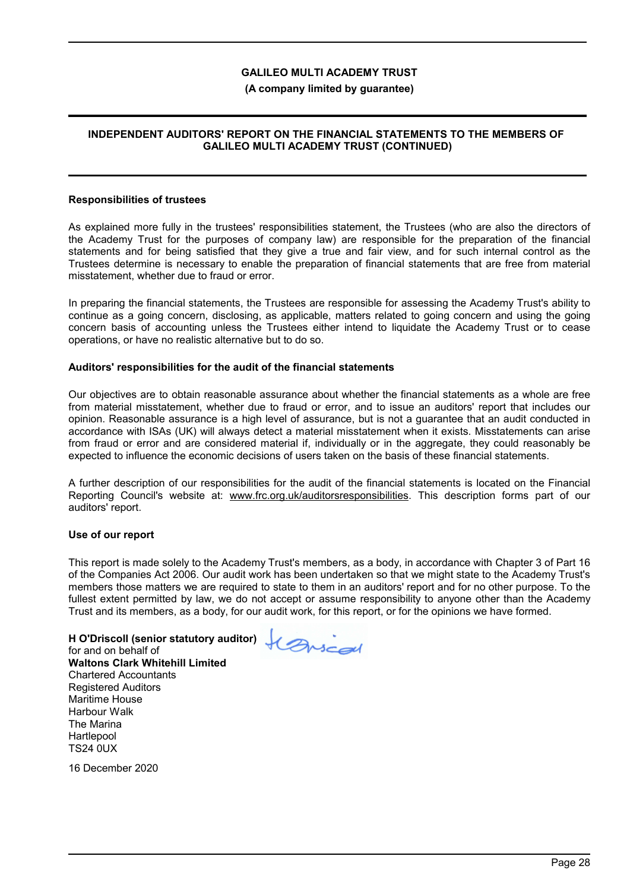**GALILEO MULTI ACADEMY TRUST**

**(A company limited by guarantee)**

**INDEPENDENT AUDITORS' REPORT ON THE FINANCIAL STATEMENTS TO THE MEMBERS OF GALILEO MULTI ACADEMY TRUST (CONTINUED)**

### Responsibilities of trustees

As explained more fully in the trustees' responsibilities statement, the Trustees (who are also the directors of the Academy Trust for the purposes of company law) are responsible for the preparation of the financial statements and for being satisfied that they give a true and fair view, and for such internal control as the Trustees determine is necessary to enable the preparation of financial statements that are free from material misstatement, whether due to fraud or error.

In preparing the financial statements, the Trustees are responsible for assessing the Academy Trust's ability to continue as a going concern, disclosing, as applicable, matters related to going concern and using the going concern basis of accounting unless the Trustees either intend to liquidate the Academy Trust or to cease operations, or have no realistic alternative but to do so.

### Auditors' responsibilities for the audit of the financial statements

Our objectives are to obtain reasonable assurance about whether the financial statements as a whole are free from material misstatement, whether due to fraud or error, and to issue an auditors' report that includes our opinion. Reasonable assurance is a high level of assurance, but is not a guarantee that an audit conducted in accordance with ISAs (UK) will always detect a material misstatement when it exists. Misstatements can arise from fraud or error and are considered material if, individually or in the aggregate, they could reasonably be expected to influence the economic decisions of users taken on the basis of these financial statements.

A further description of our responsibilities for the audit of the financial statements is located on the Financial Reporting Council's website at: www.frc.org.uk/auditorsresponsibilities. This description forms part of our auditors' report.

### Use of our report

This report is made solely to the Academy Trust's members, as a body, in accordance with Chapter 3 of Part 16 of the Companies Act 2006. Our audit work has been undertaken so that we might state to the Academy Trust's members those matters we are required to state to them in an auditors' report and for no other purpose. To the fullest extent permitted by law, we do not accept or assume responsibility to anyone other than the Academy Trust and its members, as a body, for our audit work, for this report, or for the opinions we have formed.

**H O'Driscoll (senior statutory auditor)**
for and on behalf of
**Waltons Clark Whitehill Limited**
Chartered Accountants
Registered Auditors
Maritime House
Harbour Walk
The Marina
Hartlepool
TS24 0UX

16 December 2020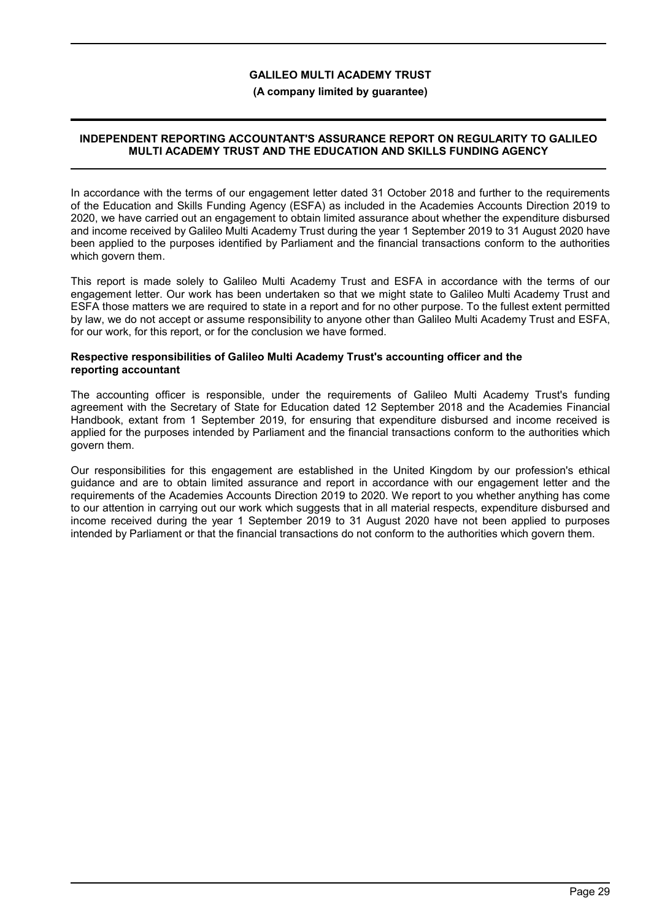# GALILEO MULTI ACADEMY TRUST

**(A company limited by guarantee)**

## INDEPENDENT REPORTING ACCOUNTANT'S ASSURANCE REPORT ON REGULARITY TO GALILEO MULTI ACADEMY TRUST AND THE EDUCATION AND SKILLS FUNDING AGENCY

In accordance with the terms of our engagement letter dated 31 October 2018 and further to the requirements of the Education and Skills Funding Agency (ESFA) as included in the Academies Accounts Direction 2019 to 2020, we have carried out an engagement to obtain limited assurance about whether the expenditure disbursed and income received by Galileo Multi Academy Trust during the year 1 September 2019 to 31 August 2020 have been applied to the purposes identified by Parliament and the financial transactions conform to the authorities which govern them.

This report is made solely to Galileo Multi Academy Trust and ESFA in accordance with the terms of our engagement letter. Our work has been undertaken so that we might state to Galileo Multi Academy Trust and ESFA those matters we are required to state in a report and for no other purpose. To the fullest extent permitted by law, we do not accept or assume responsibility to anyone other than Galileo Multi Academy Trust and ESFA, for our work, for this report, or for the conclusion we have formed.

**Respective responsibilities of Galileo Multi Academy Trust's accounting officer and the reporting accountant**

The accounting officer is responsible, under the requirements of Galileo Multi Academy Trust's funding agreement with the Secretary of State for Education dated 12 September 2018 and the Academies Financial Handbook, extant from 1 September 2019, for ensuring that expenditure disbursed and income received is applied for the purposes intended by Parliament and the financial transactions conform to the authorities which govern them.

Our responsibilities for this engagement are established in the United Kingdom by our profession's ethical guidance and are to obtain limited assurance and report in accordance with our engagement letter and the requirements of the Academies Accounts Direction 2019 to 2020. We report to you whether anything has come to our attention in carrying out our work which suggests that in all material respects, expenditure disbursed and income received during the year 1 September 2019 to 31 August 2020 have not been applied to purposes intended by Parliament or that the financial transactions do not conform to the authorities which govern them.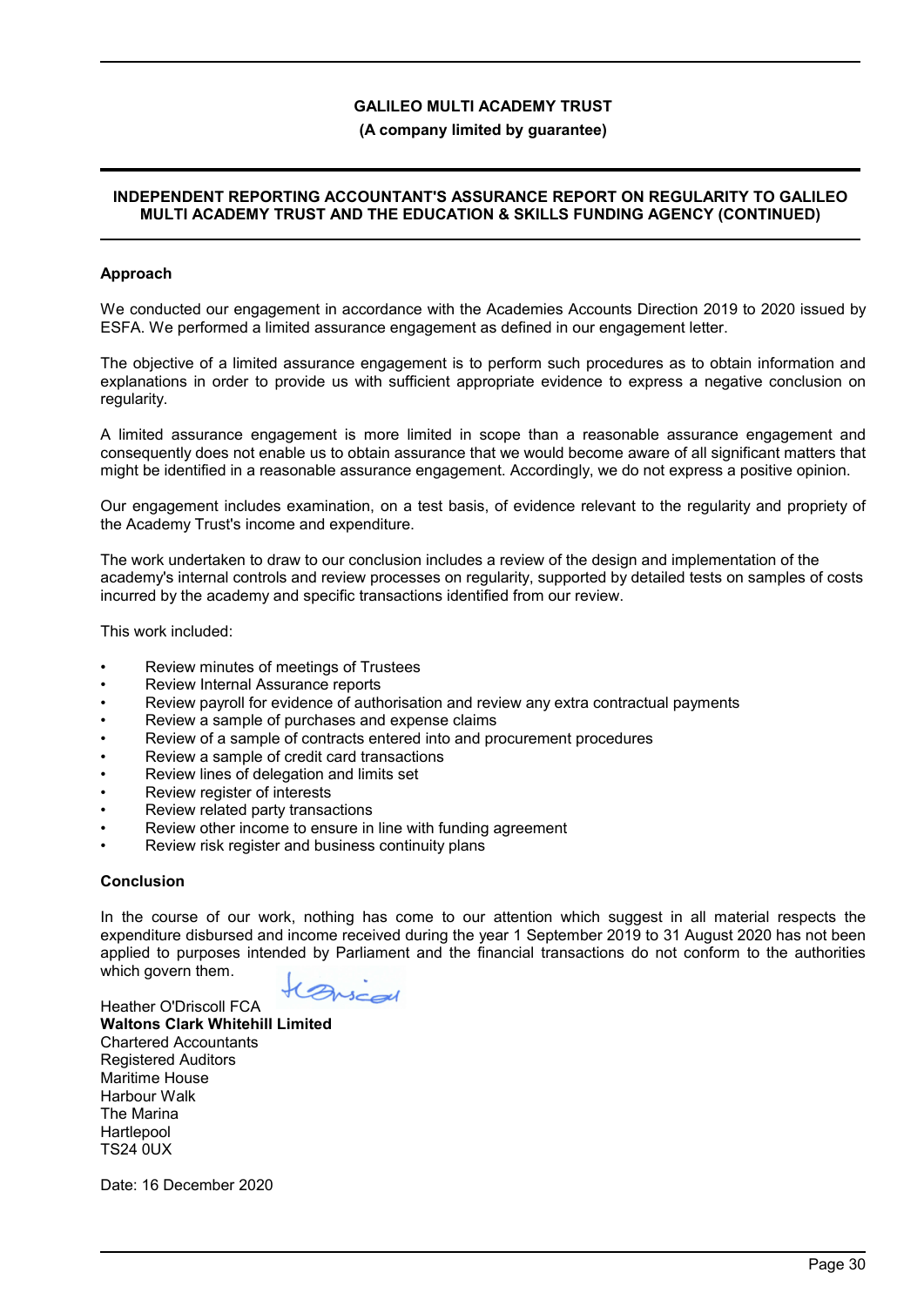**GALILEO MULTI ACADEMY TRUST**

**(A company limited by guarantee)**

**INDEPENDENT REPORTING ACCOUNTANT'S ASSURANCE REPORT ON REGULARITY TO GALILEO MULTI ACADEMY TRUST AND THE EDUCATION & SKILLS FUNDING AGENCY (CONTINUED)**

**Approach**

We conducted our engagement in accordance with the Academies Accounts Direction 2019 to 2020 issued by ESFA. We performed a limited assurance engagement as defined in our engagement letter.

The objective of a limited assurance engagement is to perform such procedures as to obtain information and explanations in order to provide us with sufficient appropriate evidence to express a negative conclusion on regularity.

A limited assurance engagement is more limited in scope than a reasonable assurance engagement and consequently does not enable us to obtain assurance that we would become aware of all significant matters that might be identified in a reasonable assurance engagement. Accordingly, we do not express a positive opinion.

Our engagement includes examination, on a test basis, of evidence relevant to the regularity and propriety of the Academy Trust's income and expenditure.

The work undertaken to draw to our conclusion includes a review of the design and implementation of the academy's internal controls and review processes on regularity, supported by detailed tests on samples of costs incurred by the academy and specific transactions identified from our review.

This work included:

- Review minutes of meetings of Trustees
- Review Internal Assurance reports
- Review payroll for evidence of authorisation and review any extra contractual payments
- Review a sample of purchases and expense claims
- Review of a sample of contracts entered into and procurement procedures
- Review a sample of credit card transactions
- Review lines of delegation and limits set
- Review register of interests
- Review related party transactions
- Review other income to ensure in line with funding agreement
- Review risk register and business continuity plans

**Conclusion**

In the course of our work, nothing has come to our attention which suggest in all material respects the expenditure disbursed and income received during the year 1 September 2019 to 31 August 2020 has not been applied to purposes intended by Parliament and the financial transactions do not conform to the authorities which govern them.

Heather O'Driscoll FCA
**Waltons Clark Whitehill Limited**
Chartered Accountants
Registered Auditors
Maritime House
Harbour Walk
The Marina
Hartlepool
TS24 0UX

Date: 16 December 2020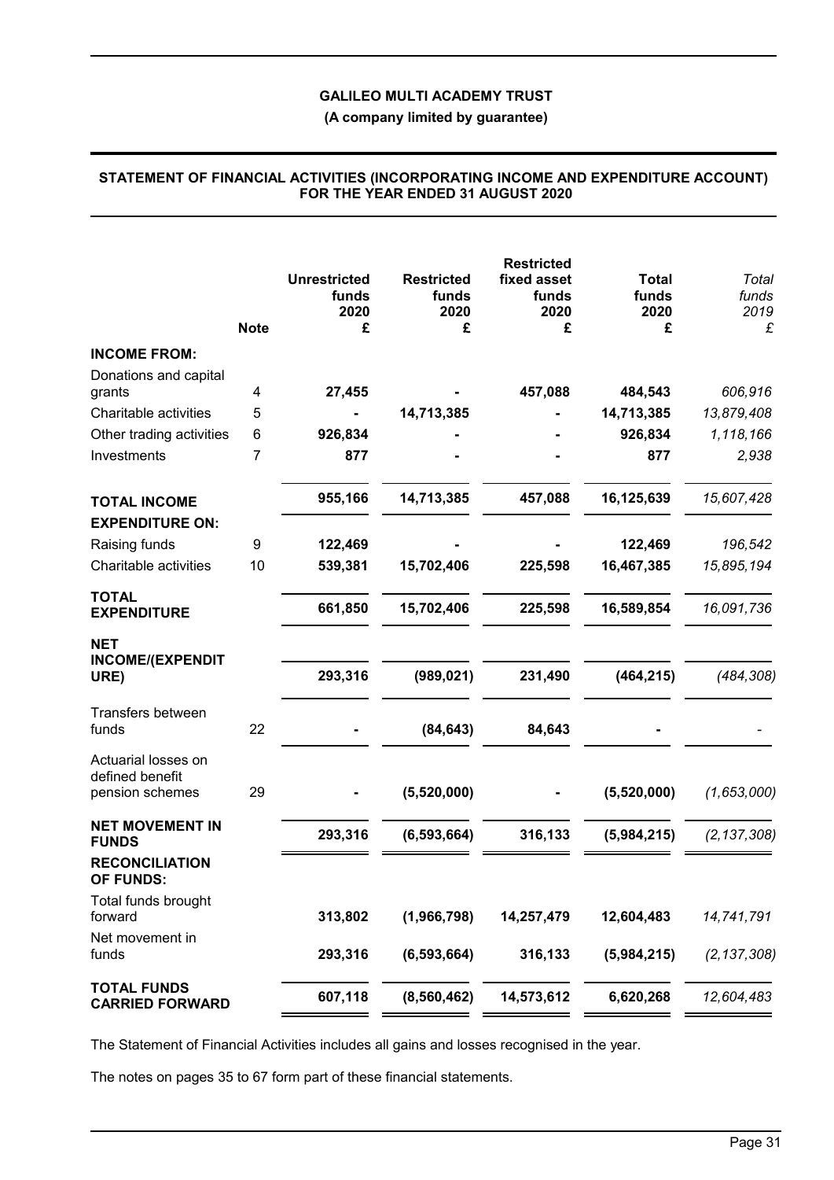**GALILEO MULTI ACADEMY TRUST**

**(A company limited by guarantee)**

**STATEMENT OF FINANCIAL ACTIVITIES (INCORPORATING INCOME AND EXPENDITURE ACCOUNT) FOR THE YEAR ENDED 31 AUGUST 2020**

| | Note | Unrestricted funds 2020 £ | Restricted funds 2020 £ | Restricted fixed asset funds 2020 £ | Total funds 2020 £ | *Total funds 2019 £* |
|---|---|---|---|---|---|---|
| **INCOME FROM:** | | | | | | |
| Donations and capital grants | 4 | **27,455** | **-** | **457,088** | **484,543** | *606,916* |
| Charitable activities | 5 | **-** | **14,713,385** | **-** | **14,713,385** | *13,879,408* |
| Other trading activities | 6 | **926,834** | **-** | **-** | **926,834** | *1,118,166* |
| Investments | 7 | **877** | **-** | **-** | **877** | *2,938* |
| **TOTAL INCOME** | | **955,166** | **14,713,385** | **457,088** | **16,125,639** | *15,607,428* |
| **EXPENDITURE ON:** | | | | | | |
| Raising funds | 9 | **122,469** | **-** | **-** | **122,469** | *196,542* |
| Charitable activities | 10 | **539,381** | **15,702,406** | **225,598** | **16,467,385** | *15,895,194* |
| **TOTAL EXPENDITURE** | | **661,850** | **15,702,406** | **225,598** | **16,589,854** | *16,091,736* |
| **NET INCOME/(EXPENDITURE)** | | **293,316** | **(989,021)** | **231,490** | **(464,215)** | *(484,308)* |
| Transfers between funds | 22 | **-** | **(84,643)** | **84,643** | **-** | *-* |
| Actuarial losses on defined benefit pension schemes | 29 | **-** | **(5,520,000)** | **-** | **(5,520,000)** | *(1,653,000)* |
| **NET MOVEMENT IN FUNDS** | | **293,316** | **(6,593,664)** | **316,133** | **(5,984,215)** | *(2,137,308)* |
| **RECONCILIATION OF FUNDS:** | | | | | | |
| Total funds brought forward | | **313,802** | **(1,966,798)** | **14,257,479** | **12,604,483** | *14,741,791* |
| Net movement in funds | | **293,316** | **(6,593,664)** | **316,133** | **(5,984,215)** | *(2,137,308)* |
| **TOTAL FUNDS CARRIED FORWARD** | | **607,118** | **(8,560,462)** | **14,573,612** | **6,620,268** | *12,604,483* |

The Statement of Financial Activities includes all gains and losses recognised in the year.

The notes on pages 35 to 67 form part of these financial statements.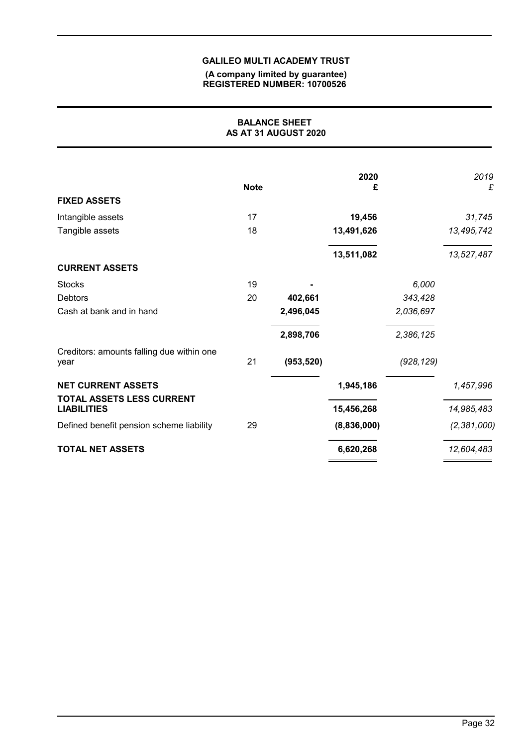**GALILEO MULTI ACADEMY TRUST**

**(A company limited by guarantee)**
**REGISTERED NUMBER: 10700526**

## BALANCE SHEET
## AS AT 31 AUGUST 2020

| | Note | | 2020 £ | | *2019 £* |
|---|---|---|---|---|---|
| **FIXED ASSETS** | | | | | |
| Intangible assets | 17 | | **19,456** | | *31,745* |
| Tangible assets | 18 | | **13,491,626** | | *13,495,742* |
| | | | **13,511,082** | | *13,527,487* |
| **CURRENT ASSETS** | | | | | |
| Stocks | 19 | **-** | | *6,000* | |
| Debtors | 20 | **402,661** | | *343,428* | |
| Cash at bank and in hand | | **2,496,045** | | *2,036,697* | |
| | | **2,898,706** | | *2,386,125* | |
| Creditors: amounts falling due within one year | 21 | **(953,520)** | | *(928,129)* | |
| **NET CURRENT ASSETS** | | | **1,945,186** | | *1,457,996* |
| **TOTAL ASSETS LESS CURRENT LIABILITIES** | | | **15,456,268** | | *14,985,483* |
| Defined benefit pension scheme liability | 29 | | **(8,836,000)** | | *(2,381,000)* |
| **TOTAL NET ASSETS** | | | **6,620,268** | | *12,604,483* |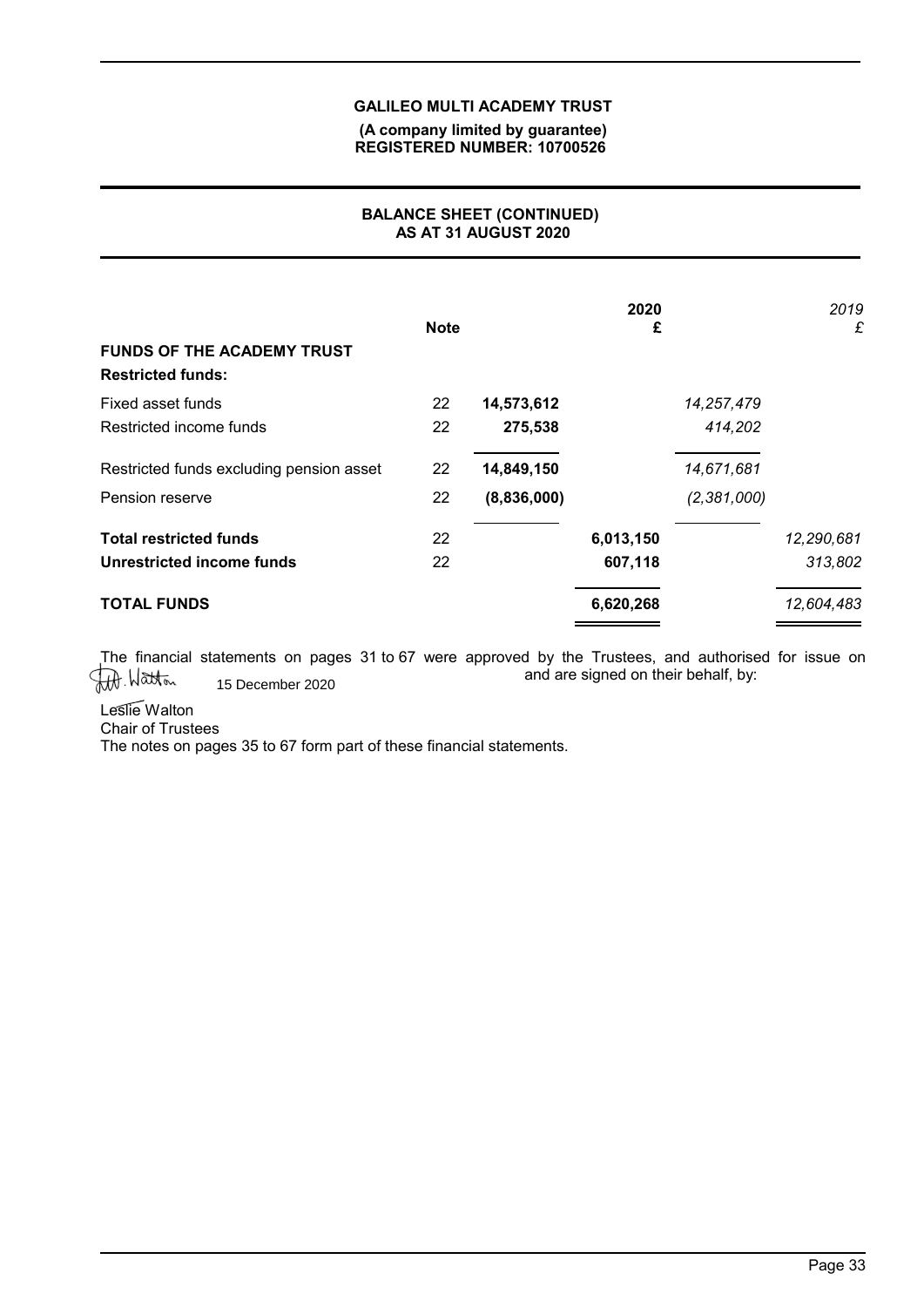# GALILEO MULTI ACADEMY TRUST

**(A company limited by guarantee)**
**REGISTERED NUMBER: 10700526**

## BALANCE SHEET (CONTINUED)
## AS AT 31 AUGUST 2020

| | Note | | 2020 £ | | *2019 £* |
|---|---|---|---|---|---|
| **FUNDS OF THE ACADEMY TRUST** | | | | | |
| **Restricted funds:** | | | | | |
| Fixed asset funds | 22 | **14,573,612** | | *14,257,479* | |
| Restricted income funds | 22 | **275,538** | | *414,202* | |
| Restricted funds excluding pension asset | 22 | **14,849,150** | | *14,671,681* | |
| Pension reserve | 22 | **(8,836,000)** | | *(2,381,000)* | |
| **Total restricted funds** | 22 | | **6,013,150** | | *12,290,681* |
| **Unrestricted income funds** | 22 | | **607,118** | | *313,802* |
| **TOTAL FUNDS** | | | **6,620,268** | | *12,604,483* |

The financial statements on pages 31 to 67 were approved by the Trustees, and authorised for issue on 15 December 2020 and are signed on their behalf, by:

Leslie Walton
Chair of Trustees

The notes on pages 35 to 67 form part of these financial statements.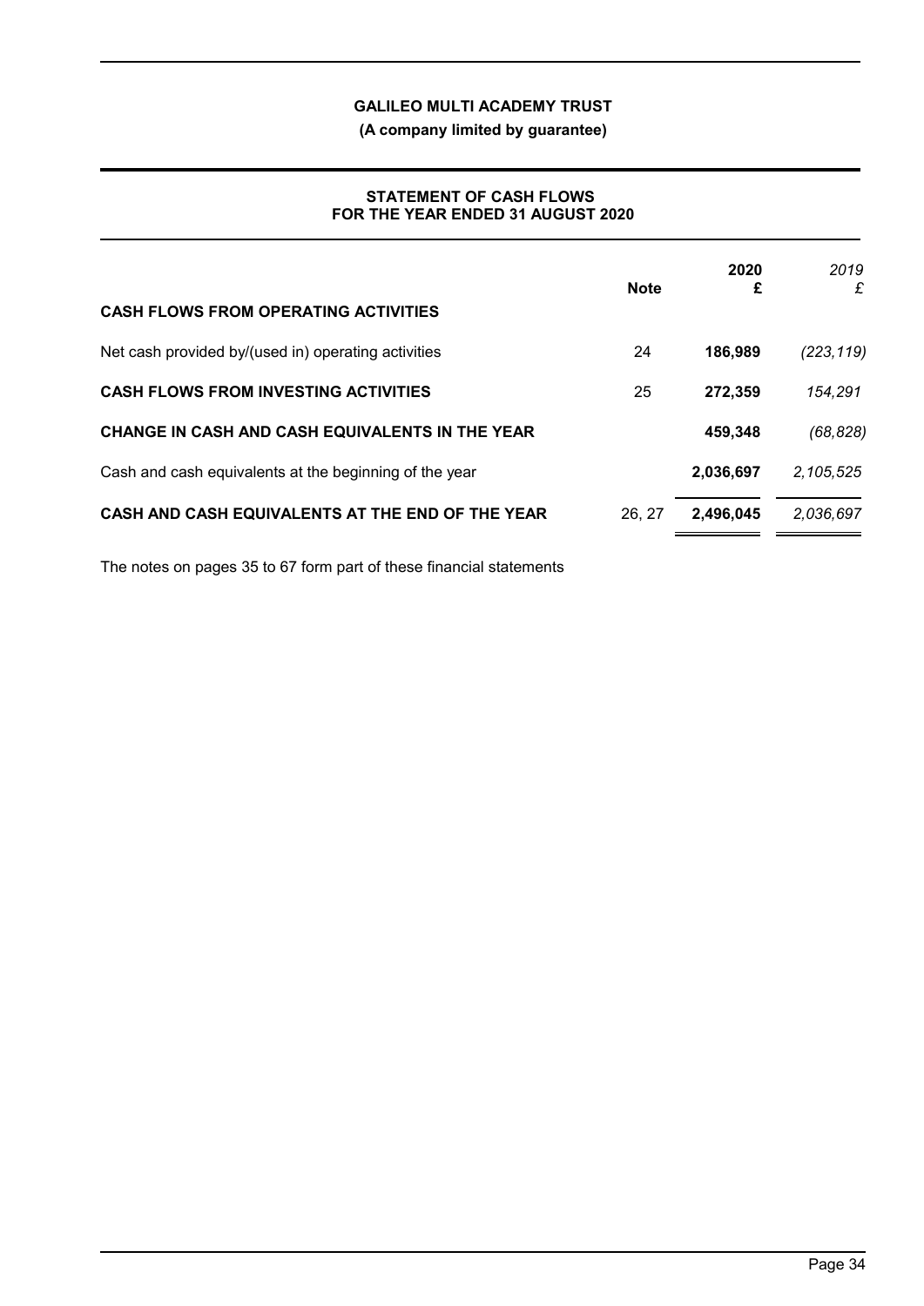**GALILEO MULTI ACADEMY TRUST**

**(A company limited by guarantee)**

## STATEMENT OF CASH FLOWS FOR THE YEAR ENDED 31 AUGUST 2020

| | Note | 2020 £ | *2019 £* |
|---|---|---|---|
| **CASH FLOWS FROM OPERATING ACTIVITIES** | | | |
| Net cash provided by/(used in) operating activities | 24 | **186,989** | *(223,119)* |
| **CASH FLOWS FROM INVESTING ACTIVITIES** | 25 | **272,359** | *154,291* |
| **CHANGE IN CASH AND CASH EQUIVALENTS IN THE YEAR** | | **459,348** | *(68,828)* |
| Cash and cash equivalents at the beginning of the year | | **2,036,697** | *2,105,525* |
| **CASH AND CASH EQUIVALENTS AT THE END OF THE YEAR** | 26, 27 | **2,496,045** | *2,036,697* |

The notes on pages 35 to 67 form part of these financial statements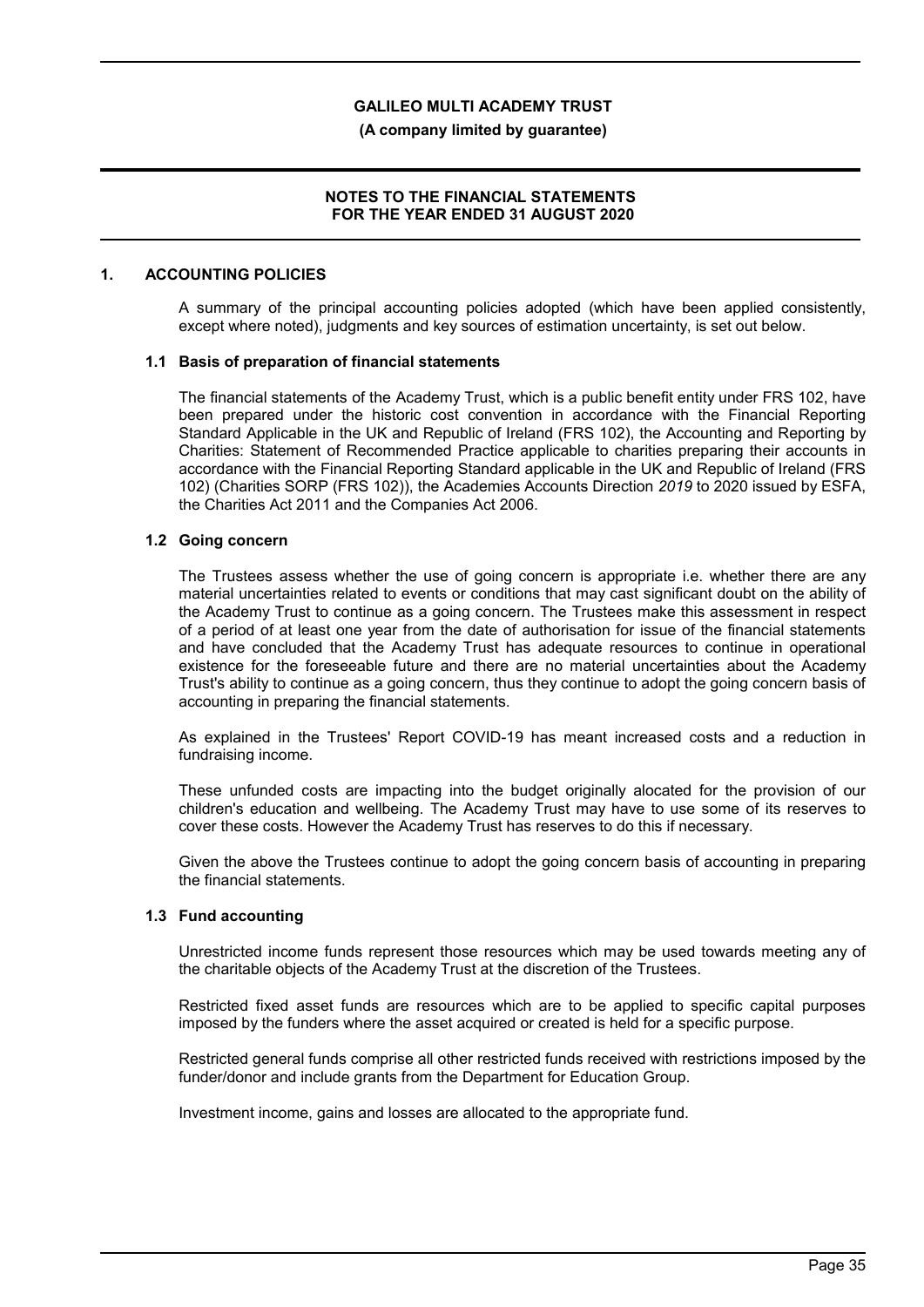# GALILEO MULTI ACADEMY TRUST

**(A company limited by guarantee)**

**NOTES TO THE FINANCIAL STATEMENTS FOR THE YEAR ENDED 31 AUGUST 2020**

## 1. ACCOUNTING POLICIES

A summary of the principal accounting policies adopted (which have been applied consistently, except where noted), judgments and key sources of estimation uncertainty, is set out below.

### 1.1 Basis of preparation of financial statements

The financial statements of the Academy Trust, which is a public benefit entity under FRS 102, have been prepared under the historic cost convention in accordance with the Financial Reporting Standard Applicable in the UK and Republic of Ireland (FRS 102), the Accounting and Reporting by Charities: Statement of Recommended Practice applicable to charities preparing their accounts in accordance with the Financial Reporting Standard applicable in the UK and Republic of Ireland (FRS 102) (Charities SORP (FRS 102)), the Academies Accounts Direction *2019* to 2020 issued by ESFA, the Charities Act 2011 and the Companies Act 2006.

### 1.2 Going concern

The Trustees assess whether the use of going concern is appropriate i.e. whether there are any material uncertainties related to events or conditions that may cast significant doubt on the ability of the Academy Trust to continue as a going concern. The Trustees make this assessment in respect of a period of at least one year from the date of authorisation for issue of the financial statements and have concluded that the Academy Trust has adequate resources to continue in operational existence for the foreseeable future and there are no material uncertainties about the Academy Trust's ability to continue as a going concern, thus they continue to adopt the going concern basis of accounting in preparing the financial statements.

As explained in the Trustees' Report COVID-19 has meant increased costs and a reduction in fundraising income.

These unfunded costs are impacting into the budget originally alocated for the provision of our children's education and wellbeing. The Academy Trust may have to use some of its reserves to cover these costs. However the Academy Trust has reserves to do this if necessary.

Given the above the Trustees continue to adopt the going concern basis of accounting in preparing the financial statements.

### 1.3 Fund accounting

Unrestricted income funds represent those resources which may be used towards meeting any of the charitable objects of the Academy Trust at the discretion of the Trustees.

Restricted fixed asset funds are resources which are to be applied to specific capital purposes imposed by the funders where the asset acquired or created is held for a specific purpose.

Restricted general funds comprise all other restricted funds received with restrictions imposed by the funder/donor and include grants from the Department for Education Group.

Investment income, gains and losses are allocated to the appropriate fund.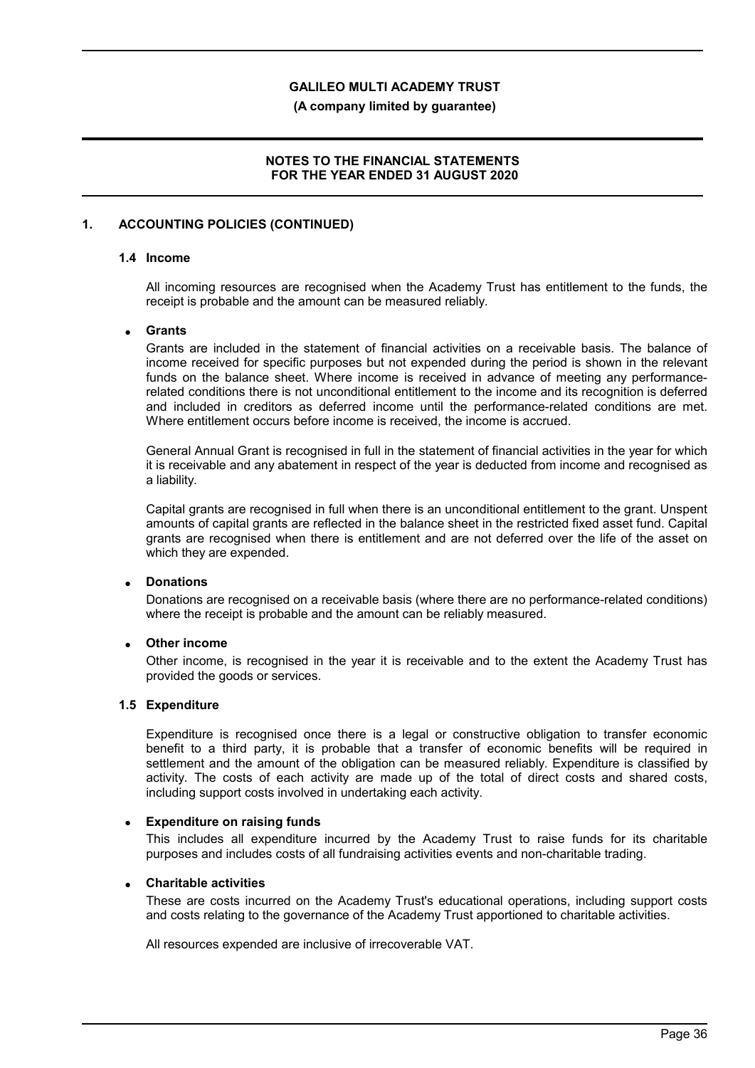## 1. ACCOUNTING POLICIES (CONTINUED)

### 1.4 Income

All incoming resources are recognised when the Academy Trust has entitlement to the funds, the receipt is probable and the amount can be measured reliably.

- **Grants**

  Grants are included in the statement of financial activities on a receivable basis. The balance of income received for specific purposes but not expended during the period is shown in the relevant funds on the balance sheet. Where income is received in advance of meeting any performance-related conditions there is not unconditional entitlement to the income and its recognition is deferred and included in creditors as deferred income until the performance-related conditions are met. Where entitlement occurs before income is received, the income is accrued.

  General Annual Grant is recognised in full in the statement of financial activities in the year for which it is receivable and any abatement in respect of the year is deducted from income and recognised as a liability.

  Capital grants are recognised in full when there is an unconditional entitlement to the grant. Unspent amounts of capital grants are reflected in the balance sheet in the restricted fixed asset fund. Capital grants are recognised when there is entitlement and are not deferred over the life of the asset on which they are expended.

- **Donations**

  Donations are recognised on a receivable basis (where there are no performance-related conditions) where the receipt is probable and the amount can be reliably measured.

- **Other income**

  Other income, is recognised in the year it is receivable and to the extent the Academy Trust has provided the goods or services.

### 1.5 Expenditure

Expenditure is recognised once there is a legal or constructive obligation to transfer economic benefit to a third party, it is probable that a transfer of economic benefits will be required in settlement and the amount of the obligation can be measured reliably. Expenditure is classified by activity. The costs of each activity are made up of the total of direct costs and shared costs, including support costs involved in undertaking each activity.

- **Expenditure on raising funds**

  This includes all expenditure incurred by the Academy Trust to raise funds for its charitable purposes and includes costs of all fundraising activities events and non-charitable trading.

- **Charitable activities**

  These are costs incurred on the Academy Trust's educational operations, including support costs and costs relating to the governance of the Academy Trust apportioned to charitable activities.

All resources expended are inclusive of irrecoverable VAT.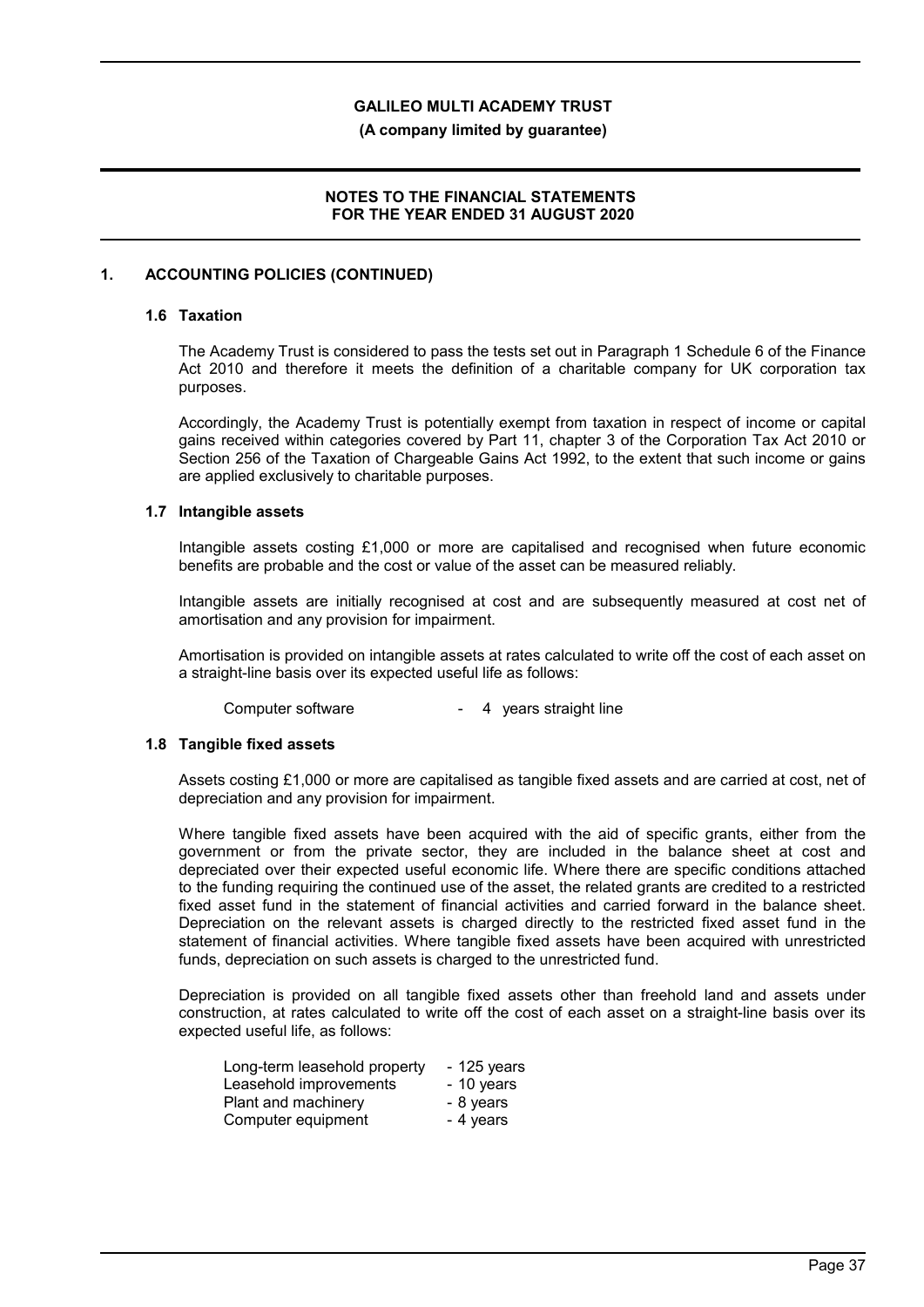## 1. ACCOUNTING POLICIES (CONTINUED)

### 1.6 Taxation

The Academy Trust is considered to pass the tests set out in Paragraph 1 Schedule 6 of the Finance Act 2010 and therefore it meets the definition of a charitable company for UK corporation tax purposes.

Accordingly, the Academy Trust is potentially exempt from taxation in respect of income or capital gains received within categories covered by Part 11, chapter 3 of the Corporation Tax Act 2010 or Section 256 of the Taxation of Chargeable Gains Act 1992, to the extent that such income or gains are applied exclusively to charitable purposes.

### 1.7 Intangible assets

Intangible assets costing £1,000 or more are capitalised and recognised when future economic benefits are probable and the cost or value of the asset can be measured reliably.

Intangible assets are initially recognised at cost and are subsequently measured at cost net of amortisation and any provision for impairment.

Amortisation is provided on intangible assets at rates calculated to write off the cost of each asset on a straight-line basis over its expected useful life as follows:

| | |
|---|---|
| Computer software | - 4 years straight line |

### 1.8 Tangible fixed assets

Assets costing £1,000 or more are capitalised as tangible fixed assets and are carried at cost, net of depreciation and any provision for impairment.

Where tangible fixed assets have been acquired with the aid of specific grants, either from the government or from the private sector, they are included in the balance sheet at cost and depreciated over their expected useful economic life. Where there are specific conditions attached to the funding requiring the continued use of the asset, the related grants are credited to a restricted fixed asset fund in the statement of financial activities and carried forward in the balance sheet. Depreciation on the relevant assets is charged directly to the restricted fixed asset fund in the statement of financial activities. Where tangible fixed assets have been acquired with unrestricted funds, depreciation on such assets is charged to the unrestricted fund.

Depreciation is provided on all tangible fixed assets other than freehold land and assets under construction, at rates calculated to write off the cost of each asset on a straight-line basis over its expected useful life, as follows:

| | |
|---|---|
| Long-term leasehold property | - 125 years |
| Leasehold improvements | - 10 years |
| Plant and machinery | - 8 years |
| Computer equipment | - 4 years |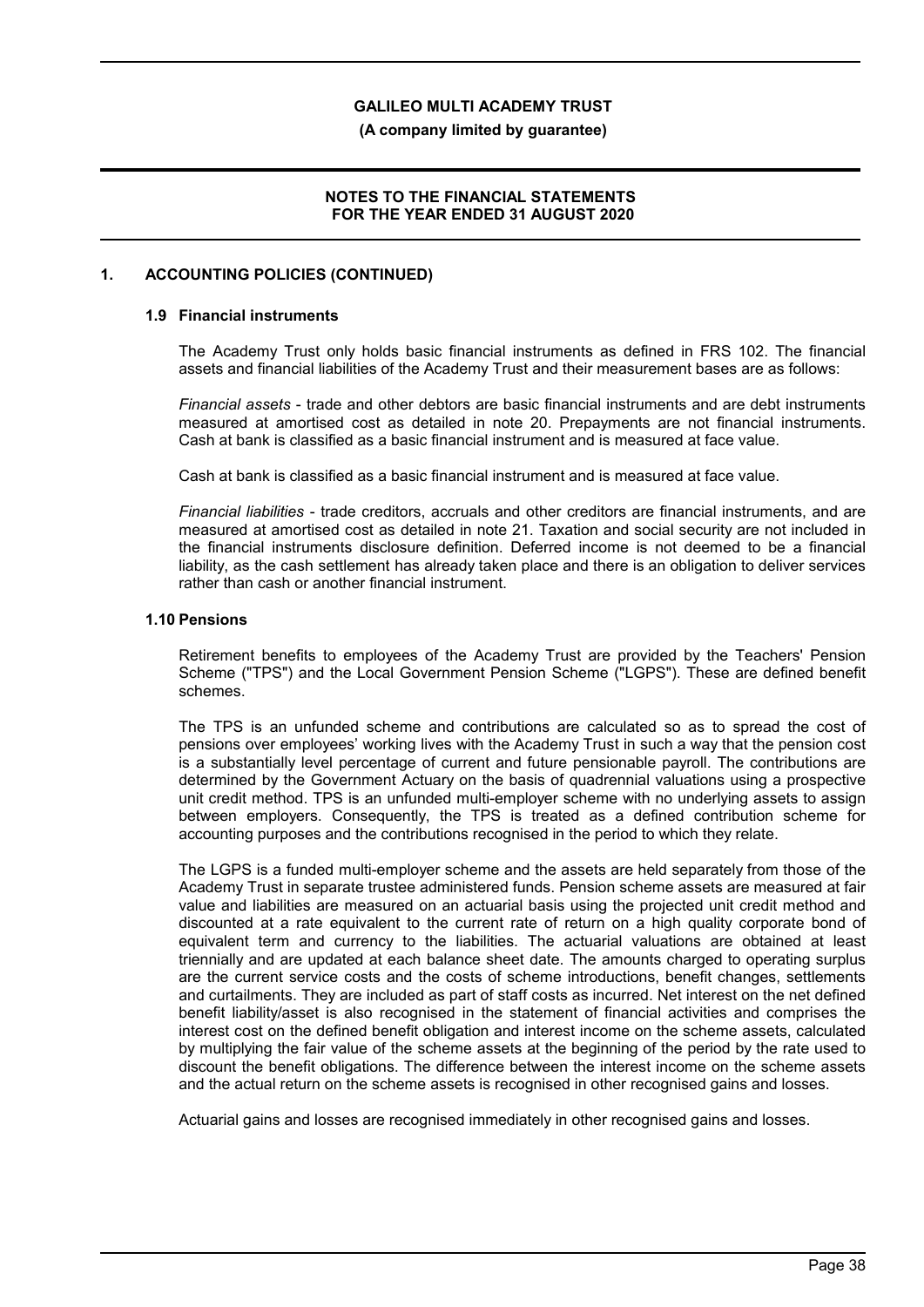## 1. ACCOUNTING POLICIES (CONTINUED)

### 1.9 Financial instruments

The Academy Trust only holds basic financial instruments as defined in FRS 102. The financial assets and financial liabilities of the Academy Trust and their measurement bases are as follows:

*Financial assets* - trade and other debtors are basic financial instruments and are debt instruments measured at amortised cost as detailed in note 20. Prepayments are not financial instruments. Cash at bank is classified as a basic financial instrument and is measured at face value.

Cash at bank is classified as a basic financial instrument and is measured at face value.

*Financial liabilities* - trade creditors, accruals and other creditors are financial instruments, and are measured at amortised cost as detailed in note 21. Taxation and social security are not included in the financial instruments disclosure definition. Deferred income is not deemed to be a financial liability, as the cash settlement has already taken place and there is an obligation to deliver services rather than cash or another financial instrument.

### 1.10 Pensions

Retirement benefits to employees of the Academy Trust are provided by the Teachers' Pension Scheme ("TPS") and the Local Government Pension Scheme ("LGPS"). These are defined benefit schemes.

The TPS is an unfunded scheme and contributions are calculated so as to spread the cost of pensions over employees' working lives with the Academy Trust in such a way that the pension cost is a substantially level percentage of current and future pensionable payroll. The contributions are determined by the Government Actuary on the basis of quadrennial valuations using a prospective unit credit method. TPS is an unfunded multi-employer scheme with no underlying assets to assign between employers. Consequently, the TPS is treated as a defined contribution scheme for accounting purposes and the contributions recognised in the period to which they relate.

The LGPS is a funded multi-employer scheme and the assets are held separately from those of the Academy Trust in separate trustee administered funds. Pension scheme assets are measured at fair value and liabilities are measured on an actuarial basis using the projected unit credit method and discounted at a rate equivalent to the current rate of return on a high quality corporate bond of equivalent term and currency to the liabilities. The actuarial valuations are obtained at least triennially and are updated at each balance sheet date. The amounts charged to operating surplus are the current service costs and the costs of scheme introductions, benefit changes, settlements and curtailments. They are included as part of staff costs as incurred. Net interest on the net defined benefit liability/asset is also recognised in the statement of financial activities and comprises the interest cost on the defined benefit obligation and interest income on the scheme assets, calculated by multiplying the fair value of the scheme assets at the beginning of the period by the rate used to discount the benefit obligations. The difference between the interest income on the scheme assets and the actual return on the scheme assets is recognised in other recognised gains and losses.

Actuarial gains and losses are recognised immediately in other recognised gains and losses.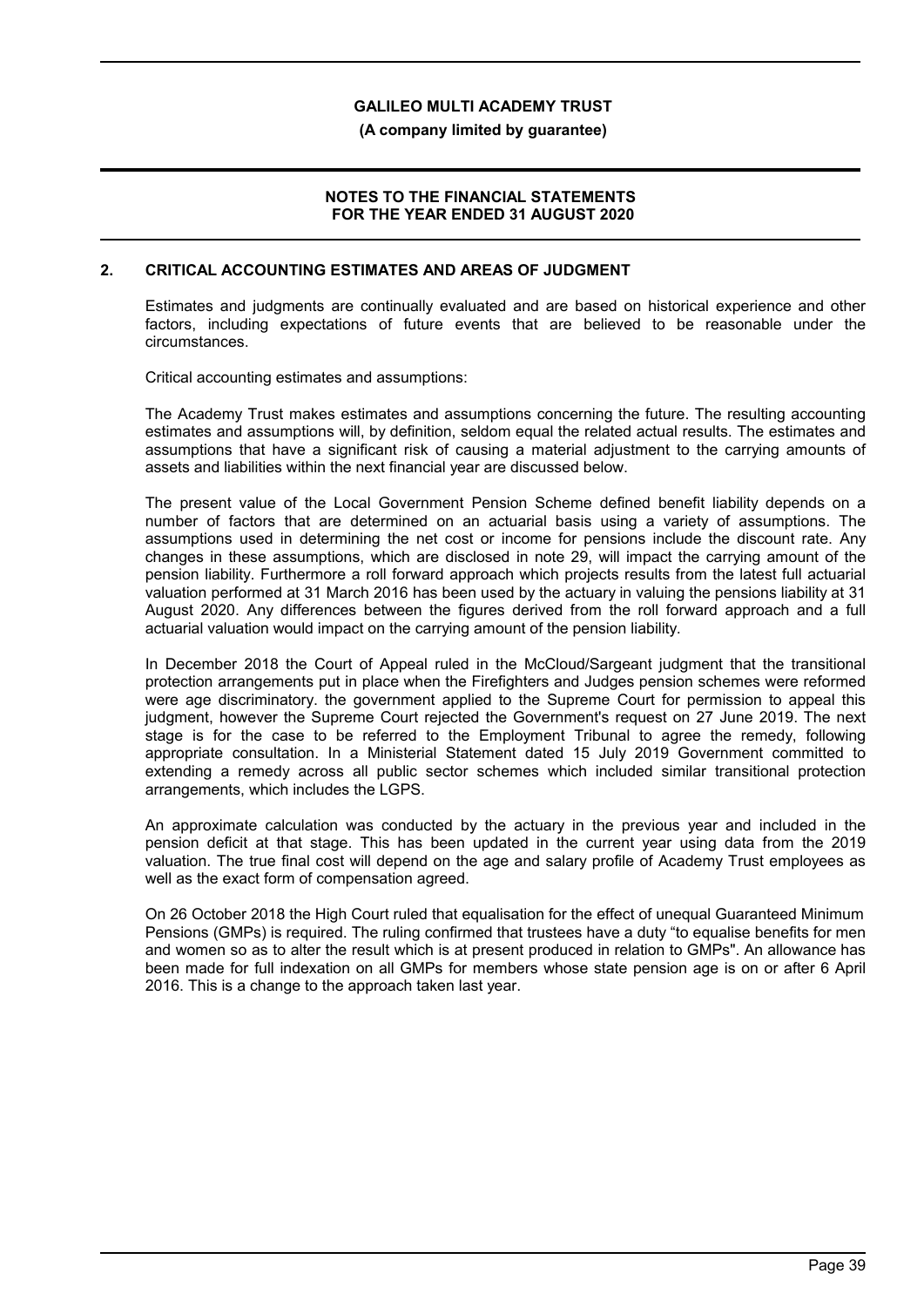## 2. CRITICAL ACCOUNTING ESTIMATES AND AREAS OF JUDGMENT

Estimates and judgments are continually evaluated and are based on historical experience and other factors, including expectations of future events that are believed to be reasonable under the circumstances.

Critical accounting estimates and assumptions:

The Academy Trust makes estimates and assumptions concerning the future. The resulting accounting estimates and assumptions will, by definition, seldom equal the related actual results. The estimates and assumptions that have a significant risk of causing a material adjustment to the carrying amounts of assets and liabilities within the next financial year are discussed below.

The present value of the Local Government Pension Scheme defined benefit liability depends on a number of factors that are determined on an actuarial basis using a variety of assumptions. The assumptions used in determining the net cost or income for pensions include the discount rate. Any changes in these assumptions, which are disclosed in note 29, will impact the carrying amount of the pension liability. Furthermore a roll forward approach which projects results from the latest full actuarial valuation performed at 31 March 2016 has been used by the actuary in valuing the pensions liability at 31 August 2020. Any differences between the figures derived from the roll forward approach and a full actuarial valuation would impact on the carrying amount of the pension liability.

In December 2018 the Court of Appeal ruled in the McCloud/Sargeant judgment that the transitional protection arrangements put in place when the Firefighters and Judges pension schemes were reformed were age discriminatory. the government applied to the Supreme Court for permission to appeal this judgment, however the Supreme Court rejected the Government's request on 27 June 2019. The next stage is for the case to be referred to the Employment Tribunal to agree the remedy, following appropriate consultation. In a Ministerial Statement dated 15 July 2019 Government committed to extending a remedy across all public sector schemes which included similar transitional protection arrangements, which includes the LGPS.

An approximate calculation was conducted by the actuary in the previous year and included in the pension deficit at that stage. This has been updated in the current year using data from the 2019 valuation. The true final cost will depend on the age and salary profile of Academy Trust employees as well as the exact form of compensation agreed.

On 26 October 2018 the High Court ruled that equalisation for the effect of unequal Guaranteed Minimum Pensions (GMPs) is required. The ruling confirmed that trustees have a duty "to equalise benefits for men and women so as to alter the result which is at present produced in relation to GMPs". An allowance has been made for full indexation on all GMPs for members whose state pension age is on or after 6 April 2016. This is a change to the approach taken last year.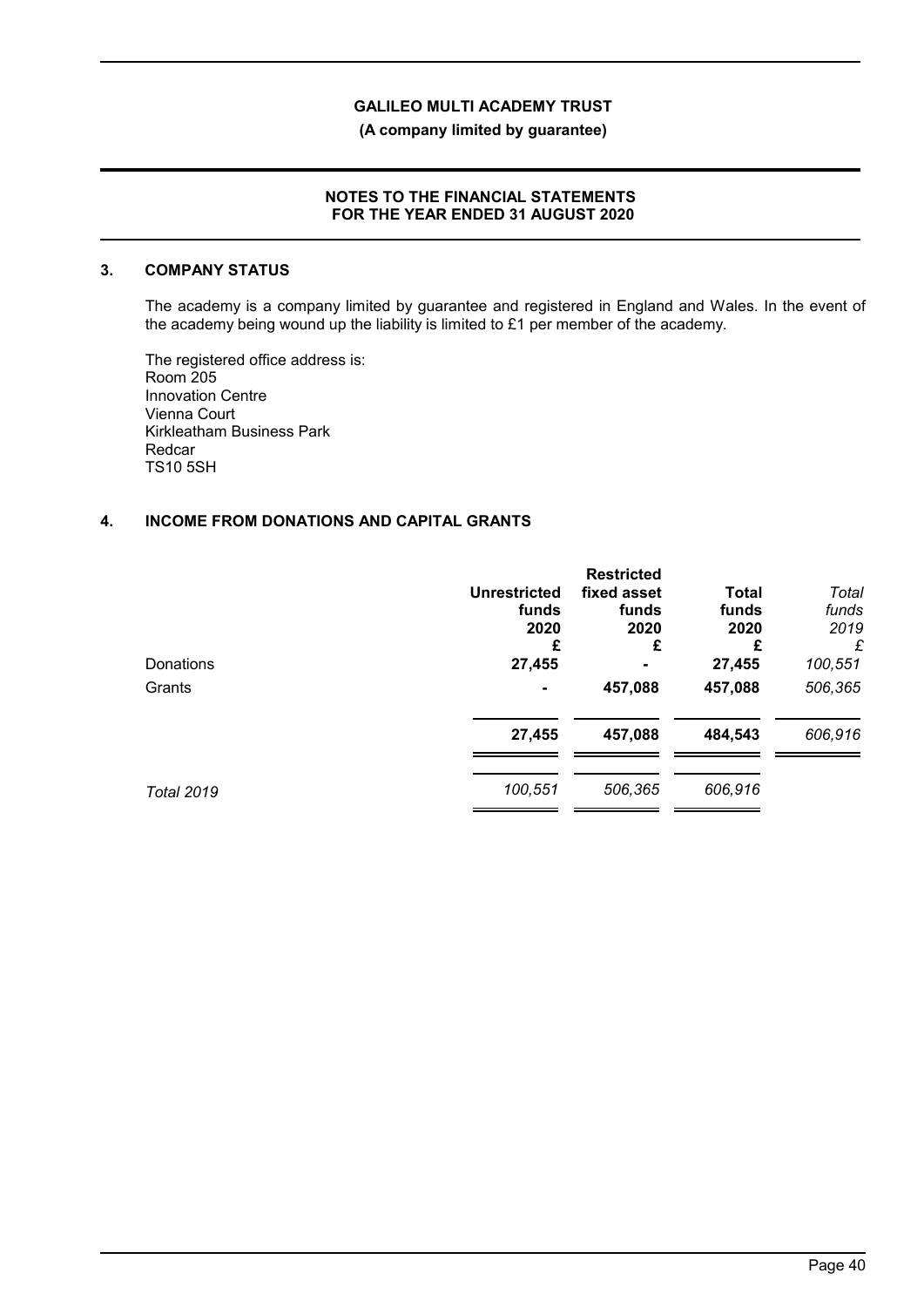## 3. COMPANY STATUS

The academy is a company limited by guarantee and registered in England and Wales. In the event of the academy being wound up the liability is limited to £1 per member of the academy.

The registered office address is:
Room 205
Innovation Centre
Vienna Court
Kirkleatham Business Park
Redcar
TS10 5SH

## 4. INCOME FROM DONATIONS AND CAPITAL GRANTS

| | Unrestricted funds 2020 £ | Restricted fixed asset funds 2020 £ | Total funds 2020 £ | *Total funds 2019 £* |
|---|---|---|---|---|
| Donations | 27,455 | - | 27,455 | *100,551* |
| Grants | - | 457,088 | 457,088 | *506,365* |
| | **27,455** | **457,088** | **484,543** | *606,916* |
| *Total 2019* | *100,551* | *506,365* | *606,916* | |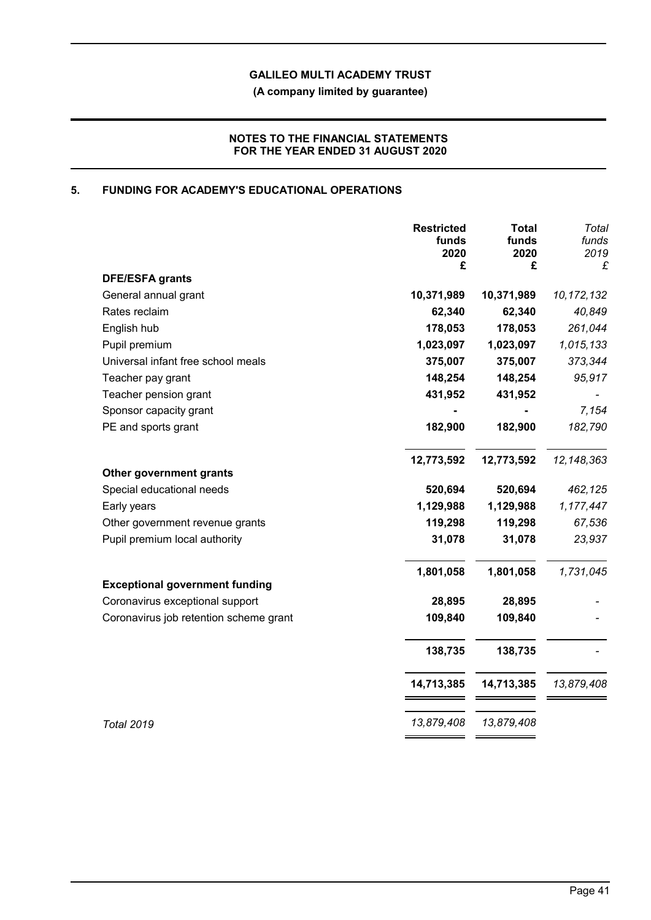# GALILEO MULTI ACADEMY TRUST

**(A company limited by guarantee)**

**NOTES TO THE FINANCIAL STATEMENTS FOR THE YEAR ENDED 31 AUGUST 2020**

## 5. FUNDING FOR ACADEMY'S EDUCATIONAL OPERATIONS

| | Restricted funds 2020 £ | Total funds 2020 £ | *Total funds 2019 £* |
|---|---|---|---|
| **DFE/ESFA grants** | | | |
| General annual grant | **10,371,989** | **10,371,989** | *10,172,132* |
| Rates reclaim | **62,340** | **62,340** | *40,849* |
| English hub | **178,053** | **178,053** | *261,044* |
| Pupil premium | **1,023,097** | **1,023,097** | *1,015,133* |
| Universal infant free school meals | **375,007** | **375,007** | *373,344* |
| Teacher pay grant | **148,254** | **148,254** | *95,917* |
| Teacher pension grant | **431,952** | **431,952** | *-* |
| Sponsor capacity grant | **-** | **-** | *7,154* |
| PE and sports grant | **182,900** | **182,900** | *182,790* |
| | **12,773,592** | **12,773,592** | *12,148,363* |
| **Other government grants** | | | |
| Special educational needs | **520,694** | **520,694** | *462,125* |
| Early years | **1,129,988** | **1,129,988** | *1,177,447* |
| Other government revenue grants | **119,298** | **119,298** | *67,536* |
| Pupil premium local authority | **31,078** | **31,078** | *23,937* |
| | **1,801,058** | **1,801,058** | *1,731,045* |
| **Exceptional government funding** | | | |
| Coronavirus exceptional support | **28,895** | **28,895** | *-* |
| Coronavirus job retention scheme grant | **109,840** | **109,840** | *-* |
| | **138,735** | **138,735** | *-* |
| | **14,713,385** | **14,713,385** | *13,879,408* |
| *Total 2019* | *13,879,408* | *13,879,408* | |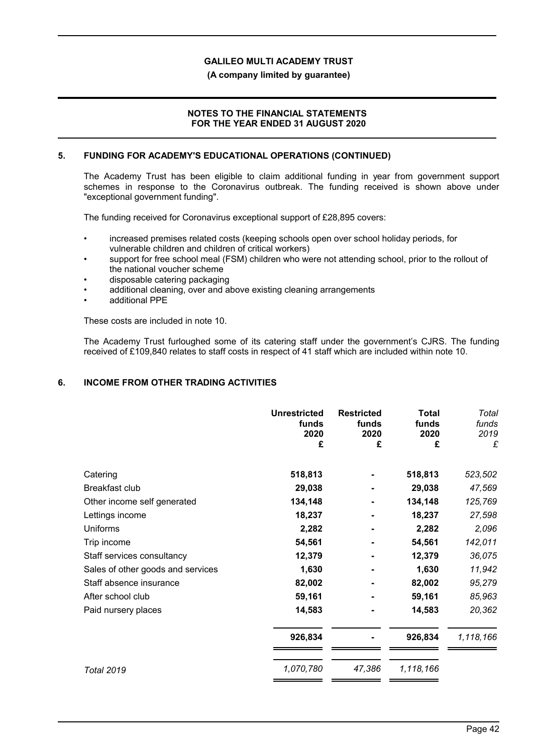## 5. FUNDING FOR ACADEMY'S EDUCATIONAL OPERATIONS (CONTINUED)

The Academy Trust has been eligible to claim additional funding in year from government support schemes in response to the Coronavirus outbreak. The funding received is shown above under "exceptional government funding".

The funding received for Coronavirus exceptional support of £28,895 covers:

- increased premises related costs (keeping schools open over school holiday periods, for vulnerable children and children of critical workers)
- support for free school meal (FSM) children who were not attending school, prior to the rollout of the national voucher scheme
- disposable catering packaging
- additional cleaning, over and above existing cleaning arrangements
- additional PPE

These costs are included in note 10.

The Academy Trust furloughed some of its catering staff under the government's CJRS. The funding received of £109,840 relates to staff costs in respect of 41 staff which are included within note 10.

## 6. INCOME FROM OTHER TRADING ACTIVITIES

| | **Unrestricted funds 2020 £** | **Restricted funds 2020 £** | **Total funds 2020 £** | *Total funds 2019 £* |
|---|---|---|---|---|
| Catering | **518,813** | **-** | **518,813** | *523,502* |
| Breakfast club | **29,038** | **-** | **29,038** | *47,569* |
| Other income self generated | **134,148** | **-** | **134,148** | *125,769* |
| Lettings income | **18,237** | **-** | **18,237** | *27,598* |
| Uniforms | **2,282** | **-** | **2,282** | *2,096* |
| Trip income | **54,561** | **-** | **54,561** | *142,011* |
| Staff services consultancy | **12,379** | **-** | **12,379** | *36,075* |
| Sales of other goods and services | **1,630** | **-** | **1,630** | *11,942* |
| Staff absence insurance | **82,002** | **-** | **82,002** | *95,279* |
| After school club | **59,161** | **-** | **59,161** | *85,963* |
| Paid nursery places | **14,583** | **-** | **14,583** | *20,362* |
| | **926,834** | **-** | **926,834** | *1,118,166* |
| *Total 2019* | *1,070,780* | *47,386* | *1,118,166* | |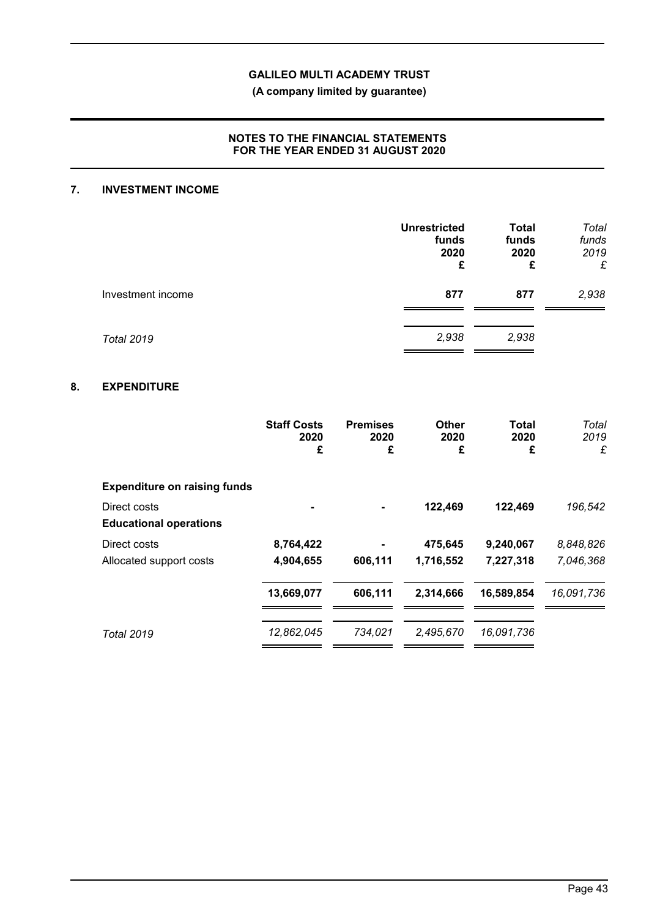## 7. INVESTMENT INCOME

| | Unrestricted funds 2020 £ | Total funds 2020 £ | *Total funds 2019 £* |
|---|---|---|---|
| Investment income | **877** | **877** | *2,938* |
| *Total 2019* | *2,938* | *2,938* | |

## 8. EXPENDITURE

| | Staff Costs 2020 £ | Premises 2020 £ | Other 2020 £ | Total 2020 £ | *Total 2019 £* |
|---|---|---|---|---|---|
| **Expenditure on raising funds** | | | | | |
| Direct costs | - | - | **122,469** | **122,469** | *196,542* |
| **Educational operations** | | | | | |
| Direct costs | **8,764,422** | - | **475,645** | **9,240,067** | *8,848,826* |
| Allocated support costs | **4,904,655** | **606,111** | **1,716,552** | **7,227,318** | *7,046,368* |
| | **13,669,077** | **606,111** | **2,314,666** | **16,589,854** | *16,091,736* |
| *Total 2019* | *12,862,045* | *734,021* | *2,495,670* | *16,091,736* | |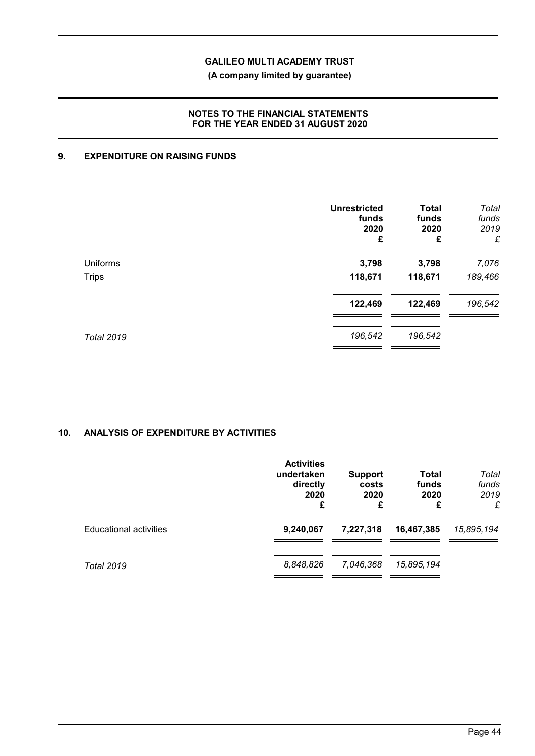## 9. EXPENDITURE ON RAISING FUNDS

| | Unrestricted funds 2020 £ | Total funds 2020 £ | *Total funds 2019 £* |
|---|---|---|---|
| Uniforms | **3,798** | **3,798** | *7,076* |
| Trips | **118,671** | **118,671** | *189,466* |
| | **122,469** | **122,469** | *196,542* |
| *Total 2019* | *196,542* | *196,542* | |

## 10. ANALYSIS OF EXPENDITURE BY ACTIVITIES

| | Activities undertaken directly 2020 £ | Support costs 2020 £ | Total funds 2020 £ | *Total funds 2019 £* |
|---|---|---|---|---|
| Educational activities | **9,240,067** | **7,227,318** | **16,467,385** | *15,895,194* |
| *Total 2019* | *8,848,826* | *7,046,368* | *15,895,194* | |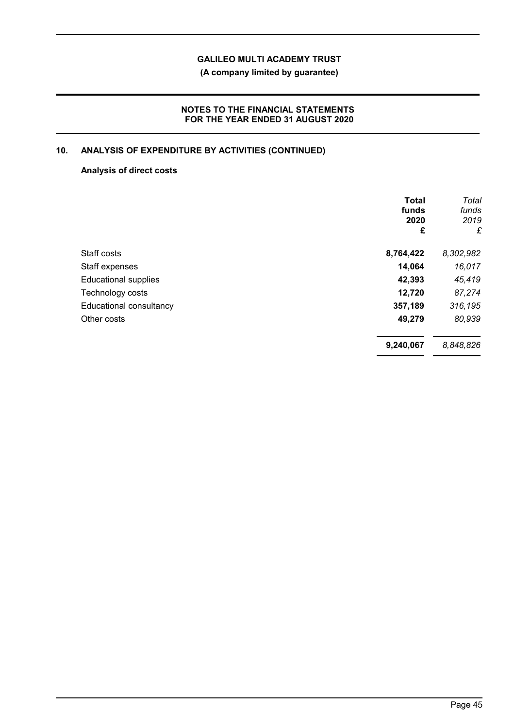## 10. ANALYSIS OF EXPENDITURE BY ACTIVITIES (CONTINUED)

### Analysis of direct costs

| | **Total funds 2020 £** | *Total funds 2019 £* |
|---|---|---|
| Staff costs | **8,764,422** | *8,302,982* |
| Staff expenses | **14,064** | *16,017* |
| Educational supplies | **42,393** | *45,419* |
| Technology costs | **12,720** | *87,274* |
| Educational consultancy | **357,189** | *316,195* |
| Other costs | **49,279** | *80,939* |
| | **9,240,067** | *8,848,826* |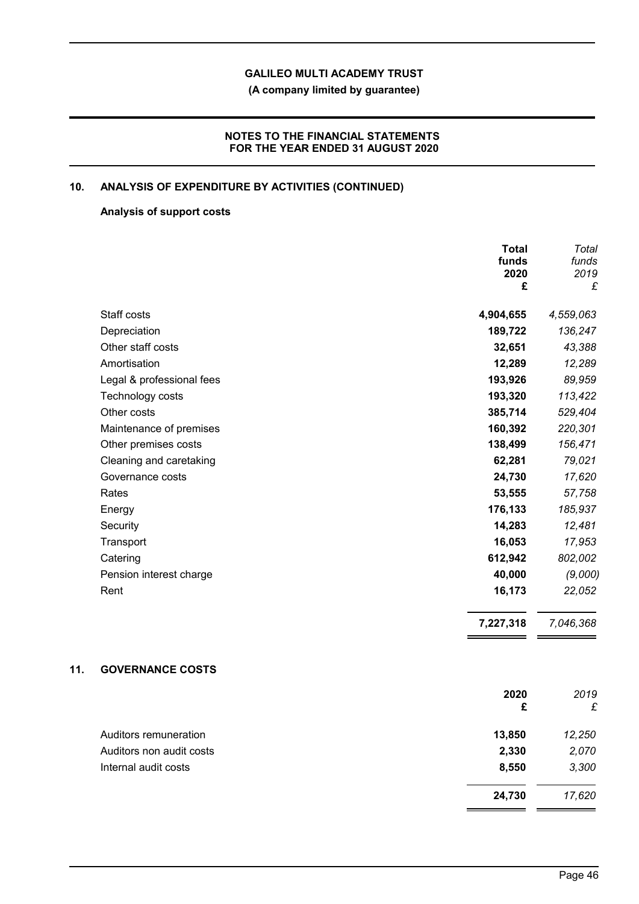**GALILEO MULTI ACADEMY TRUST**

**(A company limited by guarantee)**

**NOTES TO THE FINANCIAL STATEMENTS FOR THE YEAR ENDED 31 AUGUST 2020**

## 10. ANALYSIS OF EXPENDITURE BY ACTIVITIES (CONTINUED)

### Analysis of support costs

| | **Total funds 2020 £** | *Total funds 2019 £* |
|---|---|---|
| Staff costs | **4,904,655** | *4,559,063* |
| Depreciation | **189,722** | *136,247* |
| Other staff costs | **32,651** | *43,388* |
| Amortisation | **12,289** | *12,289* |
| Legal & professional fees | **193,926** | *89,959* |
| Technology costs | **193,320** | *113,422* |
| Other costs | **385,714** | *529,404* |
| Maintenance of premises | **160,392** | *220,301* |
| Other premises costs | **138,499** | *156,471* |
| Cleaning and caretaking | **62,281** | *79,021* |
| Governance costs | **24,730** | *17,620* |
| Rates | **53,555** | *57,758* |
| Energy | **176,133** | *185,937* |
| Security | **14,283** | *12,481* |
| Transport | **16,053** | *17,953* |
| Catering | **612,942** | *802,002* |
| Pension interest charge | **40,000** | *(9,000)* |
| Rent | **16,173** | *22,052* |
| | **7,227,318** | *7,046,368* |

## 11. GOVERNANCE COSTS

| | **2020 £** | *2019 £* |
|---|---|---|
| Auditors remuneration | **13,850** | *12,250* |
| Auditors non audit costs | **2,330** | *2,070* |
| Internal audit costs | **8,550** | *3,300* |
| | **24,730** | *17,620* |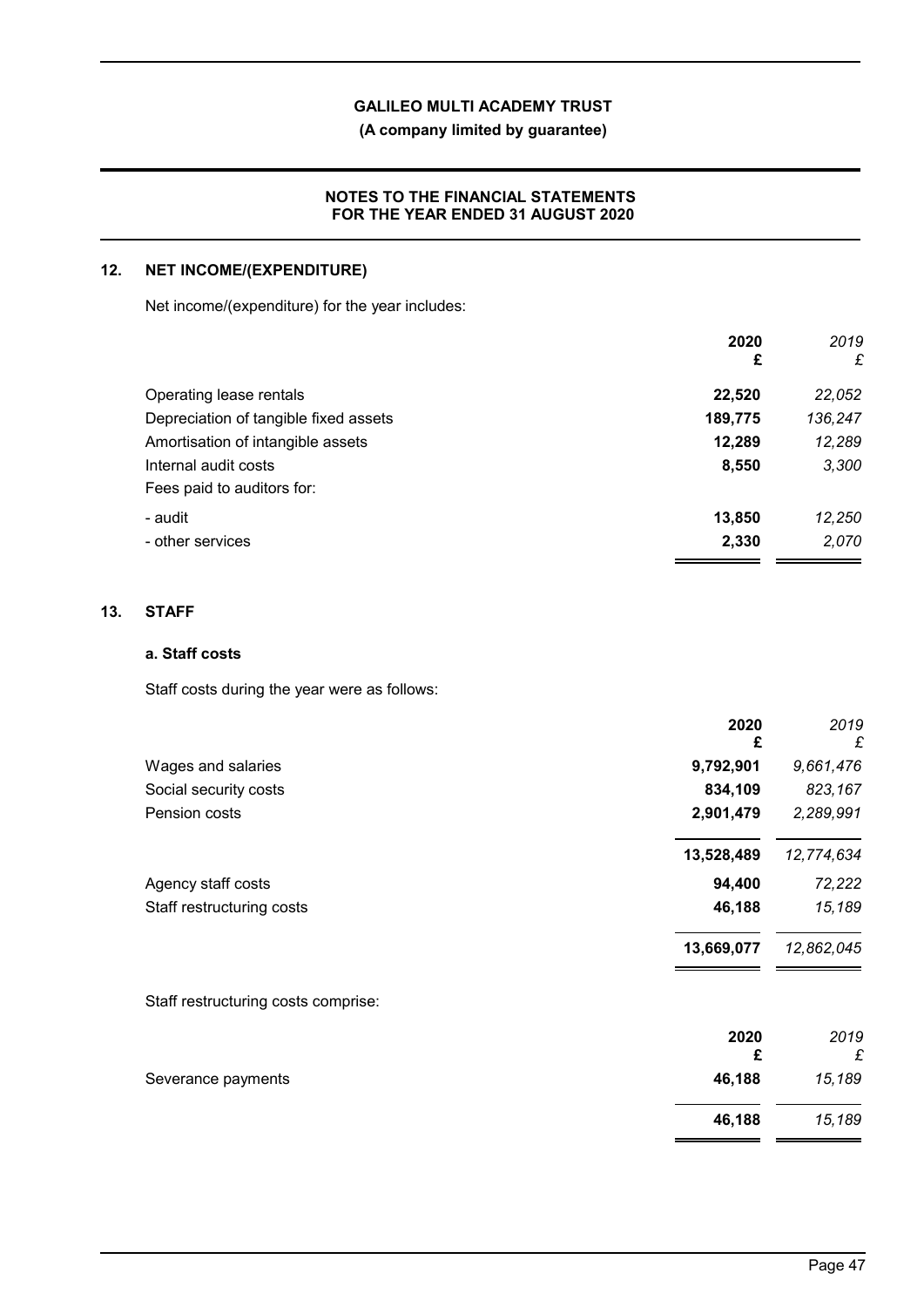## 12. NET INCOME/(EXPENDITURE)

Net income/(expenditure) for the year includes:

| | 2020 £ | *2019 £* |
|---|---|---|
| Operating lease rentals | 22,520 | *22,052* |
| Depreciation of tangible fixed assets | 189,775 | *136,247* |
| Amortisation of intangible assets | 12,289 | *12,289* |
| Internal audit costs | 8,550 | *3,300* |
| Fees paid to auditors for: | | |
| - audit | 13,850 | *12,250* |
| - other services | 2,330 | *2,070* |

## 13. STAFF

### a. Staff costs

Staff costs during the year were as follows:

| | 2020 £ | *2019 £* |
|---|---|---|
| Wages and salaries | 9,792,901 | *9,661,476* |
| Social security costs | 834,109 | *823,167* |
| Pension costs | 2,901,479 | *2,289,991* |
| | 13,528,489 | *12,774,634* |
| Agency staff costs | 94,400 | *72,222* |
| Staff restructuring costs | 46,188 | *15,189* |
| | 13,669,077 | *12,862,045* |

Staff restructuring costs comprise:

| | 2020 £ | *2019 £* |
|---|---|---|
| Severance payments | 46,188 | *15,189* |
| | 46,188 | *15,189* |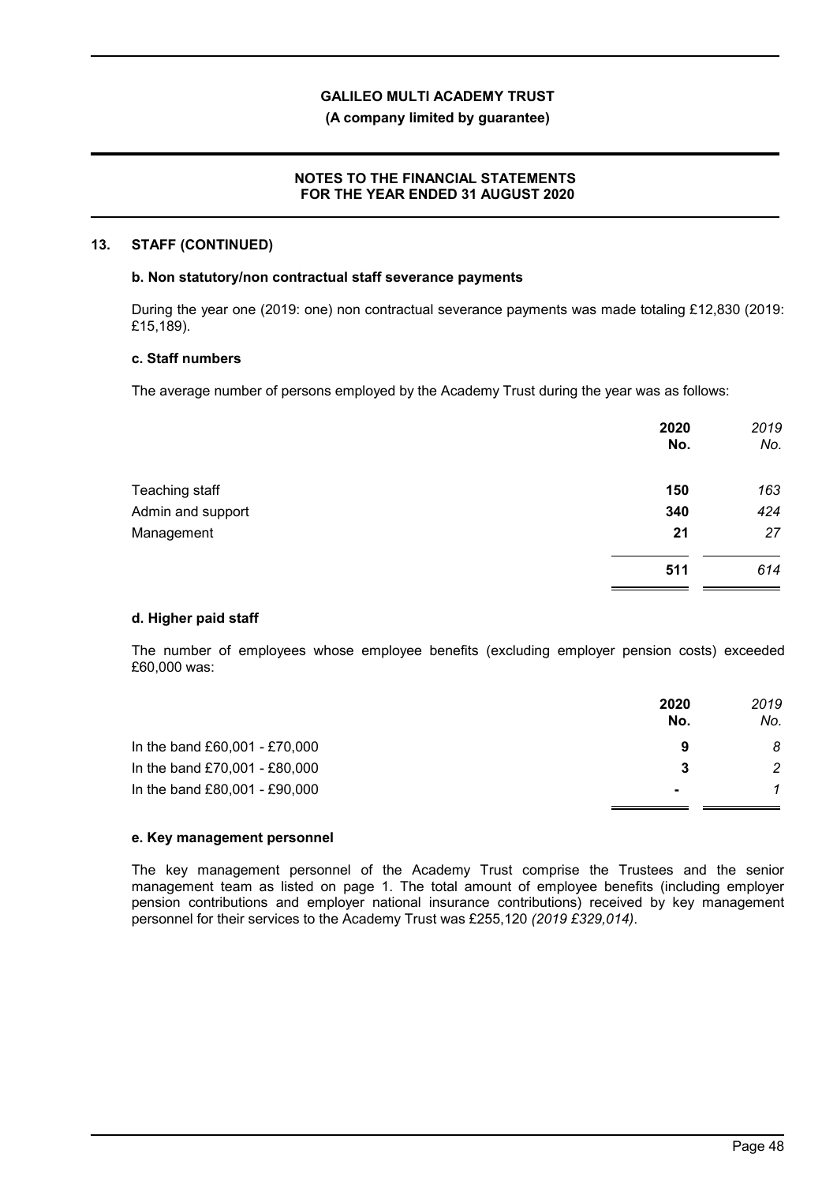## 13. STAFF (CONTINUED)

### b. Non statutory/non contractual staff severance payments

During the year one (2019: one) non contractual severance payments was made totaling £12,830 (2019: £15,189).

### c. Staff numbers

The average number of persons employed by the Academy Trust during the year was as follows:

| | 2020 No. | 2019 No. |
|---|---|---|
| Teaching staff | 150 | 163 |
| Admin and support | 340 | 424 |
| Management | 21 | 27 |
| | 511 | 614 |

### d. Higher paid staff

The number of employees whose employee benefits (excluding employer pension costs) exceeded £60,000 was:

| | 2020 No. | 2019 No. |
|---|---|---|
| In the band £60,001 - £70,000 | 9 | 8 |
| In the band £70,001 - £80,000 | 3 | 2 |
| In the band £80,001 - £90,000 | - | 1 |

### e. Key management personnel

The key management personnel of the Academy Trust comprise the Trustees and the senior management team as listed on page 1. The total amount of employee benefits (including employer pension contributions and employer national insurance contributions) received by key management personnel for their services to the Academy Trust was £255,120 *(2019 £329,014)*.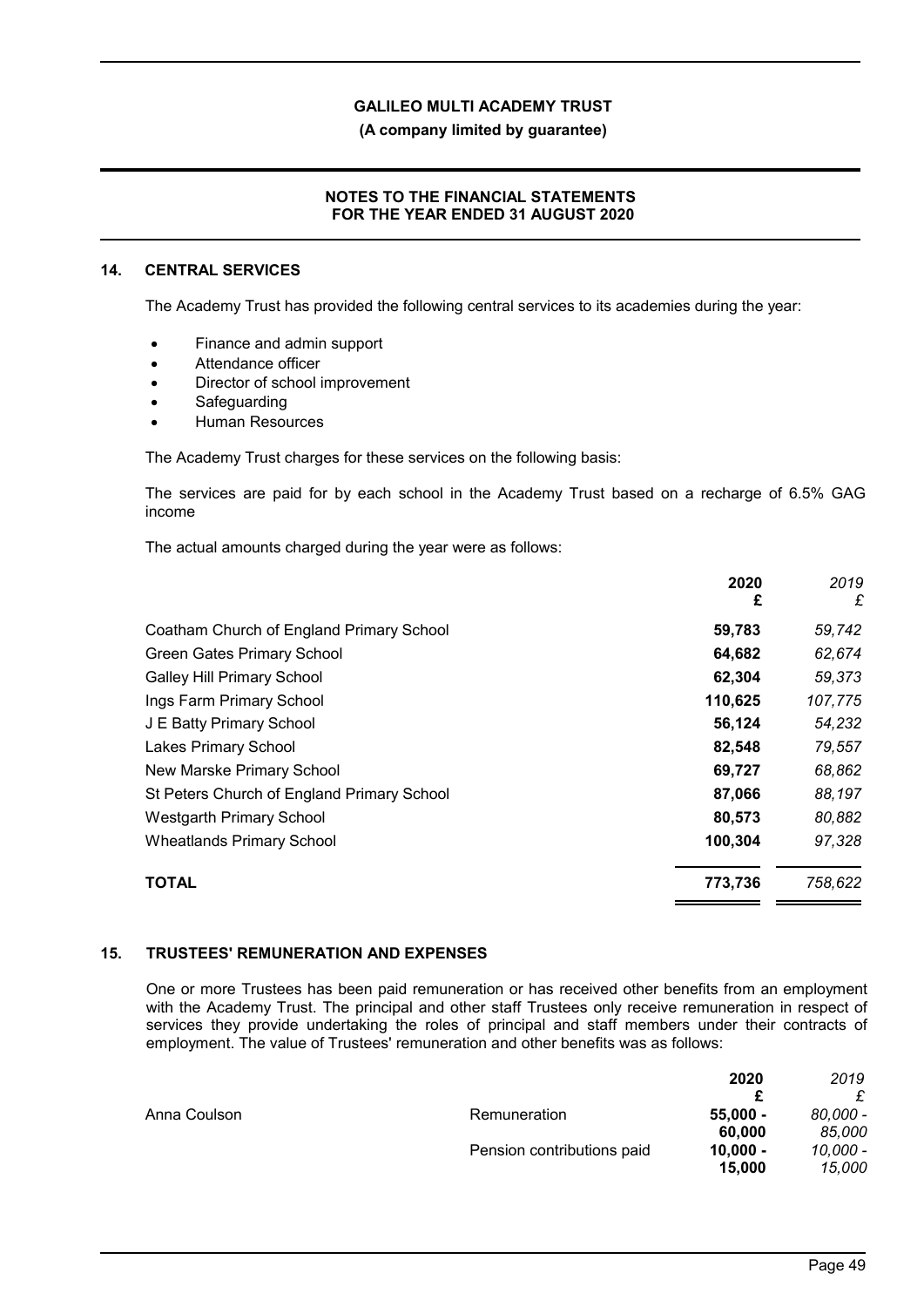## 14. CENTRAL SERVICES

The Academy Trust has provided the following central services to its academies during the year:

- Finance and admin support
- Attendance officer
- Director of school improvement
- Safeguarding
- Human Resources

The Academy Trust charges for these services on the following basis:

The services are paid for by each school in the Academy Trust based on a recharge of 6.5% GAG income

The actual amounts charged during the year were as follows:

| | 2020 £ | 2019 £ |
|---|---|---|
| Coatham Church of England Primary School | 59,783 | 59,742 |
| Green Gates Primary School | 64,682 | 62,674 |
| Galley Hill Primary School | 62,304 | 59,373 |
| Ings Farm Primary School | 110,625 | 107,775 |
| J E Batty Primary School | 56,124 | 54,232 |
| Lakes Primary School | 82,548 | 79,557 |
| New Marske Primary School | 69,727 | 68,862 |
| St Peters Church of England Primary School | 87,066 | 88,197 |
| Westgarth Primary School | 80,573 | 80,882 |
| Wheatlands Primary School | 100,304 | 97,328 |
| **TOTAL** | **773,736** | *758,622* |

## 15. TRUSTEES' REMUNERATION AND EXPENSES

One or more Trustees has been paid remuneration or has received other benefits from an employment with the Academy Trust. The principal and other staff Trustees only receive remuneration in respect of services they provide undertaking the roles of principal and staff members under their contracts of employment. The value of Trustees' remuneration and other benefits was as follows:

| | | 2020 £ | 2019 £ |
|---|---|---|---|
| Anna Coulson | Remuneration | 55,000 - 60,000 | 80,000 - 85,000 |
| | Pension contributions paid | 10,000 - 15,000 | 10,000 - 15,000 |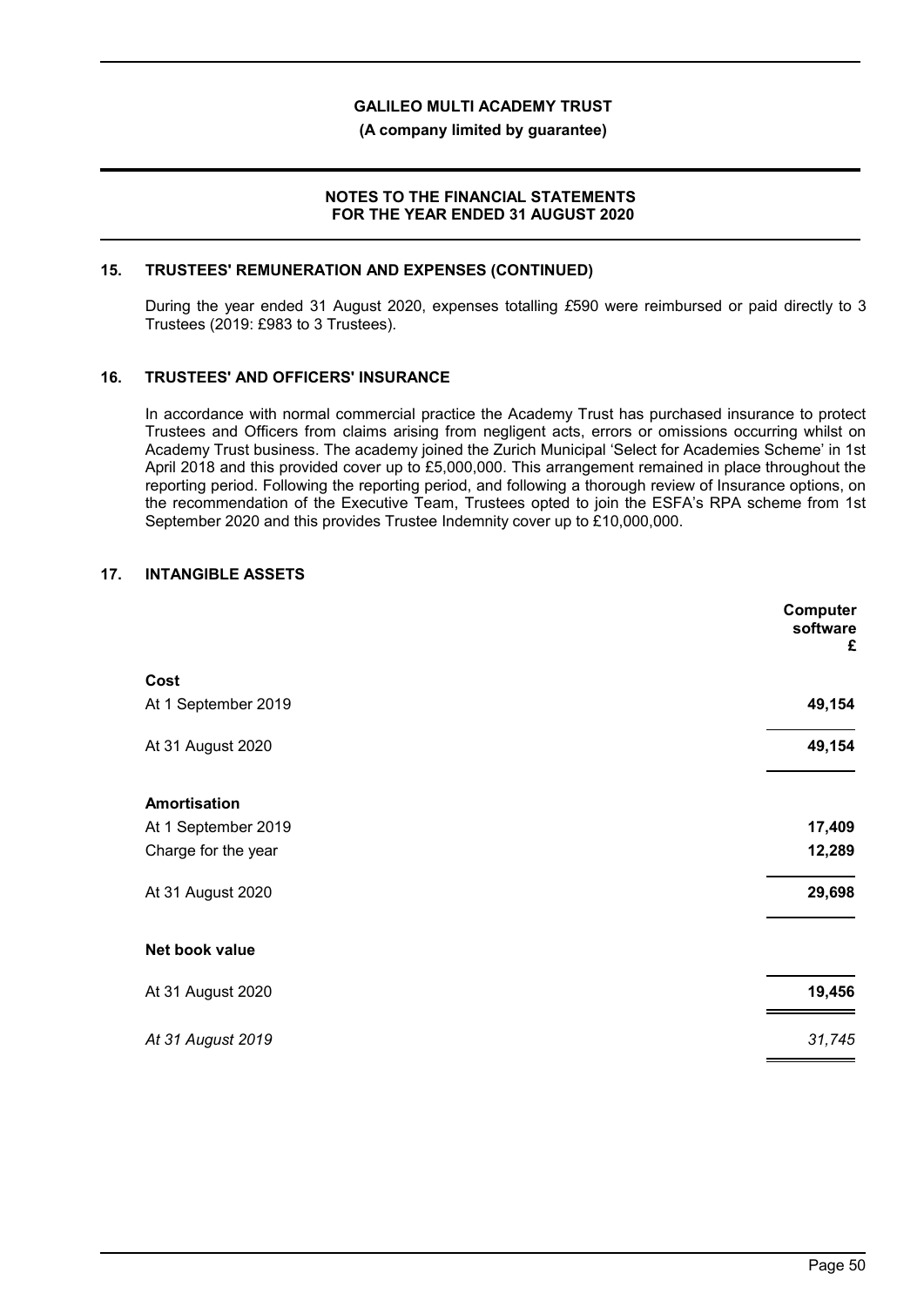## 15. TRUSTEES' REMUNERATION AND EXPENSES (CONTINUED)

During the year ended 31 August 2020, expenses totalling £590 were reimbursed or paid directly to 3 Trustees (2019: £983 to 3 Trustees).

## 16. TRUSTEES' AND OFFICERS' INSURANCE

In accordance with normal commercial practice the Academy Trust has purchased insurance to protect Trustees and Officers from claims arising from negligent acts, errors or omissions occurring whilst on Academy Trust business. The academy joined the Zurich Municipal 'Select for Academies Scheme' in 1st April 2018 and this provided cover up to £5,000,000. This arrangement remained in place throughout the reporting period. Following the reporting period, and following a thorough review of Insurance options, on the recommendation of the Executive Team, Trustees opted to join the ESFA's RPA scheme from 1st September 2020 and this provides Trustee Indemnity cover up to £10,000,000.

## 17. INTANGIBLE ASSETS

| | Computer software £ |
|---|---|
| **Cost** | |
| At 1 September 2019 | **49,154** |
| At 31 August 2020 | **49,154** |
| **Amortisation** | |
| At 1 September 2019 | **17,409** |
| Charge for the year | **12,289** |
| At 31 August 2020 | **29,698** |
| **Net book value** | |
| At 31 August 2020 | **19,456** |
| *At 31 August 2019* | *31,745* |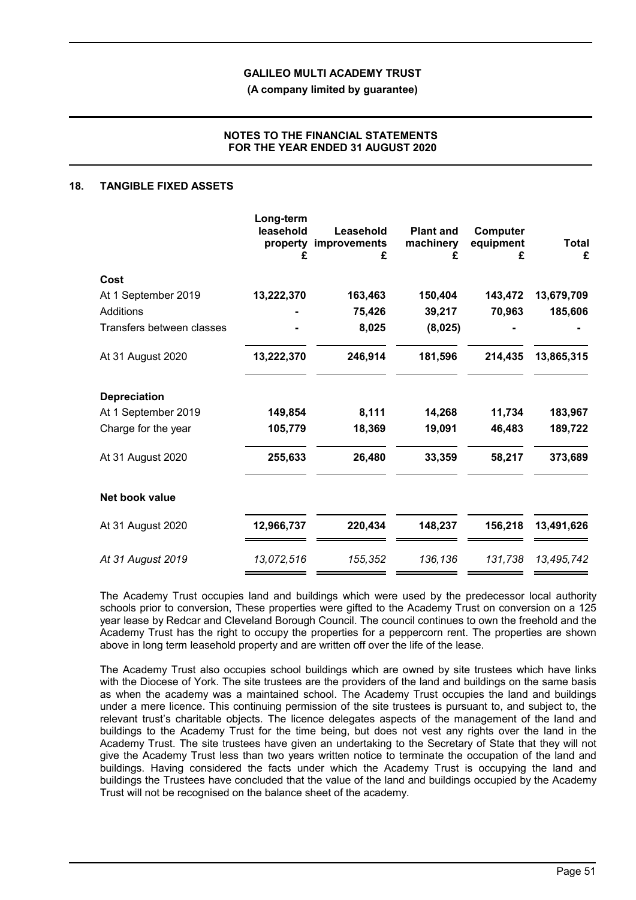**GALILEO MULTI ACADEMY TRUST**

**(A company limited by guarantee)**

**NOTES TO THE FINANCIAL STATEMENTS FOR THE YEAR ENDED 31 AUGUST 2020**

## 18. TANGIBLE FIXED ASSETS

| | Long-term leasehold property £ | Leasehold improvements £ | Plant and machinery £ | Computer equipment £ | Total £ |
|---|---|---|---|---|---|
| **Cost** | | | | | |
| At 1 September 2019 | 13,222,370 | 163,463 | 150,404 | 143,472 | 13,679,709 |
| Additions | - | 75,426 | 39,217 | 70,963 | 185,606 |
| Transfers between classes | - | 8,025 | (8,025) | - | - |
| At 31 August 2020 | 13,222,370 | 246,914 | 181,596 | 214,435 | 13,865,315 |
| **Depreciation** | | | | | |
| At 1 September 2019 | 149,854 | 8,111 | 14,268 | 11,734 | 183,967 |
| Charge for the year | 105,779 | 18,369 | 19,091 | 46,483 | 189,722 |
| At 31 August 2020 | 255,633 | 26,480 | 33,359 | 58,217 | 373,689 |
| **Net book value** | | | | | |
| At 31 August 2020 | 12,966,737 | 220,434 | 148,237 | 156,218 | 13,491,626 |
| *At 31 August 2019* | *13,072,516* | *155,352* | *136,136* | *131,738* | *13,495,742* |

The Academy Trust occupies land and buildings which were used by the predecessor local authority schools prior to conversion, These properties were gifted to the Academy Trust on conversion on a 125 year lease by Redcar and Cleveland Borough Council. The council continues to own the freehold and the Academy Trust has the right to occupy the properties for a peppercorn rent. The properties are shown above in long term leasehold property and are written off over the life of the lease.

The Academy Trust also occupies school buildings which are owned by site trustees which have links with the Diocese of York. The site trustees are the providers of the land and buildings on the same basis as when the academy was a maintained school. The Academy Trust occupies the land and buildings under a mere licence. This continuing permission of the site trustees is pursuant to, and subject to, the relevant trust's charitable objects. The licence delegates aspects of the management of the land and buildings to the Academy Trust for the time being, but does not vest any rights over the land in the Academy Trust. The site trustees have given an undertaking to the Secretary of State that they will not give the Academy Trust less than two years written notice to terminate the occupation of the land and buildings. Having considered the facts under which the Academy Trust is occupying the land and buildings the Trustees have concluded that the value of the land and buildings occupied by the Academy Trust will not be recognised on the balance sheet of the academy.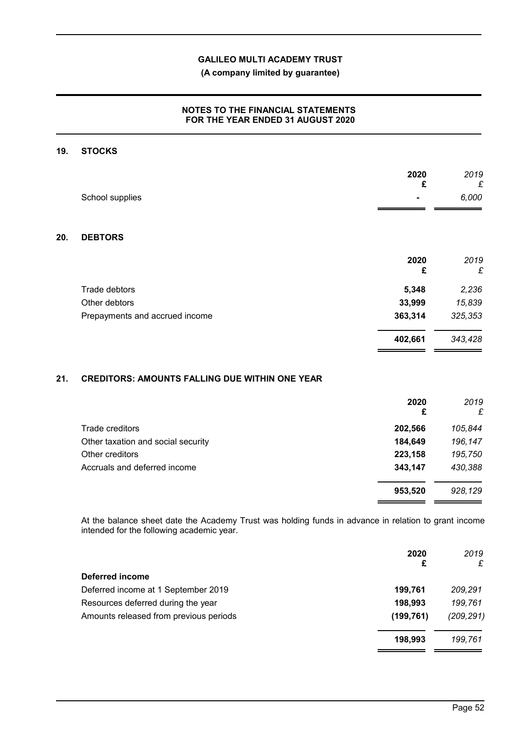## 19. STOCKS

| | 2020<br>£ | *2019*<br>*£* |
|---|---|---|
| School supplies | - | *6,000* |

## 20. DEBTORS

| | 2020<br>£ | *2019*<br>*£* |
|---|---|---|
| Trade debtors | 5,348 | *2,236* |
| Other debtors | 33,999 | *15,839* |
| Prepayments and accrued income | 363,314 | *325,353* |
| | **402,661** | *343,428* |

## 21. CREDITORS: AMOUNTS FALLING DUE WITHIN ONE YEAR

| | 2020<br>£ | *2019*<br>*£* |
|---|---|---|
| Trade creditors | 202,566 | *105,844* |
| Other taxation and social security | 184,649 | *196,147* |
| Other creditors | 223,158 | *195,750* |
| Accruals and deferred income | 343,147 | *430,388* |
| | **953,520** | *928,129* |

At the balance sheet date the Academy Trust was holding funds in advance in relation to grant income intended for the following academic year.

| | 2020<br>£ | *2019*<br>*£* |
|---|---|---|
| **Deferred income** | | |
| Deferred income at 1 September 2019 | 199,761 | *209,291* |
| Resources deferred during the year | 198,993 | *199,761* |
| Amounts released from previous periods | (199,761) | *(209,291)* |
| | **198,993** | *199,761* |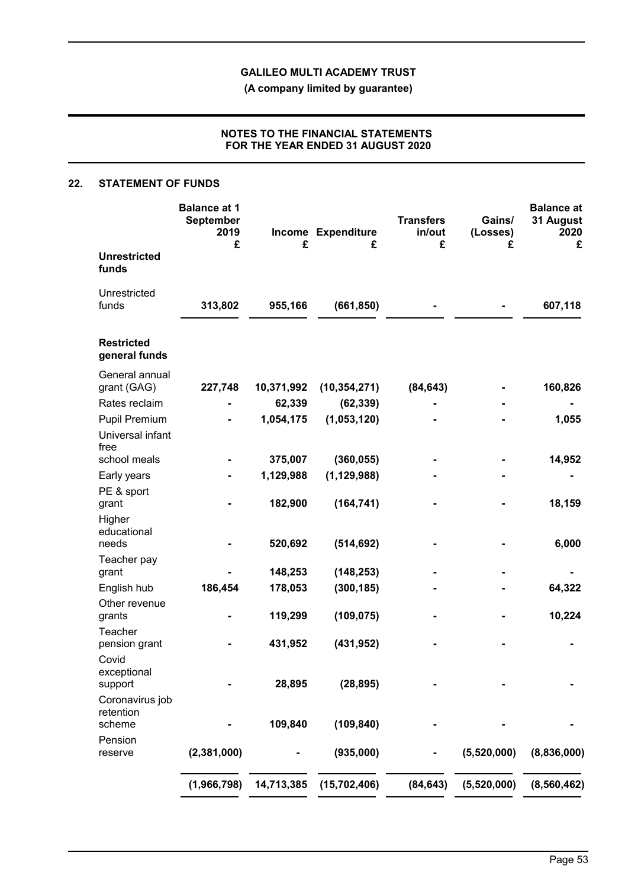## 22. STATEMENT OF FUNDS

| | Balance at 1 September 2019 £ | Income £ | Expenditure £ | Transfers in/out £ | Gains/ (Losses) £ | Balance at 31 August 2020 £ |
|---|---|---|---|---|---|---|
| **Unrestricted funds** | | | | | | |
| Unrestricted funds | **313,802** | **955,166** | **(661,850)** | **-** | **-** | **607,118** |
| **Restricted general funds** | | | | | | |
| General annual grant (GAG) | **227,748** | **10,371,992** | **(10,354,271)** | **(84,643)** | **-** | **160,826** |
| Rates reclaim | **-** | **62,339** | **(62,339)** | **-** | **-** | **-** |
| Pupil Premium | **-** | **1,054,175** | **(1,053,120)** | **-** | **-** | **1,055** |
| Universal infant free school meals | **-** | **375,007** | **(360,055)** | **-** | **-** | **14,952** |
| Early years | **-** | **1,129,988** | **(1,129,988)** | **-** | **-** | **-** |
| PE & sport grant | **-** | **182,900** | **(164,741)** | **-** | **-** | **18,159** |
| Higher educational needs | **-** | **520,692** | **(514,692)** | **-** | **-** | **6,000** |
| Teacher pay grant | **-** | **148,253** | **(148,253)** | **-** | **-** | **-** |
| English hub | **186,454** | **178,053** | **(300,185)** | **-** | **-** | **64,322** |
| Other revenue grants | **-** | **119,299** | **(109,075)** | **-** | **-** | **10,224** |
| Teacher pension grant | **-** | **431,952** | **(431,952)** | **-** | **-** | **-** |
| Covid exceptional support | **-** | **28,895** | **(28,895)** | **-** | **-** | **-** |
| Coronavirus job retention scheme | **-** | **109,840** | **(109,840)** | **-** | **-** | **-** |
| Pension reserve | **(2,381,000)** | **-** | **(935,000)** | **-** | **(5,520,000)** | **(8,836,000)** |
| | **(1,966,798)** | **14,713,385** | **(15,702,406)** | **(84,643)** | **(5,520,000)** | **(8,560,462)** |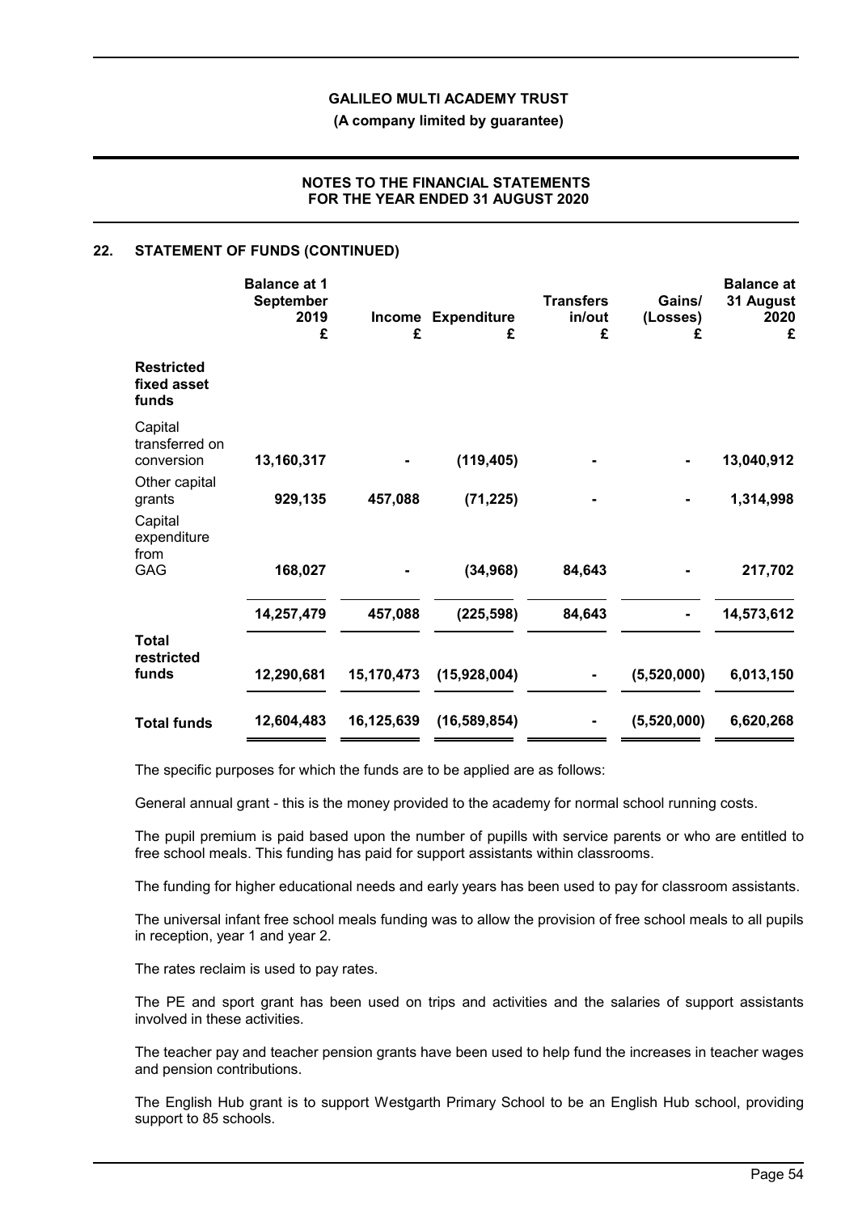## 22. STATEMENT OF FUNDS (CONTINUED)

| | Balance at 1 September 2019 £ | Income £ | Expenditure £ | Transfers in/out £ | Gains/ (Losses) £ | Balance at 31 August 2020 £ |
|---|---|---|---|---|---|---|
| **Restricted fixed asset funds** | | | | | | |
| Capital transferred on conversion | **13,160,317** | **-** | **(119,405)** | **-** | **-** | **13,040,912** |
| Other capital grants | **929,135** | **457,088** | **(71,225)** | **-** | **-** | **1,314,998** |
| Capital expenditure from GAG | **168,027** | **-** | **(34,968)** | **84,643** | **-** | **217,702** |
| | **14,257,479** | **457,088** | **(225,598)** | **84,643** | **-** | **14,573,612** |
| **Total restricted funds** | **12,290,681** | **15,170,473** | **(15,928,004)** | **-** | **(5,520,000)** | **6,013,150** |
| **Total funds** | **12,604,483** | **16,125,639** | **(16,589,854)** | **-** | **(5,520,000)** | **6,620,268** |

The specific purposes for which the funds are to be applied are as follows:

General annual grant - this is the money provided to the academy for normal school running costs.

The pupil premium is paid based upon the number of pupills with service parents or who are entitled to free school meals. This funding has paid for support assistants within classrooms.

The funding for higher educational needs and early years has been used to pay for classroom assistants.

The universal infant free school meals funding was to allow the provision of free school meals to all pupils in reception, year 1 and year 2.

The rates reclaim is used to pay rates.

The PE and sport grant has been used on trips and activities and the salaries of support assistants involved in these activities.

The teacher pay and teacher pension grants have been used to help fund the increases in teacher wages and pension contributions.

The English Hub grant is to support Westgarth Primary School to be an English Hub school, providing support to 85 schools.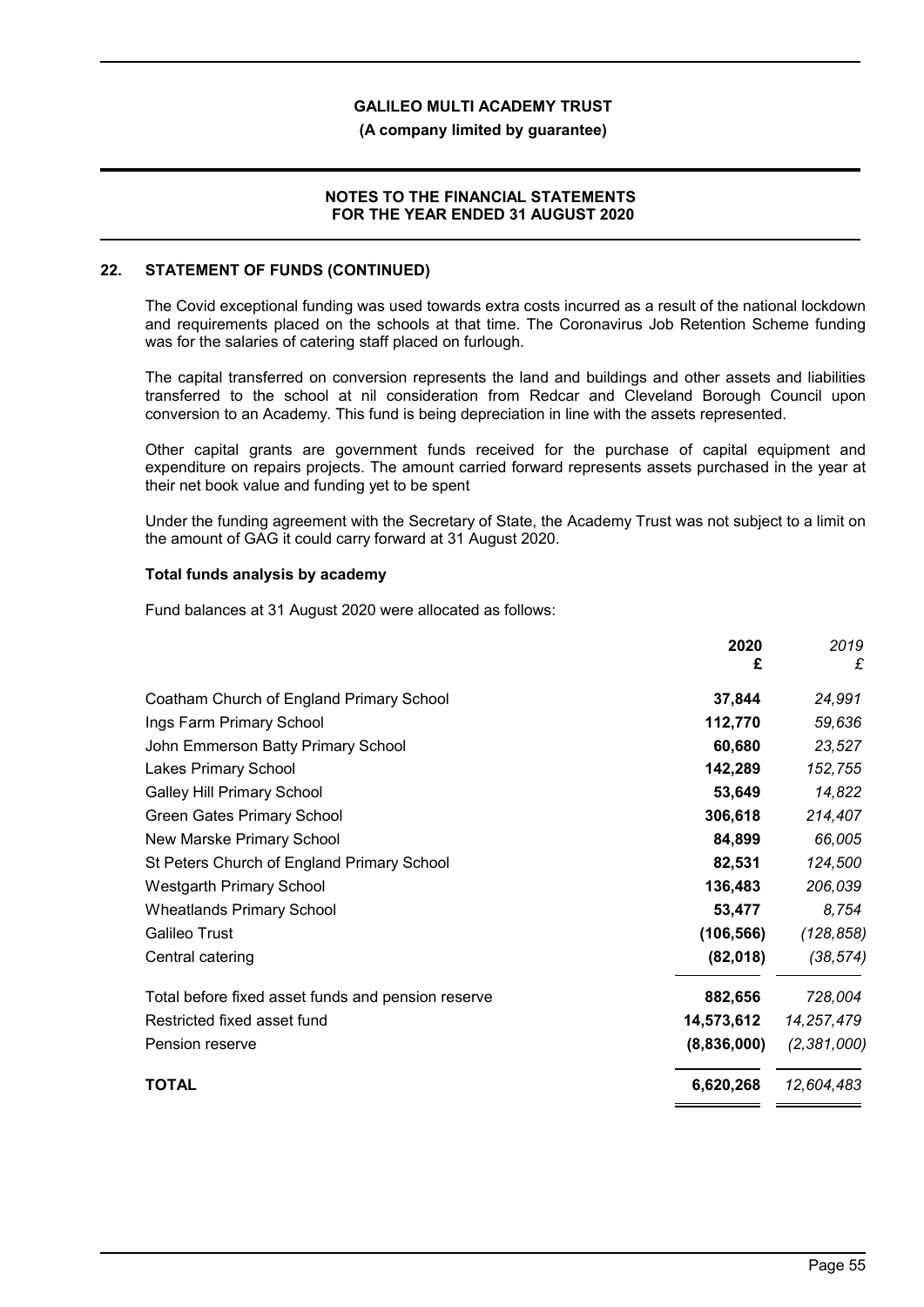## 22. STATEMENT OF FUNDS (CONTINUED)

The Covid exceptional funding was used towards extra costs incurred as a result of the national lockdown and requirements placed on the schools at that time. The Coronavirus Job Retention Scheme funding was for the salaries of catering staff placed on furlough.

The capital transferred on conversion represents the land and buildings and other assets and liabilities transferred to the school at nil consideration from Redcar and Cleveland Borough Council upon conversion to an Academy. This fund is being depreciation in line with the assets represented.

Other capital grants are government funds received for the purchase of capital equipment and expenditure on repairs projects. The amount carried forward represents assets purchased in the year at their net book value and funding yet to be spent

Under the funding agreement with the Secretary of State, the Academy Trust was not subject to a limit on the amount of GAG it could carry forward at 31 August 2020.

### Total funds analysis by academy

Fund balances at 31 August 2020 were allocated as follows:

| | 2020 £ | *2019 £* |
|---|---|---|
| Coatham Church of England Primary School | **37,844** | *24,991* |
| Ings Farm Primary School | **112,770** | *59,636* |
| John Emmerson Batty Primary School | **60,680** | *23,527* |
| Lakes Primary School | **142,289** | *152,755* |
| Galley Hill Primary School | **53,649** | *14,822* |
| Green Gates Primary School | **306,618** | *214,407* |
| New Marske Primary School | **84,899** | *66,005* |
| St Peters Church of England Primary School | **82,531** | *124,500* |
| Westgarth Primary School | **136,483** | *206,039* |
| Wheatlands Primary School | **53,477** | *8,754* |
| Galileo Trust | **(106,566)** | *(128,858)* |
| Central catering | **(82,018)** | *(38,574)* |
| Total before fixed asset funds and pension reserve | **882,656** | *728,004* |
| Restricted fixed asset fund | **14,573,612** | *14,257,479* |
| Pension reserve | **(8,836,000)** | *(2,381,000)* |
| **TOTAL** | **6,620,268** | *12,604,483* |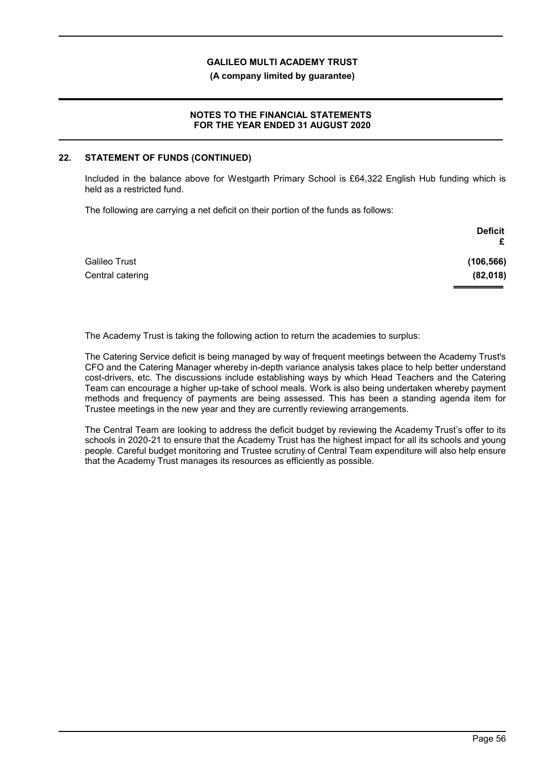## 22. STATEMENT OF FUNDS (CONTINUED)

Included in the balance above for Westgarth Primary School is £64,322 English Hub funding which is held as a restricted fund.

The following are carrying a net deficit on their portion of the funds as follows:

| | Deficit £ |
|---|---|
| Galileo Trust | (106,566) |
| Central catering | (82,018) |

The Academy Trust is taking the following action to return the academies to surplus:

The Catering Service deficit is being managed by way of frequent meetings between the Academy Trust's CFO and the Catering Manager whereby in-depth variance analysis takes place to help better understand cost-drivers, etc. The discussions include establishing ways by which Head Teachers and the Catering Team can encourage a higher up-take of school meals. Work is also being undertaken whereby payment methods and frequency of payments are being assessed. This has been a standing agenda item for Trustee meetings in the new year and they are currently reviewing arrangements.

The Central Team are looking to address the deficit budget by reviewing the Academy Trust's offer to its schools in 2020-21 to ensure that the Academy Trust has the highest impact for all its schools and young people. Careful budget monitoring and Trustee scrutiny of Central Team expenditure will also help ensure that the Academy Trust manages its resources as efficiently as possible.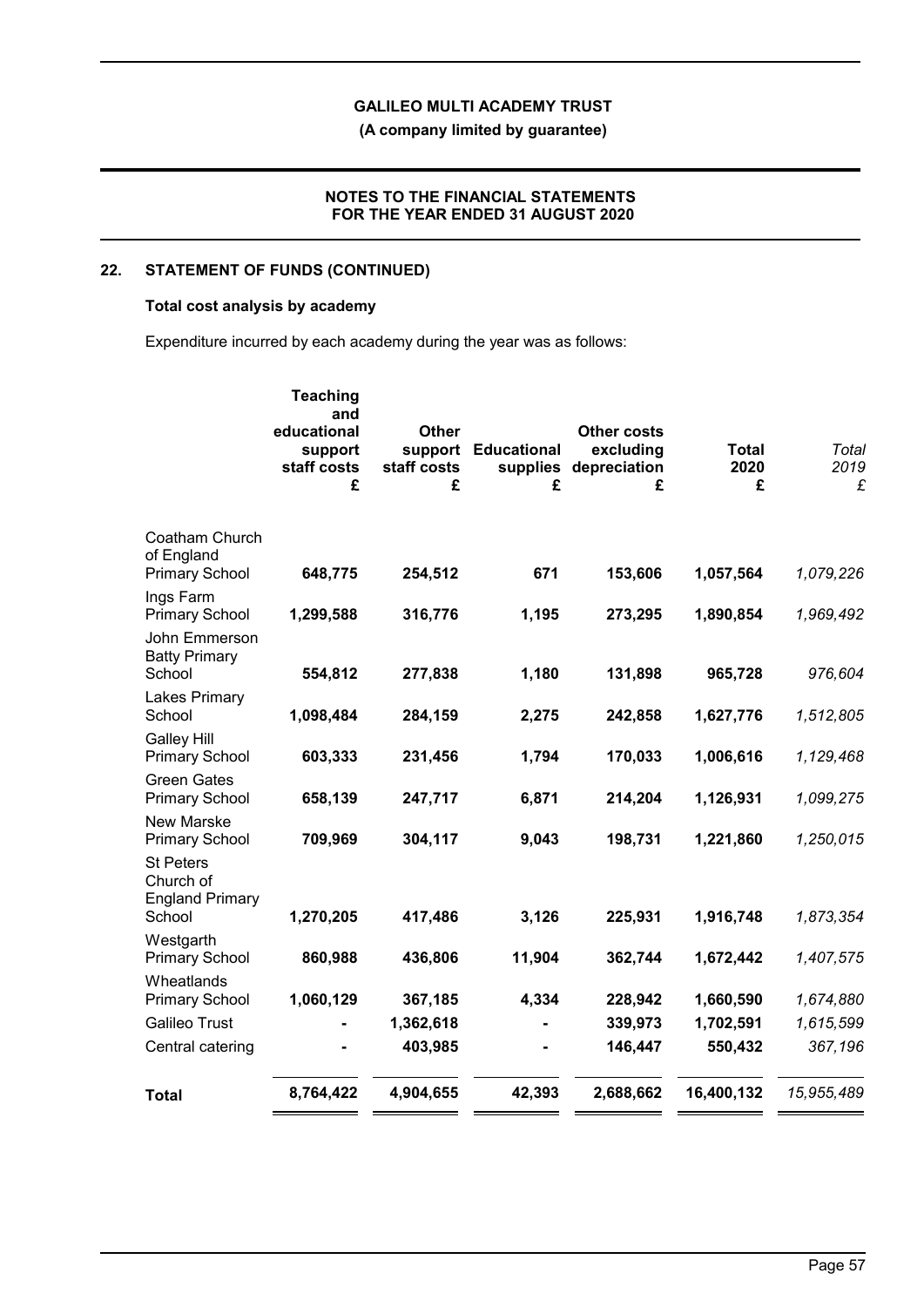## 22. STATEMENT OF FUNDS (CONTINUED)

### Total cost analysis by academy

Expenditure incurred by each academy during the year was as follows:

| | **Teaching and educational support staff costs £** | **Other support staff costs £** | **Educational supplies £** | **Other costs excluding depreciation £** | **Total 2020 £** | *Total 2019 £* |
|---|---|---|---|---|---|---|
| Coatham Church of England Primary School | **648,775** | **254,512** | **671** | **153,606** | **1,057,564** | *1,079,226* |
| Ings Farm Primary School | **1,299,588** | **316,776** | **1,195** | **273,295** | **1,890,854** | *1,969,492* |
| John Emmerson Batty Primary School | **554,812** | **277,838** | **1,180** | **131,898** | **965,728** | *976,604* |
| Lakes Primary School | **1,098,484** | **284,159** | **2,275** | **242,858** | **1,627,776** | *1,512,805* |
| Galley Hill Primary School | **603,333** | **231,456** | **1,794** | **170,033** | **1,006,616** | *1,129,468* |
| Green Gates Primary School | **658,139** | **247,717** | **6,871** | **214,204** | **1,126,931** | *1,099,275* |
| New Marske Primary School | **709,969** | **304,117** | **9,043** | **198,731** | **1,221,860** | *1,250,015* |
| St Peters Church of England Primary School | **1,270,205** | **417,486** | **3,126** | **225,931** | **1,916,748** | *1,873,354* |
| Westgarth Primary School | **860,988** | **436,806** | **11,904** | **362,744** | **1,672,442** | *1,407,575* |
| Wheatlands Primary School | **1,060,129** | **367,185** | **4,334** | **228,942** | **1,660,590** | *1,674,880* |
| Galileo Trust | **-** | **1,362,618** | **-** | **339,973** | **1,702,591** | *1,615,599* |
| Central catering | **-** | **403,985** | **-** | **146,447** | **550,432** | *367,196* |
| **Total** | **8,764,422** | **4,904,655** | **42,393** | **2,688,662** | **16,400,132** | *15,955,489* |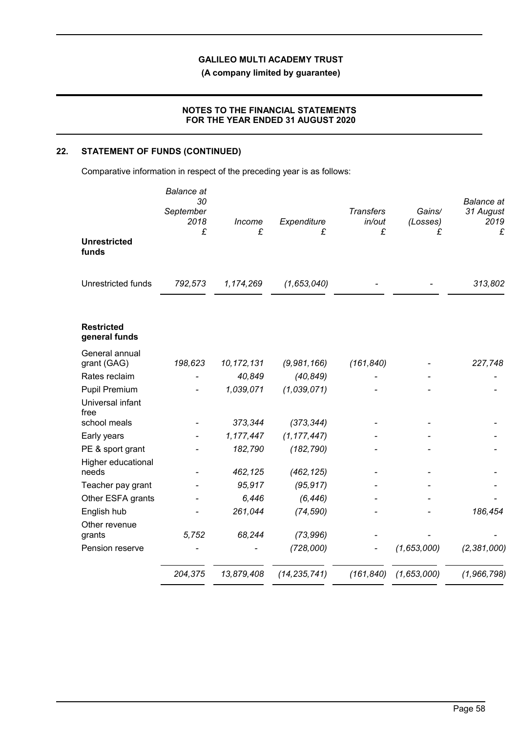## 22. STATEMENT OF FUNDS (CONTINUED)

Comparative information in respect of the preceding year is as follows:

| | *Balance at 30 September 2018* £ | *Income* £ | *Expenditure* £ | *Transfers in/out* £ | *Gains/ (Losses)* £ | *Balance at 31 August 2019* £ |
|---|---|---|---|---|---|---|
| **Unrestricted funds** | | | | | | |
| Unrestricted funds | *792,573* | *1,174,269* | *(1,653,040)* | - | - | *313,802* |
| **Restricted general funds** | | | | | | |
| General annual grant (GAG) | *198,623* | *10,172,131* | *(9,981,166)* | *(161,840)* | - | *227,748* |
| Rates reclaim | - | *40,849* | *(40,849)* | - | - | - |
| Pupil Premium | - | *1,039,071* | *(1,039,071)* | - | - | - |
| Universal infant free school meals | - | *373,344* | *(373,344)* | - | - | - |
| Early years | - | *1,177,447* | *(1,177,447)* | - | - | - |
| PE & sport grant | - | *182,790* | *(182,790)* | - | - | - |
| Higher educational needs | - | *462,125* | *(462,125)* | - | - | - |
| Teacher pay grant | - | *95,917* | *(95,917)* | - | - | - |
| Other ESFA grants | - | *6,446* | *(6,446)* | - | - | - |
| English hub | - | *261,044* | *(74,590)* | - | - | *186,454* |
| Other revenue grants | *5,752* | *68,244* | *(73,996)* | - | - | - |
| Pension reserve | - | - | *(728,000)* | - | *(1,653,000)* | *(2,381,000)* |
| | *204,375* | *13,879,408* | *(14,235,741)* | *(161,840)* | *(1,653,000)* | *(1,966,798)* |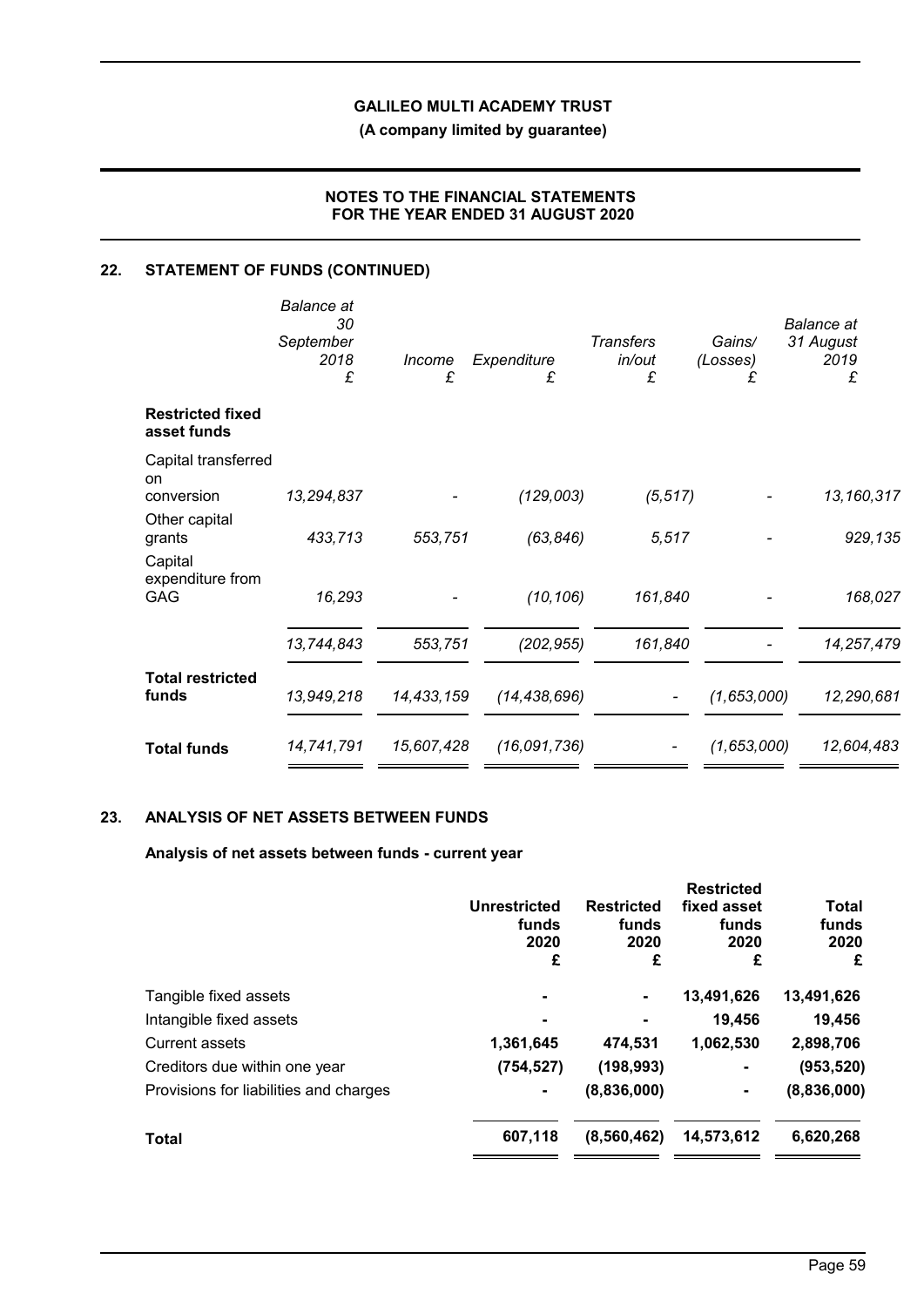## 22. STATEMENT OF FUNDS (CONTINUED)

| | *Balance at 30 September 2018* *£* | *Income* *£* | *Expenditure* *£* | *Transfers in/out* *£* | *Gains/ (Losses)* *£* | *Balance at 31 August 2019* *£* |
|---|---|---|---|---|---|---|
| **Restricted fixed asset funds** | | | | | | |
| Capital transferred on conversion | *13,294,837* | *-* | *(129,003)* | *(5,517)* | *-* | *13,160,317* |
| Other capital grants | *433,713* | *553,751* | *(63,846)* | *5,517* | *-* | *929,135* |
| Capital expenditure from GAG | *16,293* | *-* | *(10,106)* | *161,840* | *-* | *168,027* |
| | *13,744,843* | *553,751* | *(202,955)* | *161,840* | *-* | *14,257,479* |
| **Total restricted funds** | *13,949,218* | *14,433,159* | *(14,438,696)* | *-* | *(1,653,000)* | *12,290,681* |
| **Total funds** | *14,741,791* | *15,607,428* | *(16,091,736)* | *-* | *(1,653,000)* | *12,604,483* |

## 23. ANALYSIS OF NET ASSETS BETWEEN FUNDS

### Analysis of net assets between funds - current year

| | **Unrestricted funds 2020 £** | **Restricted funds 2020 £** | **Restricted fixed asset funds 2020 £** | **Total funds 2020 £** |
|---|---|---|---|---|
| Tangible fixed assets | **-** | **-** | **13,491,626** | **13,491,626** |
| Intangible fixed assets | **-** | **-** | **19,456** | **19,456** |
| Current assets | **1,361,645** | **474,531** | **1,062,530** | **2,898,706** |
| Creditors due within one year | **(754,527)** | **(198,993)** | **-** | **(953,520)** |
| Provisions for liabilities and charges | **-** | **(8,836,000)** | **-** | **(8,836,000)** |
| **Total** | **607,118** | **(8,560,462)** | **14,573,612** | **6,620,268** |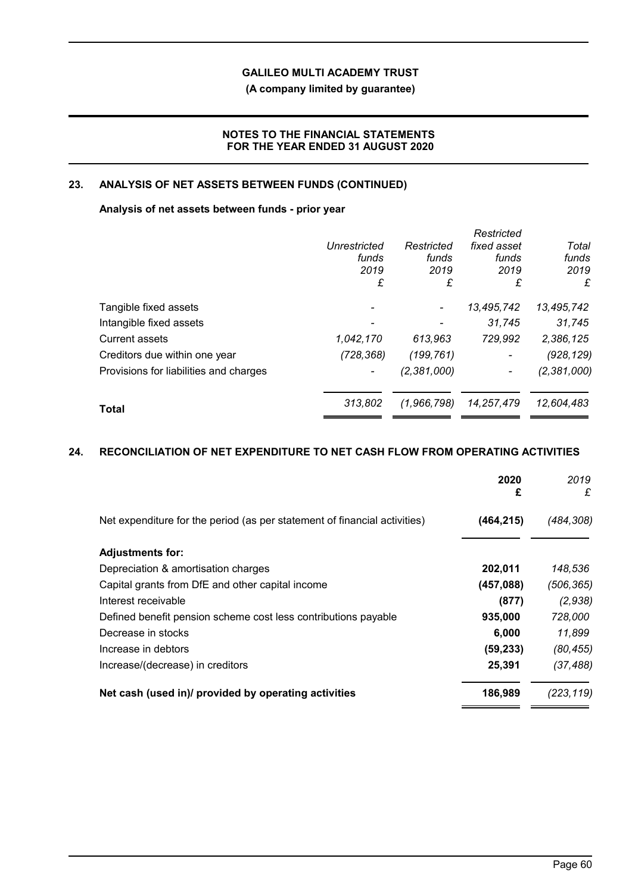## 23. ANALYSIS OF NET ASSETS BETWEEN FUNDS (CONTINUED)

### Analysis of net assets between funds - prior year

| | *Unrestricted funds 2019 £* | *Restricted funds 2019 £* | *Restricted fixed asset funds 2019 £* | *Total funds 2019 £* |
|---|---|---|---|---|
| Tangible fixed assets | - | - | *13,495,742* | *13,495,742* |
| Intangible fixed assets | - | - | *31,745* | *31,745* |
| Current assets | *1,042,170* | *613,963* | *729,992* | *2,386,125* |
| Creditors due within one year | *(728,368)* | *(199,761)* | - | *(928,129)* |
| Provisions for liabilities and charges | - | *(2,381,000)* | - | *(2,381,000)* |
| **Total** | *313,802* | *(1,966,798)* | *14,257,479* | *12,604,483* |

## 24. RECONCILIATION OF NET EXPENDITURE TO NET CASH FLOW FROM OPERATING ACTIVITIES

| | **2020 £** | *2019 £* |
|---|---|---|
| Net expenditure for the period (as per statement of financial activities) | **(464,215)** | *(484,308)* |
| **Adjustments for:** | | |
| Depreciation & amortisation charges | **202,011** | *148,536* |
| Capital grants from DfE and other capital income | **(457,088)** | *(506,365)* |
| Interest receivable | **(877)** | *(2,938)* |
| Defined benefit pension scheme cost less contributions payable | **935,000** | *728,000* |
| Decrease in stocks | **6,000** | *11,899* |
| Increase in debtors | **(59,233)** | *(80,455)* |
| Increase/(decrease) in creditors | **25,391** | *(37,488)* |
| **Net cash (used in)/ provided by operating activities** | **186,989** | *(223,119)* |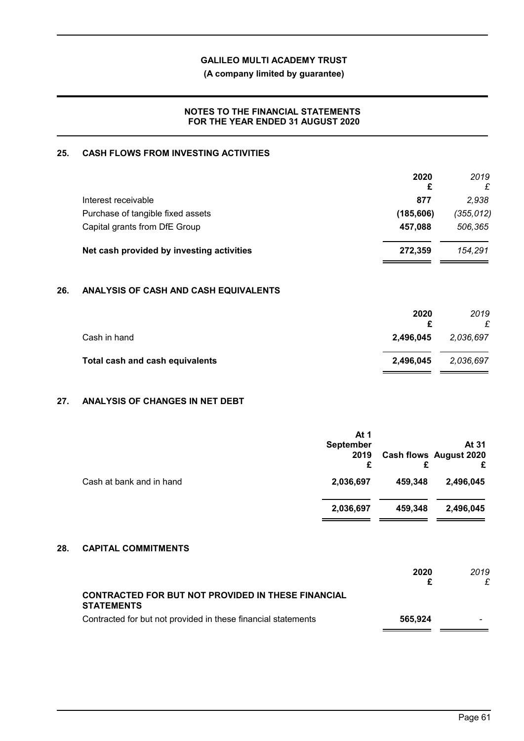**GALILEO MULTI ACADEMY TRUST**

**(A company limited by guarantee)**

**NOTES TO THE FINANCIAL STATEMENTS FOR THE YEAR ENDED 31 AUGUST 2020**

## 25. CASH FLOWS FROM INVESTING ACTIVITIES

| | 2020 £ | *2019 £* |
|---|---|---|
| Interest receivable | **877** | *2,938* |
| Purchase of tangible fixed assets | **(185,606)** | *(355,012)* |
| Capital grants from DfE Group | **457,088** | *506,365* |
| **Net cash provided by investing activities** | **272,359** | *154,291* |

## 26. ANALYSIS OF CASH AND CASH EQUIVALENTS

| | 2020 £ | *2019 £* |
|---|---|---|
| Cash in hand | **2,496,045** | *2,036,697* |
| **Total cash and cash equivalents** | **2,496,045** | *2,036,697* |

## 27. ANALYSIS OF CHANGES IN NET DEBT

| | At 1 September 2019 £ | Cash flows £ | At 31 August 2020 £ |
|---|---|---|---|
| Cash at bank and in hand | **2,036,697** | **459,348** | **2,496,045** |
| | **2,036,697** | **459,348** | **2,496,045** |

## 28. CAPITAL COMMITMENTS

| | 2020 £ | *2019 £* |
|---|---|---|
| **CONTRACTED FOR BUT NOT PROVIDED IN THESE FINANCIAL STATEMENTS** | | |
| Contracted for but not provided in these financial statements | **565,924** | - |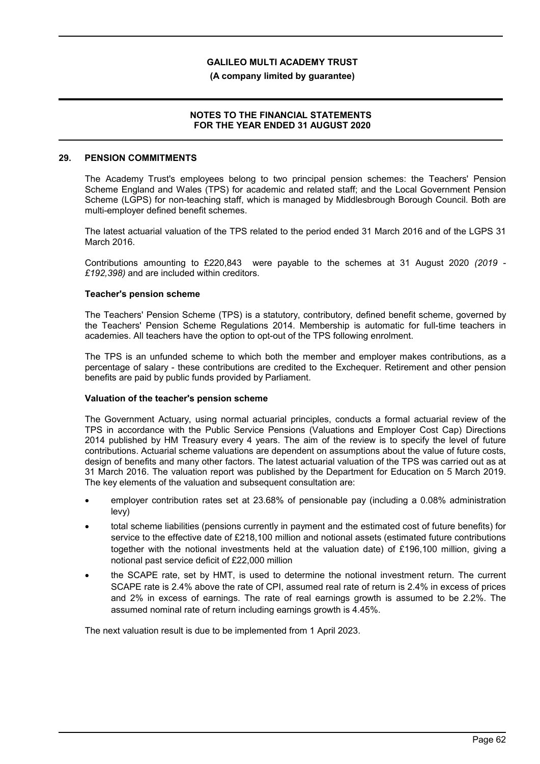## 29. PENSION COMMITMENTS

The Academy Trust's employees belong to two principal pension schemes: the Teachers' Pension Scheme England and Wales (TPS) for academic and related staff; and the Local Government Pension Scheme (LGPS) for non-teaching staff, which is managed by Middlesbrough Borough Council. Both are multi-employer defined benefit schemes.

The latest actuarial valuation of the TPS related to the period ended 31 March 2016 and of the LGPS 31 March 2016.

Contributions amounting to £220,843 were payable to the schemes at 31 August 2020 *(2019 - £192,398)* and are included within creditors.

### Teacher's pension scheme

The Teachers' Pension Scheme (TPS) is a statutory, contributory, defined benefit scheme, governed by the Teachers' Pension Scheme Regulations 2014. Membership is automatic for full-time teachers in academies. All teachers have the option to opt-out of the TPS following enrolment.

The TPS is an unfunded scheme to which both the member and employer makes contributions, as a percentage of salary - these contributions are credited to the Exchequer. Retirement and other pension benefits are paid by public funds provided by Parliament.

### Valuation of the teacher's pension scheme

The Government Actuary, using normal actuarial principles, conducts a formal actuarial review of the TPS in accordance with the Public Service Pensions (Valuations and Employer Cost Cap) Directions 2014 published by HM Treasury every 4 years. The aim of the review is to specify the level of future contributions. Actuarial scheme valuations are dependent on assumptions about the value of future costs, design of benefits and many other factors. The latest actuarial valuation of the TPS was carried out as at 31 March 2016. The valuation report was published by the Department for Education on 5 March 2019. The key elements of the valuation and subsequent consultation are:

- employer contribution rates set at 23.68% of pensionable pay (including a 0.08% administration levy)
- total scheme liabilities (pensions currently in payment and the estimated cost of future benefits) for service to the effective date of £218,100 million and notional assets (estimated future contributions together with the notional investments held at the valuation date) of £196,100 million, giving a notional past service deficit of £22,000 million
- the SCAPE rate, set by HMT, is used to determine the notional investment return. The current SCAPE rate is 2.4% above the rate of CPI, assumed real rate of return is 2.4% in excess of prices and 2% in excess of earnings. The rate of real earnings growth is assumed to be 2.2%. The assumed nominal rate of return including earnings growth is 4.45%.

The next valuation result is due to be implemented from 1 April 2023.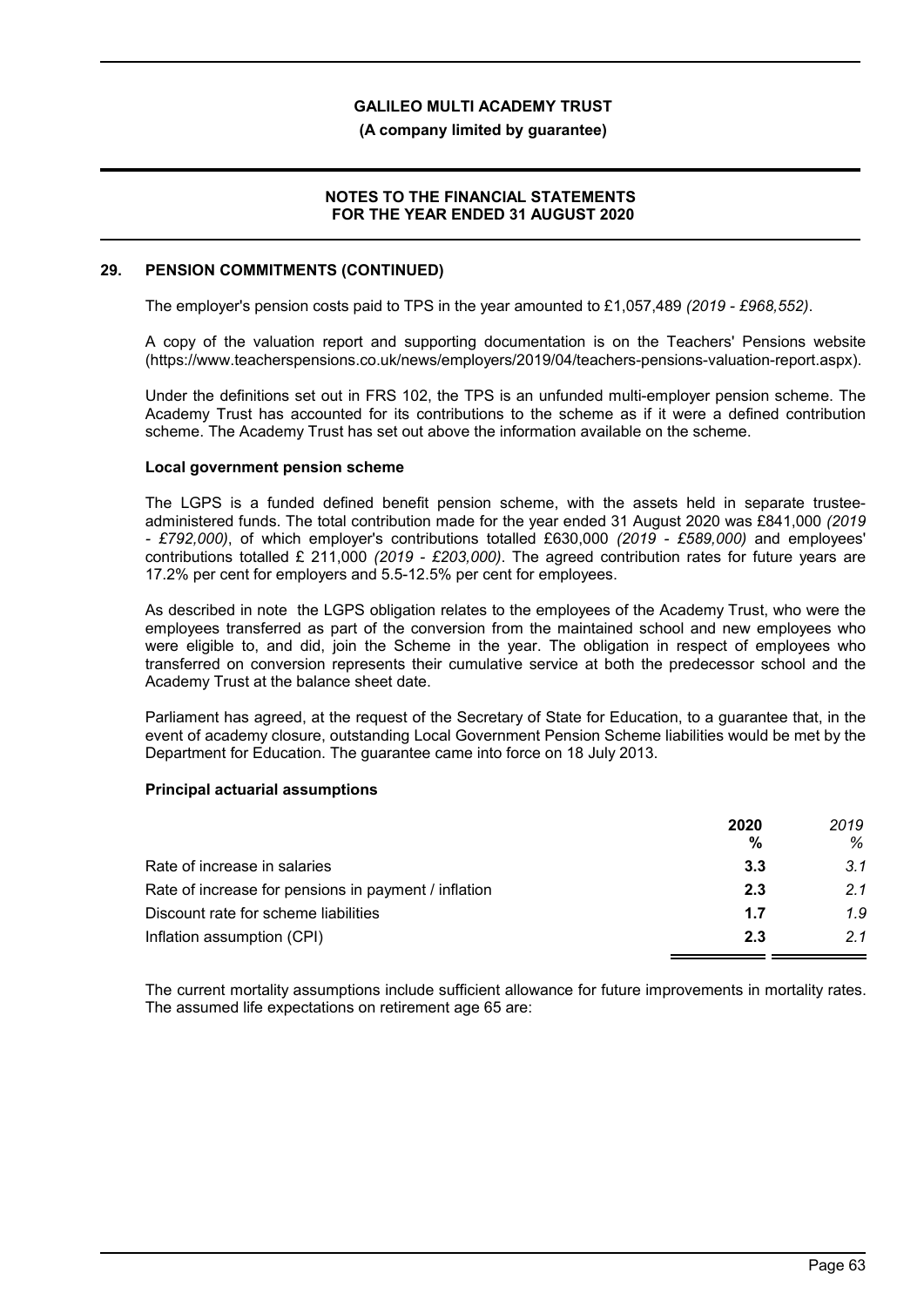## 29. PENSION COMMITMENTS (CONTINUED)

The employer's pension costs paid to TPS in the year amounted to £1,057,489 *(2019 - £968,552)*.

A copy of the valuation report and supporting documentation is on the Teachers' Pensions website (https://www.teacherspensions.co.uk/news/employers/2019/04/teachers-pensions-valuation-report.aspx).

Under the definitions set out in FRS 102, the TPS is an unfunded multi-employer pension scheme. The Academy Trust has accounted for its contributions to the scheme as if it were a defined contribution scheme. The Academy Trust has set out above the information available on the scheme.

**Local government pension scheme**

The LGPS is a funded defined benefit pension scheme, with the assets held in separate trustee-administered funds. The total contribution made for the year ended 31 August 2020 was £841,000 *(2019 - £792,000)*, of which employer's contributions totalled £630,000 *(2019 - £589,000)* and employees' contributions totalled £ 211,000 *(2019 - £203,000)*. The agreed contribution rates for future years are 17.2% per cent for employers and 5.5-12.5% per cent for employees.

As described in note  the LGPS obligation relates to the employees of the Academy Trust, who were the employees transferred as part of the conversion from the maintained school and new employees who were eligible to, and did, join the Scheme in the year. The obligation in respect of employees who transferred on conversion represents their cumulative service at both the predecessor school and the Academy Trust at the balance sheet date.

Parliament has agreed, at the request of the Secretary of State for Education, to a guarantee that, in the event of academy closure, outstanding Local Government Pension Scheme liabilities would be met by the Department for Education. The guarantee came into force on 18 July 2013.

**Principal actuarial assumptions**

| | **2020** | *2019* |
|---|---|---|
| | **%** | *%* |
| Rate of increase in salaries | **3.3** | *3.1* |
| Rate of increase for pensions in payment / inflation | **2.3** | *2.1* |
| Discount rate for scheme liabilities | **1.7** | *1.9* |
| Inflation assumption (CPI) | **2.3** | *2.1* |

The current mortality assumptions include sufficient allowance for future improvements in mortality rates. The assumed life expectations on retirement age 65 are: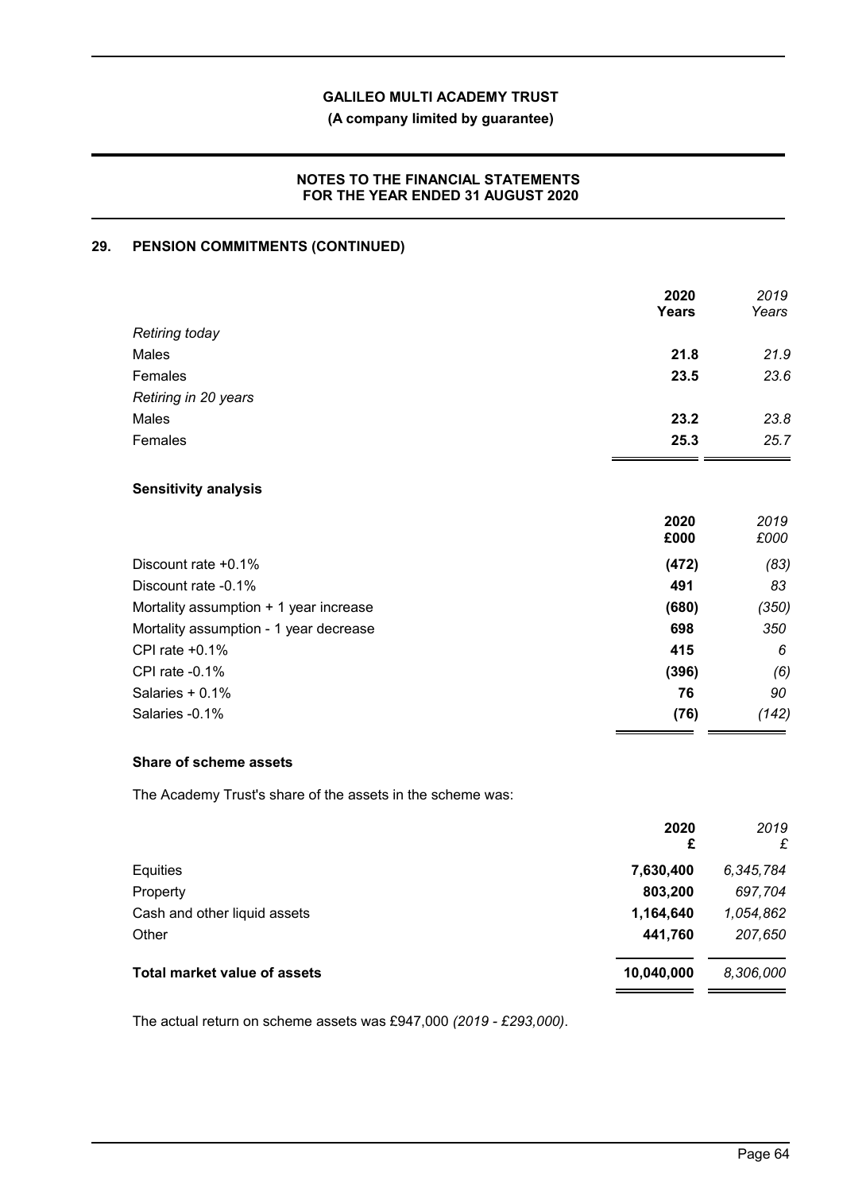## 29. PENSION COMMITMENTS (CONTINUED)

| | 2020 Years | *2019 Years* |
|---|---|---|
| *Retiring today* | | |
| Males | **21.8** | *21.9* |
| Females | **23.5** | *23.6* |
| *Retiring in 20 years* | | |
| Males | **23.2** | *23.8* |
| Females | **25.3** | *25.7* |

### Sensitivity analysis

| | 2020 £000 | *2019 £000* |
|---|---|---|
| Discount rate +0.1% | **(472)** | *(83)* |
| Discount rate -0.1% | **491** | *83* |
| Mortality assumption + 1 year increase | **(680)** | *(350)* |
| Mortality assumption - 1 year decrease | **698** | *350* |
| CPI rate +0.1% | **415** | *6* |
| CPI rate -0.1% | **(396)** | *(6)* |
| Salaries + 0.1% | **76** | *90* |
| Salaries -0.1% | **(76)** | *(142)* |

### Share of scheme assets

The Academy Trust's share of the assets in the scheme was:

| | 2020 £ | *2019 £* |
|---|---|---|
| Equities | **7,630,400** | *6,345,784* |
| Property | **803,200** | *697,704* |
| Cash and other liquid assets | **1,164,640** | *1,054,862* |
| Other | **441,760** | *207,650* |
| **Total market value of assets** | **10,040,000** | *8,306,000* |

The actual return on scheme assets was £947,000 *(2019 - £293,000)*.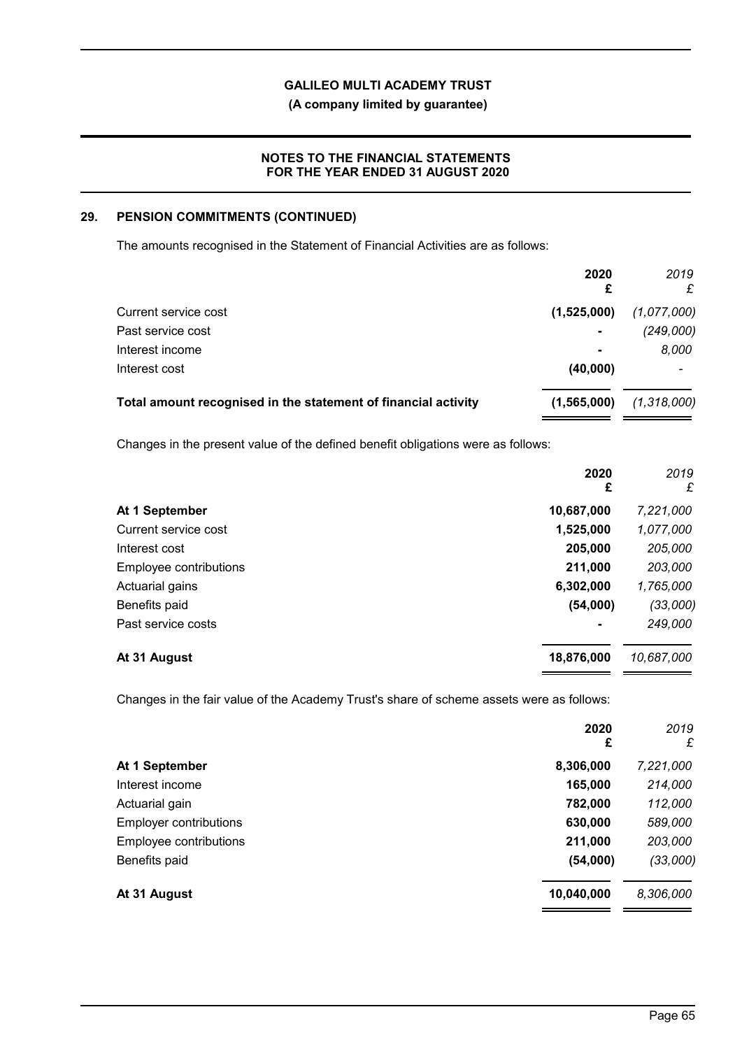## 29. PENSION COMMITMENTS (CONTINUED)

The amounts recognised in the Statement of Financial Activities are as follows:

| | 2020 £ | *2019 £* |
|---|---|---|
| Current service cost | (1,525,000) | *(1,077,000)* |
| Past service cost | - | *(249,000)* |
| Interest income | - | *8,000* |
| Interest cost | (40,000) | *-* |
| **Total amount recognised in the statement of financial activity** | **(1,565,000)** | *(1,318,000)* |

Changes in the present value of the defined benefit obligations were as follows:

| | 2020 £ | *2019 £* |
|---|---|---|
| **At 1 September** | 10,687,000 | *7,221,000* |
| Current service cost | 1,525,000 | *1,077,000* |
| Interest cost | 205,000 | *205,000* |
| Employee contributions | 211,000 | *203,000* |
| Actuarial gains | 6,302,000 | *1,765,000* |
| Benefits paid | (54,000) | *(33,000)* |
| Past service costs | - | *249,000* |
| **At 31 August** | **18,876,000** | *10,687,000* |

Changes in the fair value of the Academy Trust's share of scheme assets were as follows:

| | 2020 £ | *2019 £* |
|---|---|---|
| **At 1 September** | 8,306,000 | *7,221,000* |
| Interest income | 165,000 | *214,000* |
| Actuarial gain | 782,000 | *112,000* |
| Employer contributions | 630,000 | *589,000* |
| Employee contributions | 211,000 | *203,000* |
| Benefits paid | (54,000) | *(33,000)* |
| **At 31 August** | **10,040,000** | *8,306,000* |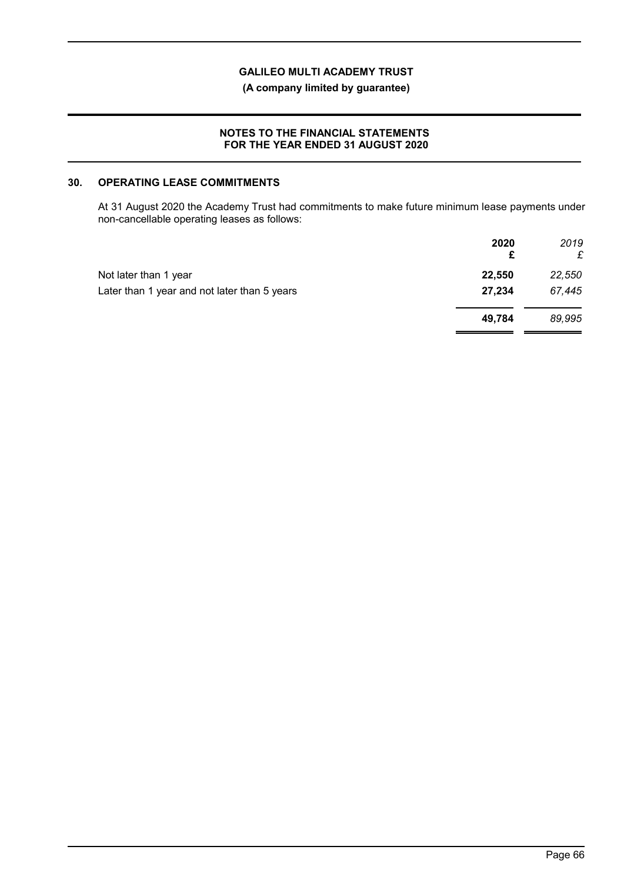## 30. OPERATING LEASE COMMITMENTS

At 31 August 2020 the Academy Trust had commitments to make future minimum lease payments under non-cancellable operating leases as follows:

| | **2020** **£** | *2019* *£* |
|---|---|---|
| Not later than 1 year | **22,550** | *22,550* |
| Later than 1 year and not later than 5 years | **27,234** | *67,445* |
| | **49,784** | *89,995* |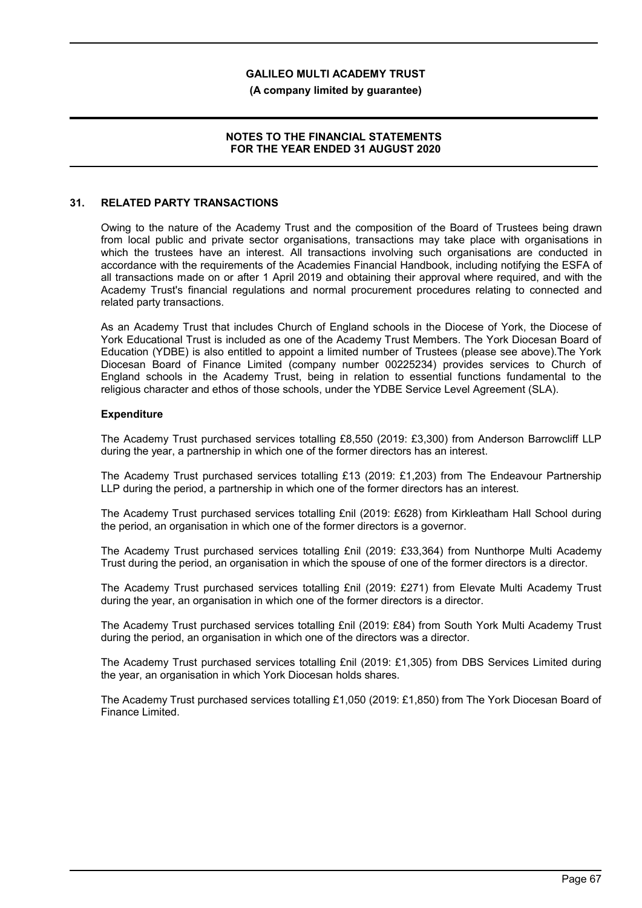## 31. RELATED PARTY TRANSACTIONS

Owing to the nature of the Academy Trust and the composition of the Board of Trustees being drawn from local public and private sector organisations, transactions may take place with organisations in which the trustees have an interest. All transactions involving such organisations are conducted in accordance with the requirements of the Academies Financial Handbook, including notifying the ESFA of all transactions made on or after 1 April 2019 and obtaining their approval where required, and with the Academy Trust's financial regulations and normal procurement procedures relating to connected and related party transactions.

As an Academy Trust that includes Church of England schools in the Diocese of York, the Diocese of York Educational Trust is included as one of the Academy Trust Members. The York Diocesan Board of Education (YDBE) is also entitled to appoint a limited number of Trustees (please see above).The York Diocesan Board of Finance Limited (company number 00225234) provides services to Church of England schools in the Academy Trust, being in relation to essential functions fundamental to the religious character and ethos of those schools, under the YDBE Service Level Agreement (SLA).

**Expenditure**

The Academy Trust purchased services totalling £8,550 (2019: £3,300) from Anderson Barrowcliff LLP during the year, a partnership in which one of the former directors has an interest.

The Academy Trust purchased services totalling £13 (2019: £1,203) from The Endeavour Partnership LLP during the period, a partnership in which one of the former directors has an interest.

The Academy Trust purchased services totalling £nil (2019: £628) from Kirkleatham Hall School during the period, an organisation in which one of the former directors is a governor.

The Academy Trust purchased services totalling £nil (2019: £33,364) from Nunthorpe Multi Academy Trust during the period, an organisation in which the spouse of one of the former directors is a director.

The Academy Trust purchased services totalling £nil (2019: £271) from Elevate Multi Academy Trust during the year, an organisation in which one of the former directors is a director.

The Academy Trust purchased services totalling £nil (2019: £84) from South York Multi Academy Trust during the period, an organisation in which one of the directors was a director.

The Academy Trust purchased services totalling £nil (2019: £1,305) from DBS Services Limited during the year, an organisation in which York Diocesan holds shares.

The Academy Trust purchased services totalling £1,050 (2019: £1,850) from The York Diocesan Board of Finance Limited.